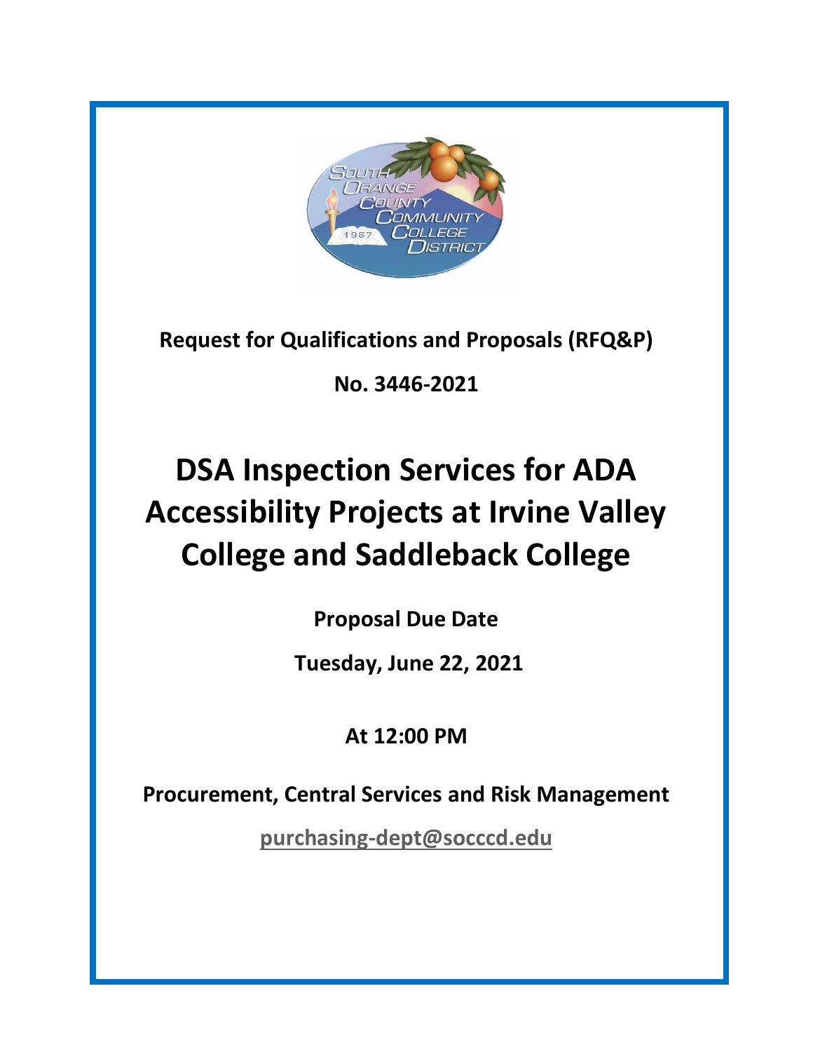**Request for Qualifications and Proposals (RFQ&P)**

**No. 3446-2021**

# DSA Inspection Services for ADA Accessibility Projects at Irvine Valley College and Saddleback College

**Proposal Due Date**

**Tuesday, June 22, 2021**

**At 12:00 PM**

**Procurement, Central Services and Risk Management**

**purchasing-dept@socccd.edu**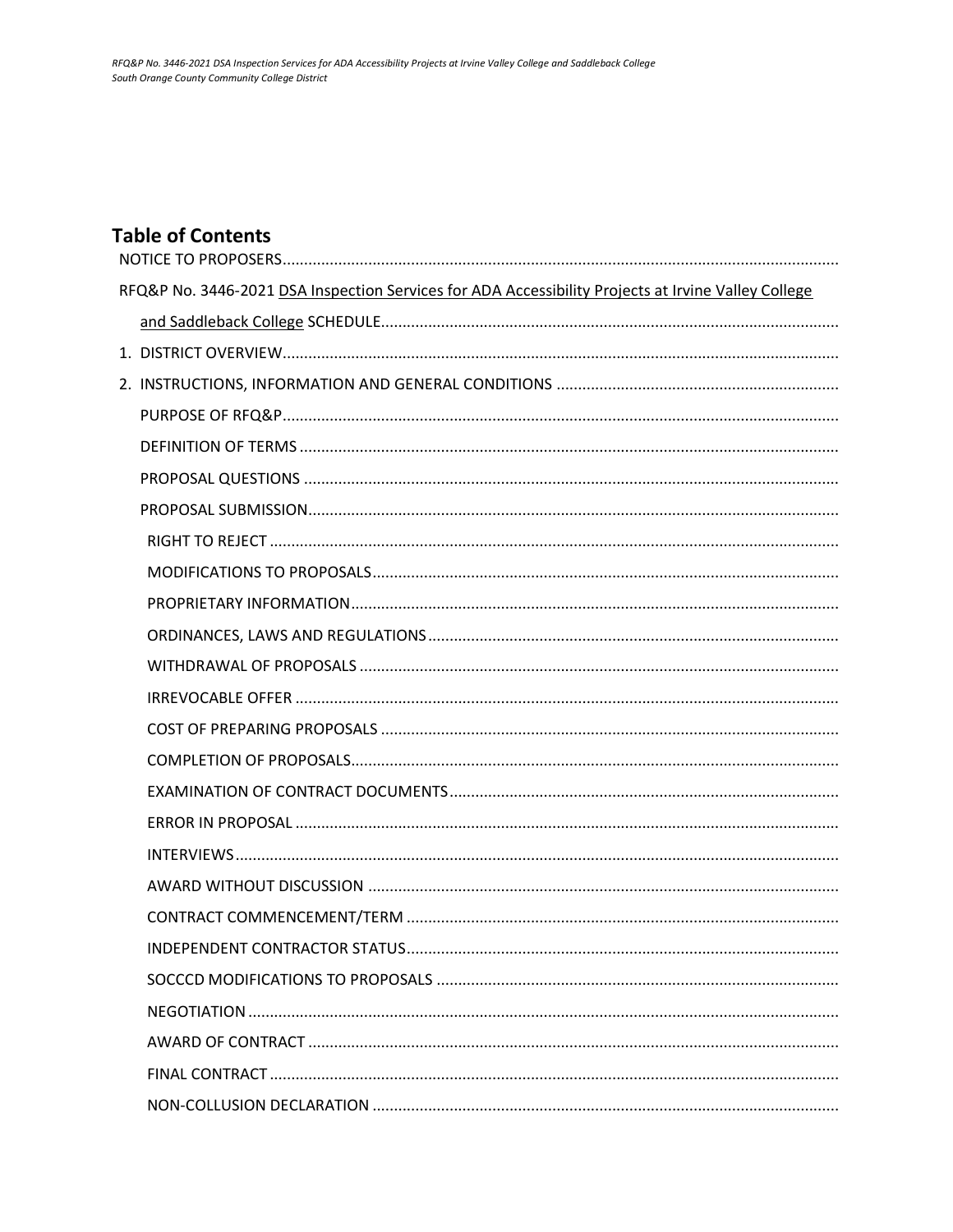## Table of Contents

- NOTICE TO PROPOSERS
- RFQ&P No. 3446-2021 DSA Inspection Services for ADA Accessibility Projects at Irvine Valley College and Saddleback College SCHEDULE
- 1. DISTRICT OVERVIEW
- 2. INSTRUCTIONS, INFORMATION AND GENERAL CONDITIONS
  - PURPOSE OF RFQ&P
  - DEFINITION OF TERMS
  - PROPOSAL QUESTIONS
  - PROPOSAL SUBMISSION
    - RIGHT TO REJECT
    - MODIFICATIONS TO PROPOSALS
    - PROPRIETARY INFORMATION
    - ORDINANCES, LAWS AND REGULATIONS
    - WITHDRAWAL OF PROPOSALS
    - IRREVOCABLE OFFER
    - COST OF PREPARING PROPOSALS
    - COMPLETION OF PROPOSALS
    - EXAMINATION OF CONTRACT DOCUMENTS
    - ERROR IN PROPOSAL
    - INTERVIEWS
    - AWARD WITHOUT DISCUSSION
    - CONTRACT COMMENCEMENT/TERM
    - INDEPENDENT CONTRACTOR STATUS
    - SOCCCD MODIFICATIONS TO PROPOSALS
    - NEGOTIATION
    - AWARD OF CONTRACT
    - FINAL CONTRACT
    - NON-COLLUSION DECLARATION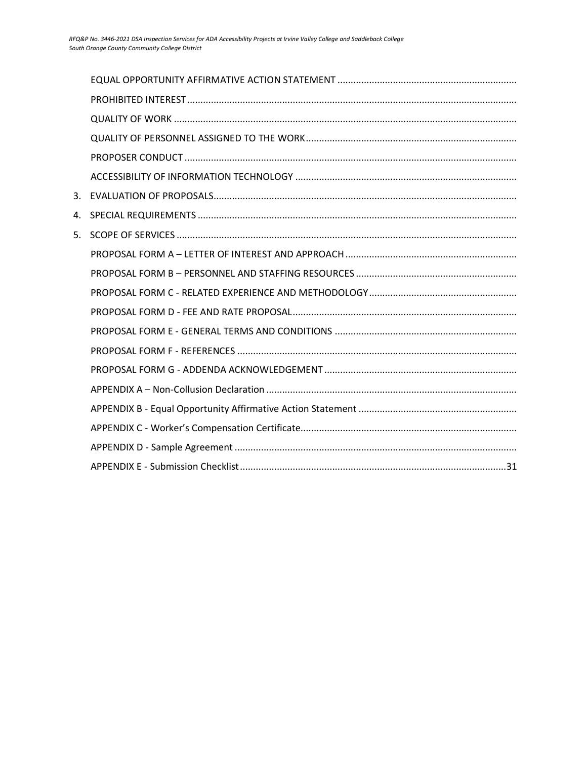EQUAL OPPORTUNITY AFFIRMATIVE ACTION STATEMENT ....................................................................
PROHIBITED INTEREST ..........................................................................................................................
QUALITY OF WORK ................................................................................................................................
QUALITY OF PERSONNEL ASSIGNED TO THE WORK ................................................................................
PROPOSER CONDUCT ............................................................................................................................
ACCESSIBILITY OF INFORMATION TECHNOLOGY ...................................................................................

3. EVALUATION OF PROPOSALS ..................................................................................................................
4. SPECIAL REQUIREMENTS ........................................................................................................................
5. SCOPE OF SERVICES ................................................................................................................................

PROPOSAL FORM A – LETTER OF INTEREST AND APPROACH .................................................................
PROPOSAL FORM B – PERSONNEL AND STAFFING RESOURCES .............................................................
PROPOSAL FORM C - RELATED EXPERIENCE AND METHODOLOGY ........................................................
PROPOSAL FORM D - FEE AND RATE PROPOSAL .....................................................................................
PROPOSAL FORM E - GENERAL TERMS AND CONDITIONS .....................................................................
PROPOSAL FORM F - REFERENCES ..........................................................................................................
PROPOSAL FORM G - ADDENDA ACKNOWLEDGEMENT .........................................................................
APPENDIX A – Non-Collusion Declaration ..............................................................................................
APPENDIX B - Equal Opportunity Affirmative Action Statement ............................................................
APPENDIX C - Worker's Compensation Certificate..................................................................................
APPENDIX D - Sample Agreement ..........................................................................................................
APPENDIX E - Submission Checklist ....................................................................................................31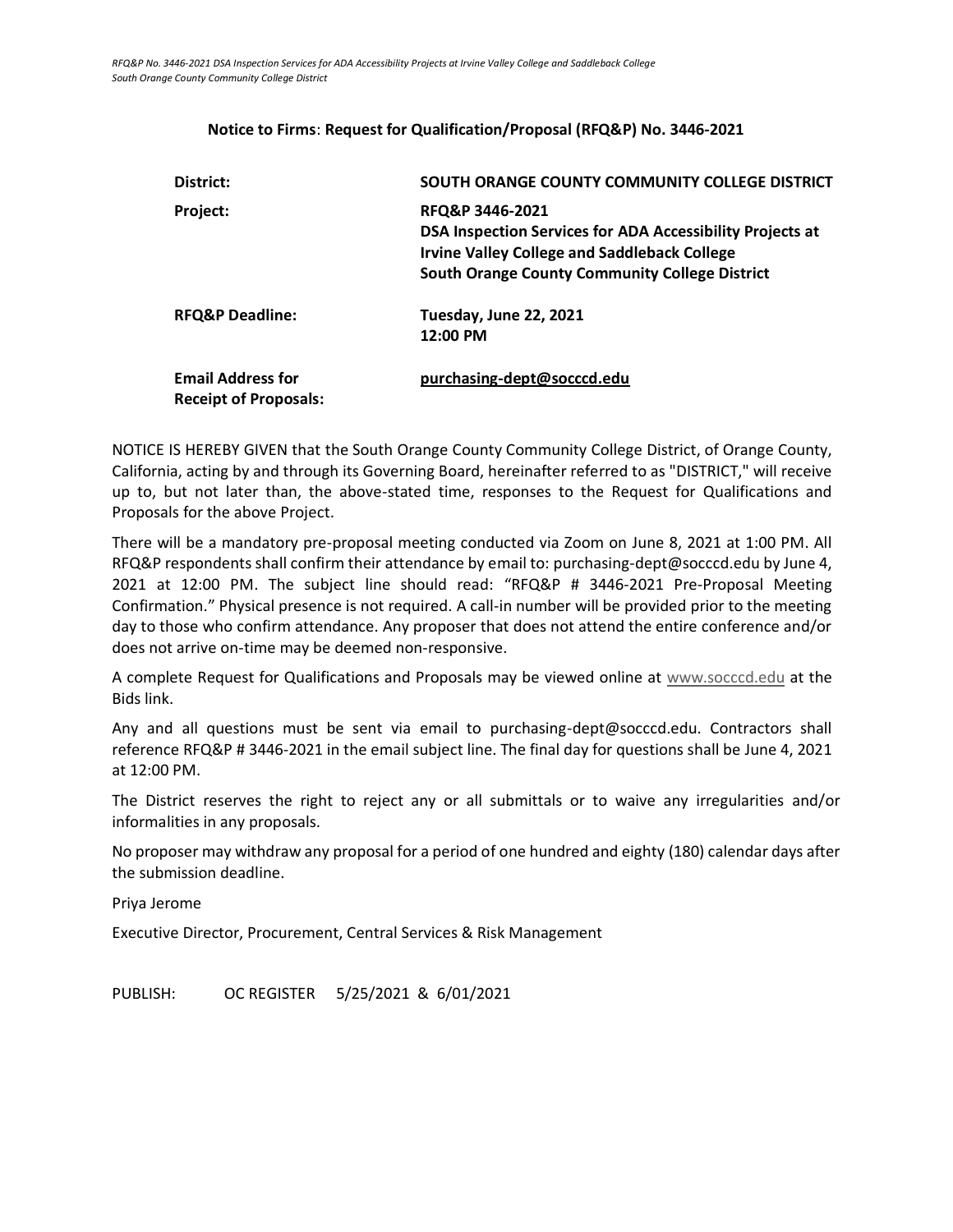**Notice to Firms**: **Request for Qualification/Proposal (RFQ&P) No. 3446-2021**

| | |
|---|---|
| **District:** | **SOUTH ORANGE COUNTY COMMUNITY COLLEGE DISTRICT** |
| **Project:** | **RFQ&P 3446-2021**<br>**DSA Inspection Services for ADA Accessibility Projects at Irvine Valley College and Saddleback College**<br>**South Orange County Community College District** |
| **RFQ&P Deadline:** | **Tuesday, June 22, 2021**<br>**12:00 PM** |
| **Email Address for Receipt of Proposals:** | **purchasing-dept@socccd.edu** |

NOTICE IS HEREBY GIVEN that the South Orange County Community College District, of Orange County, California, acting by and through its Governing Board, hereinafter referred to as "DISTRICT," will receive up to, but not later than, the above-stated time, responses to the Request for Qualifications and Proposals for the above Project.

There will be a mandatory pre-proposal meeting conducted via Zoom on June 8, 2021 at 1:00 PM. All RFQ&P respondents shall confirm their attendance by email to: purchasing-dept@socccd.edu by June 4, 2021 at 12:00 PM. The subject line should read: "RFQ&P # 3446-2021 Pre-Proposal Meeting Confirmation." Physical presence is not required. A call-in number will be provided prior to the meeting day to those who confirm attendance. Any proposer that does not attend the entire conference and/or does not arrive on-time may be deemed non-responsive.

A complete Request for Qualifications and Proposals may be viewed online at www.socccd.edu at the Bids link.

Any and all questions must be sent via email to purchasing-dept@socccd.edu. Contractors shall reference RFQ&P # 3446-2021 in the email subject line. The final day for questions shall be June 4, 2021 at 12:00 PM.

The District reserves the right to reject any or all submittals or to waive any irregularities and/or informalities in any proposals.

No proposer may withdraw any proposal for a period of one hundred and eighty (180) calendar days after the submission deadline.

Priya Jerome

Executive Director, Procurement, Central Services & Risk Management

PUBLISH: OC REGISTER 5/25/2021 & 6/01/2021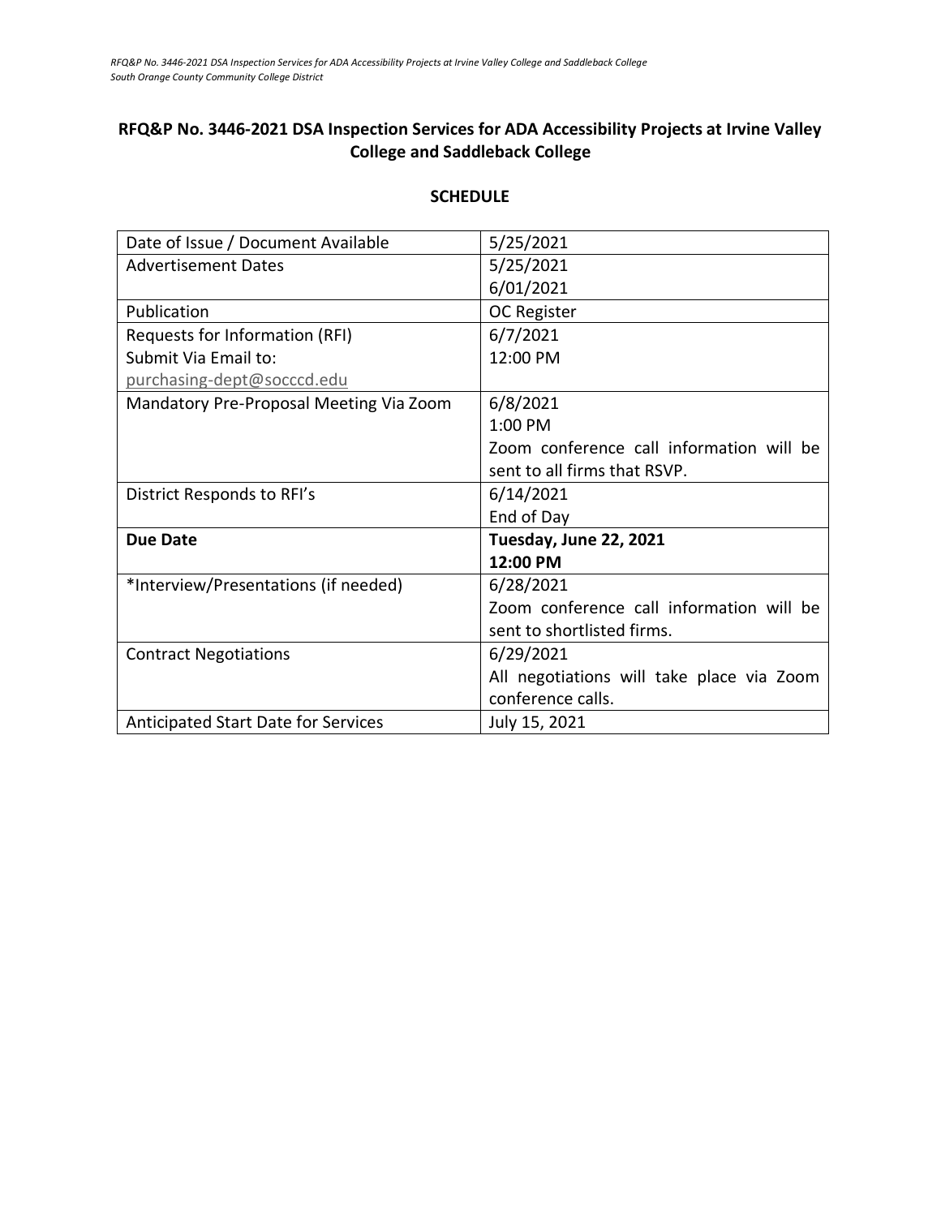## RFQ&P No. 3446-2021 DSA Inspection Services for ADA Accessibility Projects at Irvine Valley College and Saddleback College

### SCHEDULE

| | |
|---|---|
| Date of Issue / Document Available | 5/25/2021 |
| Advertisement Dates | 5/25/2021<br>6/01/2021 |
| Publication | OC Register |
| Requests for Information (RFI)<br>Submit Via Email to:<br>purchasing-dept@socccd.edu | 6/7/2021<br>12:00 PM |
| Mandatory Pre-Proposal Meeting Via Zoom | 6/8/2021<br>1:00 PM<br>Zoom conference call information will be sent to all firms that RSVP. |
| District Responds to RFI's | 6/14/2021<br>End of Day |
| **Due Date** | **Tuesday, June 22, 2021**<br>**12:00 PM** |
| *Interview/Presentations (if needed) | 6/28/2021<br>Zoom conference call information will be sent to shortlisted firms. |
| Contract Negotiations | 6/29/2021<br>All negotiations will take place via Zoom conference calls. |
| Anticipated Start Date for Services | July 15, 2021 |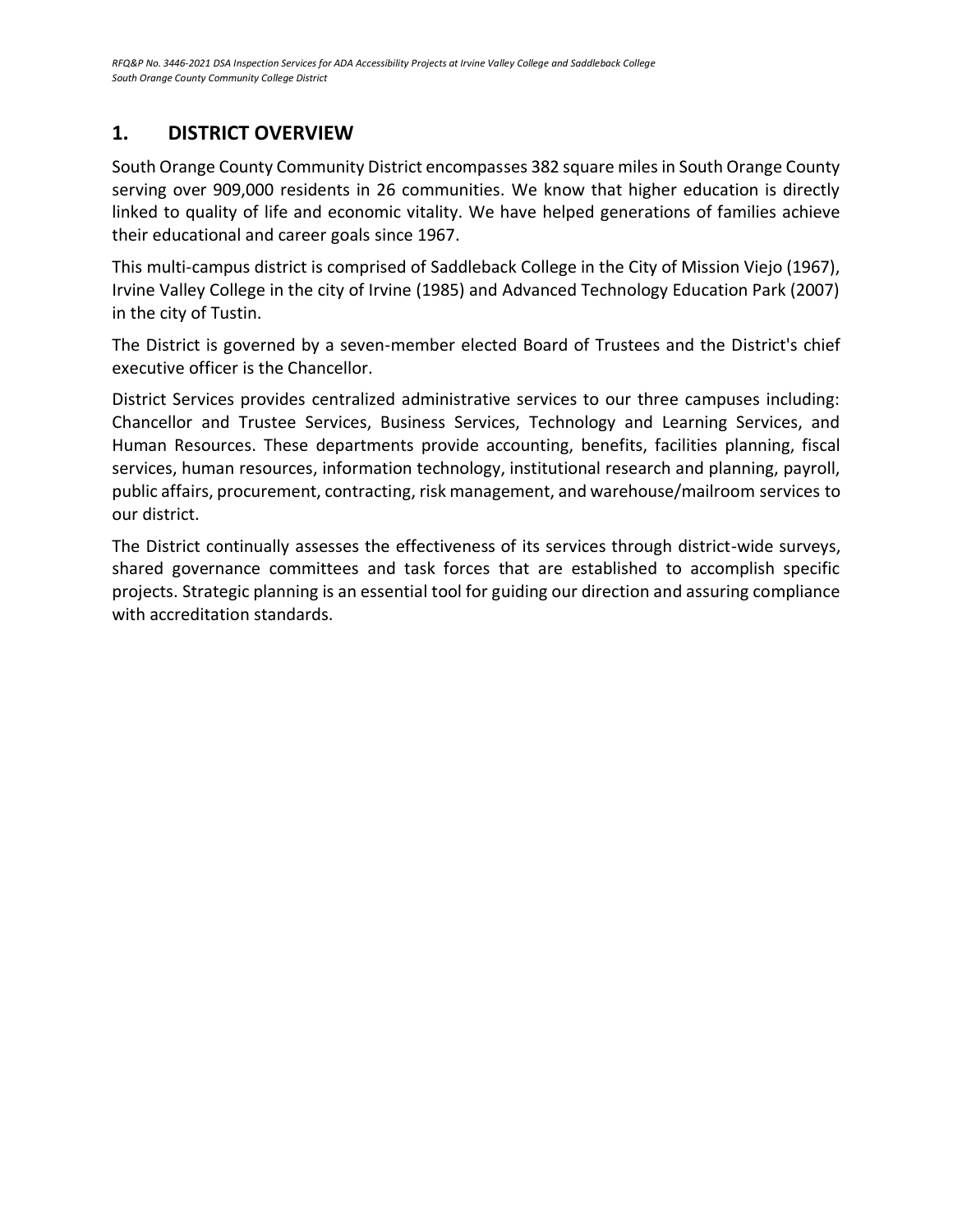## 1. DISTRICT OVERVIEW

South Orange County Community District encompasses 382 square miles in South Orange County serving over 909,000 residents in 26 communities. We know that higher education is directly linked to quality of life and economic vitality. We have helped generations of families achieve their educational and career goals since 1967.

This multi-campus district is comprised of Saddleback College in the City of Mission Viejo (1967), Irvine Valley College in the city of Irvine (1985) and Advanced Technology Education Park (2007) in the city of Tustin.

The District is governed by a seven-member elected Board of Trustees and the District's chief executive officer is the Chancellor.

District Services provides centralized administrative services to our three campuses including: Chancellor and Trustee Services, Business Services, Technology and Learning Services, and Human Resources. These departments provide accounting, benefits, facilities planning, fiscal services, human resources, information technology, institutional research and planning, payroll, public affairs, procurement, contracting, risk management, and warehouse/mailroom services to our district.

The District continually assesses the effectiveness of its services through district-wide surveys, shared governance committees and task forces that are established to accomplish specific projects. Strategic planning is an essential tool for guiding our direction and assuring compliance with accreditation standards.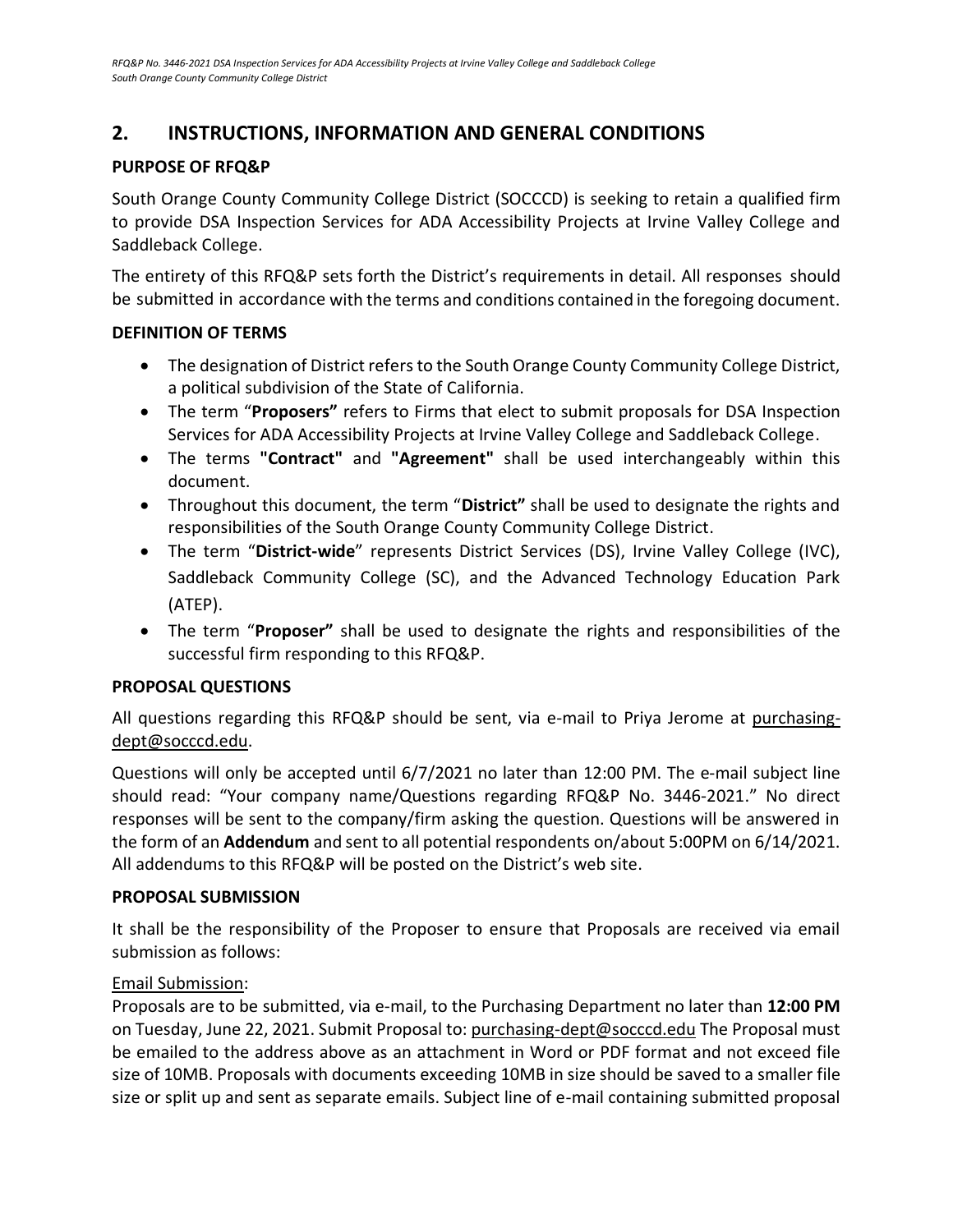## 2. INSTRUCTIONS, INFORMATION AND GENERAL CONDITIONS

### PURPOSE OF RFQ&P

South Orange County Community College District (SOCCCD) is seeking to retain a qualified firm to provide DSA Inspection Services for ADA Accessibility Projects at Irvine Valley College and Saddleback College.

The entirety of this RFQ&P sets forth the District's requirements in detail. All responses should be submitted in accordance with the terms and conditions contained in the foregoing document.

### DEFINITION OF TERMS

- The designation of District refers to the South Orange County Community College District, a political subdivision of the State of California.
- The term "**Proposers"** refers to Firms that elect to submit proposals for DSA Inspection Services for ADA Accessibility Projects at Irvine Valley College and Saddleback College.
- The terms **"Contract"** and **"Agreement"** shall be used interchangeably within this document.
- Throughout this document, the term "**District"** shall be used to designate the rights and responsibilities of the South Orange County Community College District.
- The term "**District-wide**" represents District Services (DS), Irvine Valley College (IVC), Saddleback Community College (SC), and the Advanced Technology Education Park (ATEP).
- The term "**Proposer"** shall be used to designate the rights and responsibilities of the successful firm responding to this RFQ&P.

### PROPOSAL QUESTIONS

All questions regarding this RFQ&P should be sent, via e-mail to Priya Jerome at purchasing-dept@socccd.edu.

Questions will only be accepted until 6/7/2021 no later than 12:00 PM. The e-mail subject line should read: "Your company name/Questions regarding RFQ&P No. 3446-2021." No direct responses will be sent to the company/firm asking the question. Questions will be answered in the form of an **Addendum** and sent to all potential respondents on/about 5:00PM on 6/14/2021. All addendums to this RFQ&P will be posted on the District's web site.

### PROPOSAL SUBMISSION

It shall be the responsibility of the Proposer to ensure that Proposals are received via email submission as follows:

Email Submission:

Proposals are to be submitted, via e-mail, to the Purchasing Department no later than **12:00 PM** on Tuesday, June 22, 2021. Submit Proposal to: purchasing-dept@socccd.edu The Proposal must be emailed to the address above as an attachment in Word or PDF format and not exceed file size of 10MB. Proposals with documents exceeding 10MB in size should be saved to a smaller file size or split up and sent as separate emails. Subject line of e-mail containing submitted proposal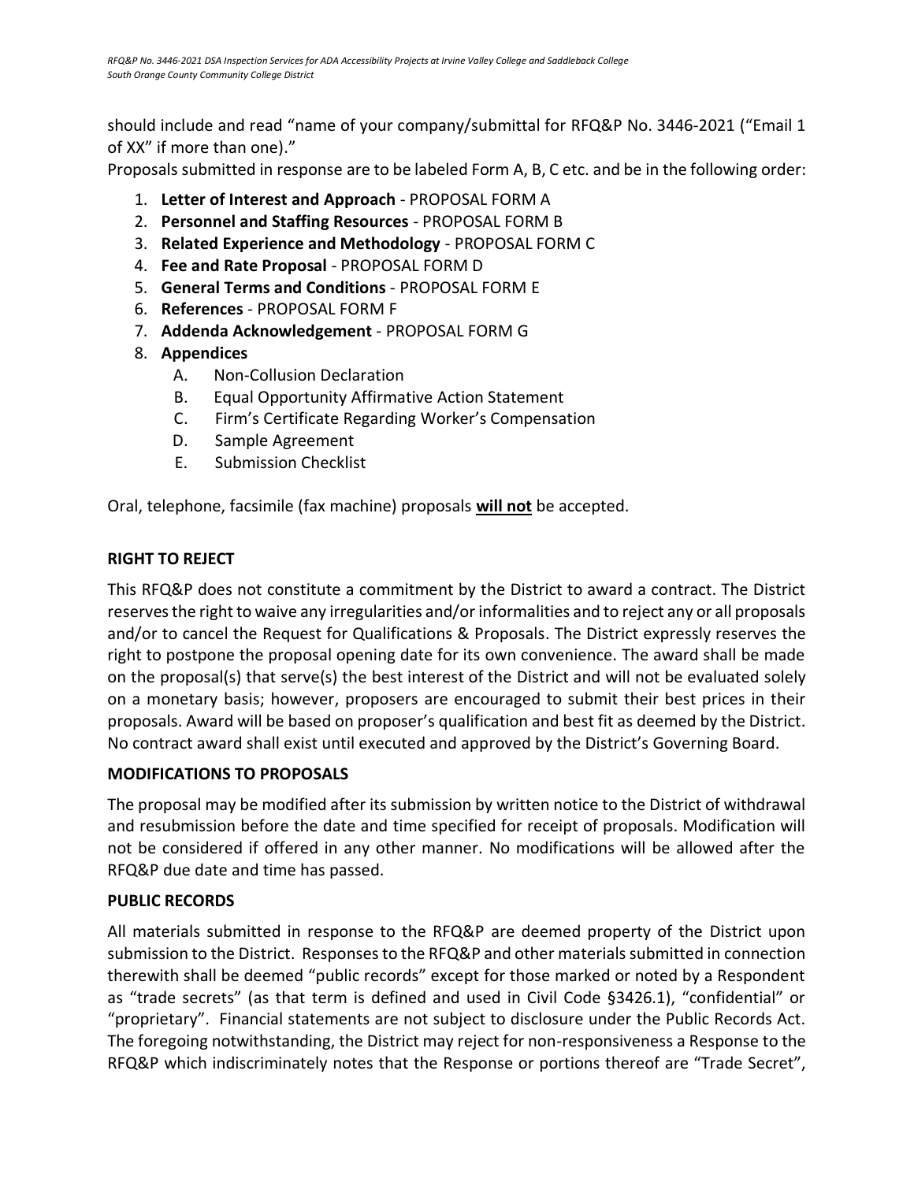should include and read "name of your company/submittal for RFQ&P No. 3446-2021 ("Email 1 of XX" if more than one)."

Proposals submitted in response are to be labeled Form A, B, C etc. and be in the following order:

1. **Letter of Interest and Approach** - PROPOSAL FORM A
2. **Personnel and Staffing Resources** - PROPOSAL FORM B
3. **Related Experience and Methodology** - PROPOSAL FORM C
4. **Fee and Rate Proposal** - PROPOSAL FORM D
5. **General Terms and Conditions** - PROPOSAL FORM E
6. **References** - PROPOSAL FORM F
7. **Addenda Acknowledgement** - PROPOSAL FORM G
8. **Appendices**
   - A. Non-Collusion Declaration
   - B. Equal Opportunity Affirmative Action Statement
   - C. Firm's Certificate Regarding Worker's Compensation
   - D. Sample Agreement
   - E. Submission Checklist

Oral, telephone, facsimile (fax machine) proposals **will not** be accepted.

## RIGHT TO REJECT

This RFQ&P does not constitute a commitment by the District to award a contract. The District reserves the right to waive any irregularities and/or informalities and to reject any or all proposals and/or to cancel the Request for Qualifications & Proposals. The District expressly reserves the right to postpone the proposal opening date for its own convenience. The award shall be made on the proposal(s) that serve(s) the best interest of the District and will not be evaluated solely on a monetary basis; however, proposers are encouraged to submit their best prices in their proposals. Award will be based on proposer's qualification and best fit as deemed by the District. No contract award shall exist until executed and approved by the District's Governing Board.

## MODIFICATIONS TO PROPOSALS

The proposal may be modified after its submission by written notice to the District of withdrawal and resubmission before the date and time specified for receipt of proposals. Modification will not be considered if offered in any other manner. No modifications will be allowed after the RFQ&P due date and time has passed.

## PUBLIC RECORDS

All materials submitted in response to the RFQ&P are deemed property of the District upon submission to the District. Responses to the RFQ&P and other materials submitted in connection therewith shall be deemed "public records" except for those marked or noted by a Respondent as "trade secrets" (as that term is defined and used in Civil Code §3426.1), "confidential" or "proprietary". Financial statements are not subject to disclosure under the Public Records Act. The foregoing notwithstanding, the District may reject for non-responsiveness a Response to the RFQ&P which indiscriminately notes that the Response or portions thereof are "Trade Secret",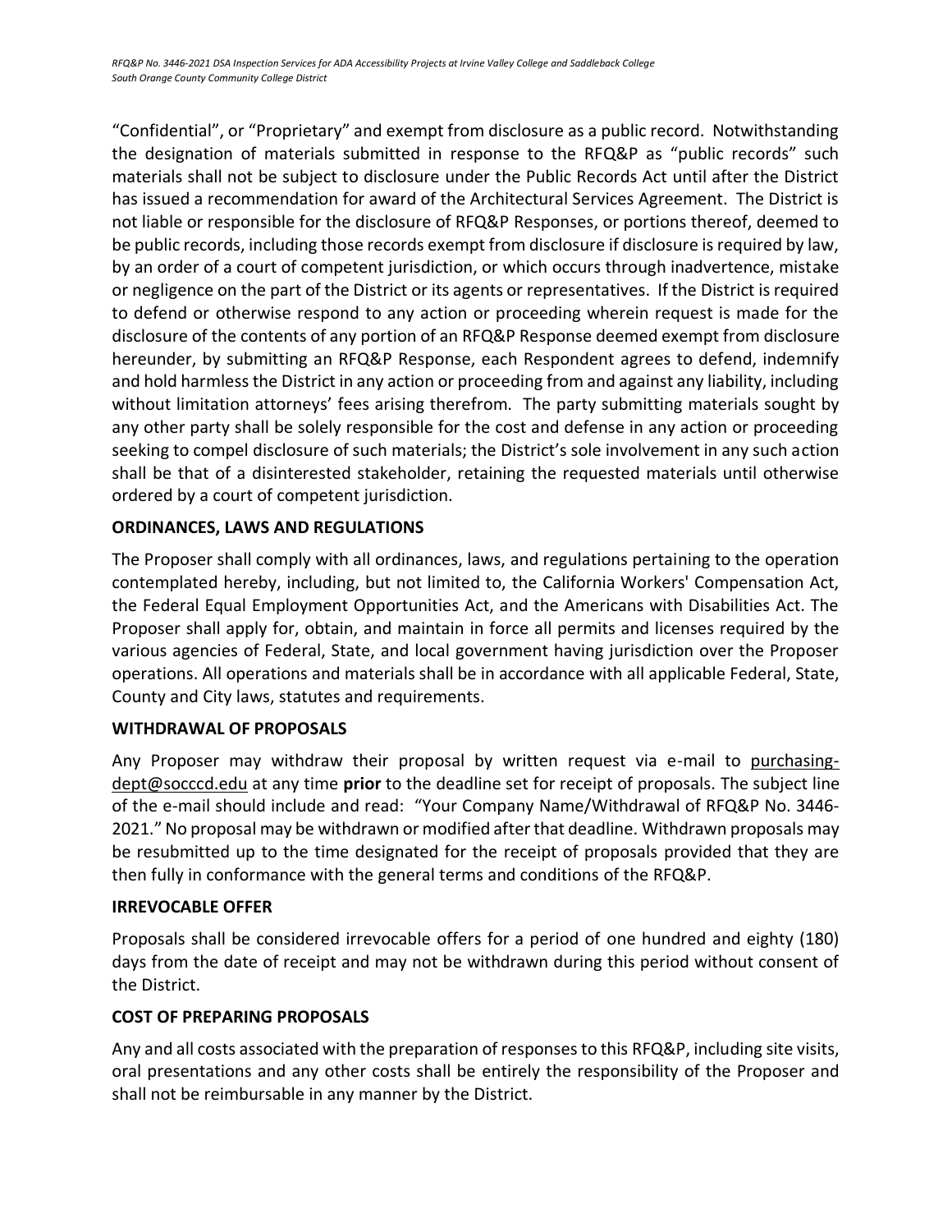"Confidential", or "Proprietary" and exempt from disclosure as a public record. Notwithstanding the designation of materials submitted in response to the RFQ&P as "public records" such materials shall not be subject to disclosure under the Public Records Act until after the District has issued a recommendation for award of the Architectural Services Agreement. The District is not liable or responsible for the disclosure of RFQ&P Responses, or portions thereof, deemed to be public records, including those records exempt from disclosure if disclosure is required by law, by an order of a court of competent jurisdiction, or which occurs through inadvertence, mistake or negligence on the part of the District or its agents or representatives. If the District is required to defend or otherwise respond to any action or proceeding wherein request is made for the disclosure of the contents of any portion of an RFQ&P Response deemed exempt from disclosure hereunder, by submitting an RFQ&P Response, each Respondent agrees to defend, indemnify and hold harmless the District in any action or proceeding from and against any liability, including without limitation attorneys' fees arising therefrom. The party submitting materials sought by any other party shall be solely responsible for the cost and defense in any action or proceeding seeking to compel disclosure of such materials; the District's sole involvement in any such action shall be that of a disinterested stakeholder, retaining the requested materials until otherwise ordered by a court of competent jurisdiction.

**ORDINANCES, LAWS AND REGULATIONS**

The Proposer shall comply with all ordinances, laws, and regulations pertaining to the operation contemplated hereby, including, but not limited to, the California Workers' Compensation Act, the Federal Equal Employment Opportunities Act, and the Americans with Disabilities Act. The Proposer shall apply for, obtain, and maintain in force all permits and licenses required by the various agencies of Federal, State, and local government having jurisdiction over the Proposer operations. All operations and materials shall be in accordance with all applicable Federal, State, County and City laws, statutes and requirements.

**WITHDRAWAL OF PROPOSALS**

Any Proposer may withdraw their proposal by written request via e-mail to purchasing-dept@socccd.edu at any time **prior** to the deadline set for receipt of proposals. The subject line of the e-mail should include and read: "Your Company Name/Withdrawal of RFQ&P No. 3446-2021." No proposal may be withdrawn or modified after that deadline. Withdrawn proposals may be resubmitted up to the time designated for the receipt of proposals provided that they are then fully in conformance with the general terms and conditions of the RFQ&P.

**IRREVOCABLE OFFER**

Proposals shall be considered irrevocable offers for a period of one hundred and eighty (180) days from the date of receipt and may not be withdrawn during this period without consent of the District.

**COST OF PREPARING PROPOSALS**

Any and all costs associated with the preparation of responses to this RFQ&P, including site visits, oral presentations and any other costs shall be entirely the responsibility of the Proposer and shall not be reimbursable in any manner by the District.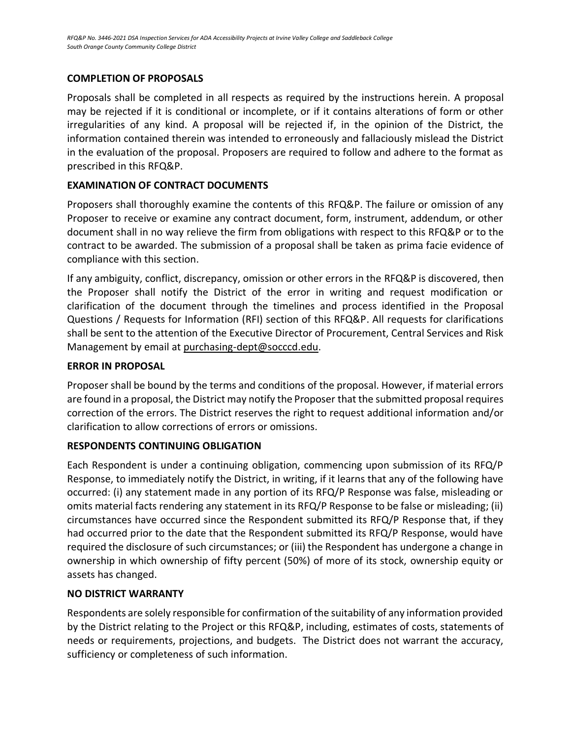## COMPLETION OF PROPOSALS

Proposals shall be completed in all respects as required by the instructions herein. A proposal may be rejected if it is conditional or incomplete, or if it contains alterations of form or other irregularities of any kind. A proposal will be rejected if, in the opinion of the District, the information contained therein was intended to erroneously and fallaciously mislead the District in the evaluation of the proposal. Proposers are required to follow and adhere to the format as prescribed in this RFQ&P.

## EXAMINATION OF CONTRACT DOCUMENTS

Proposers shall thoroughly examine the contents of this RFQ&P. The failure or omission of any Proposer to receive or examine any contract document, form, instrument, addendum, or other document shall in no way relieve the firm from obligations with respect to this RFQ&P or to the contract to be awarded. The submission of a proposal shall be taken as prima facie evidence of compliance with this section.

If any ambiguity, conflict, discrepancy, omission or other errors in the RFQ&P is discovered, then the Proposer shall notify the District of the error in writing and request modification or clarification of the document through the timelines and process identified in the Proposal Questions / Requests for Information (RFI) section of this RFQ&P. All requests for clarifications shall be sent to the attention of the Executive Director of Procurement, Central Services and Risk Management by email at purchasing-dept@socccd.edu.

## ERROR IN PROPOSAL

Proposer shall be bound by the terms and conditions of the proposal. However, if material errors are found in a proposal, the District may notify the Proposer that the submitted proposal requires correction of the errors. The District reserves the right to request additional information and/or clarification to allow corrections of errors or omissions.

## RESPONDENTS CONTINUING OBLIGATION

Each Respondent is under a continuing obligation, commencing upon submission of its RFQ/P Response, to immediately notify the District, in writing, if it learns that any of the following have occurred: (i) any statement made in any portion of its RFQ/P Response was false, misleading or omits material facts rendering any statement in its RFQ/P Response to be false or misleading; (ii) circumstances have occurred since the Respondent submitted its RFQ/P Response that, if they had occurred prior to the date that the Respondent submitted its RFQ/P Response, would have required the disclosure of such circumstances; or (iii) the Respondent has undergone a change in ownership in which ownership of fifty percent (50%) of more of its stock, ownership equity or assets has changed.

## NO DISTRICT WARRANTY

Respondents are solely responsible for confirmation of the suitability of any information provided by the District relating to the Project or this RFQ&P, including, estimates of costs, statements of needs or requirements, projections, and budgets. The District does not warrant the accuracy, sufficiency or completeness of such information.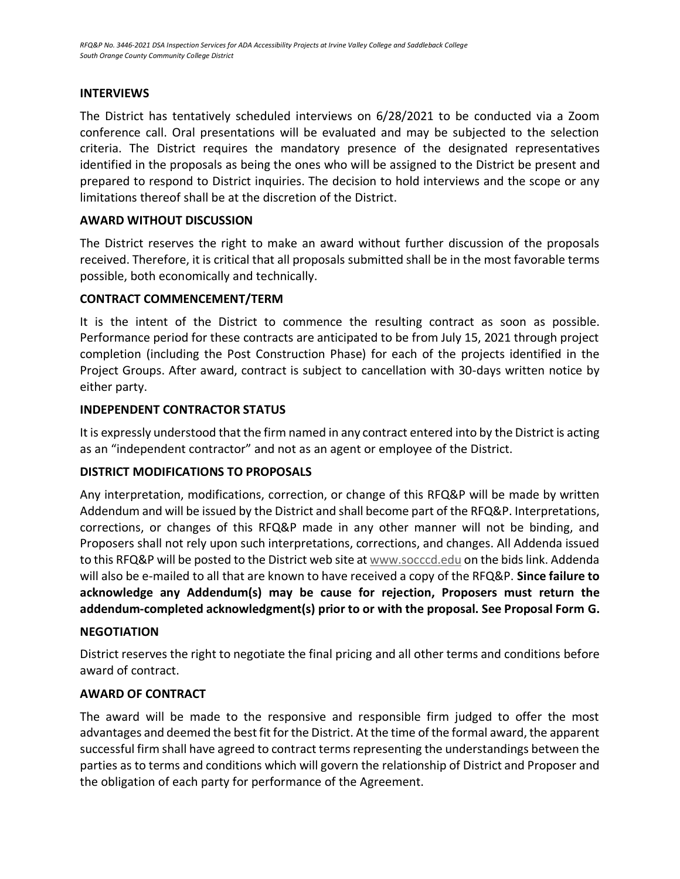## INTERVIEWS

The District has tentatively scheduled interviews on 6/28/2021 to be conducted via a Zoom conference call. Oral presentations will be evaluated and may be subjected to the selection criteria. The District requires the mandatory presence of the designated representatives identified in the proposals as being the ones who will be assigned to the District be present and prepared to respond to District inquiries. The decision to hold interviews and the scope or any limitations thereof shall be at the discretion of the District.

## AWARD WITHOUT DISCUSSION

The District reserves the right to make an award without further discussion of the proposals received. Therefore, it is critical that all proposals submitted shall be in the most favorable terms possible, both economically and technically.

## CONTRACT COMMENCEMENT/TERM

It is the intent of the District to commence the resulting contract as soon as possible. Performance period for these contracts are anticipated to be from July 15, 2021 through project completion (including the Post Construction Phase) for each of the projects identified in the Project Groups. After award, contract is subject to cancellation with 30-days written notice by either party.

## INDEPENDENT CONTRACTOR STATUS

It is expressly understood that the firm named in any contract entered into by the District is acting as an "independent contractor" and not as an agent or employee of the District.

## DISTRICT MODIFICATIONS TO PROPOSALS

Any interpretation, modifications, correction, or change of this RFQ&P will be made by written Addendum and will be issued by the District and shall become part of the RFQ&P. Interpretations, corrections, or changes of this RFQ&P made in any other manner will not be binding, and Proposers shall not rely upon such interpretations, corrections, and changes. All Addenda issued to this RFQ&P will be posted to the District web site at www.socccd.edu on the bids link. Addenda will also be e-mailed to all that are known to have received a copy of the RFQ&P. **Since failure to acknowledge any Addendum(s) may be cause for rejection, Proposers must return the addendum-completed acknowledgment(s) prior to or with the proposal. See Proposal Form G.**

## NEGOTIATION

District reserves the right to negotiate the final pricing and all other terms and conditions before award of contract.

## AWARD OF CONTRACT

The award will be made to the responsive and responsible firm judged to offer the most advantages and deemed the best fit for the District. At the time of the formal award, the apparent successful firm shall have agreed to contract terms representing the understandings between the parties as to terms and conditions which will govern the relationship of District and Proposer and the obligation of each party for performance of the Agreement.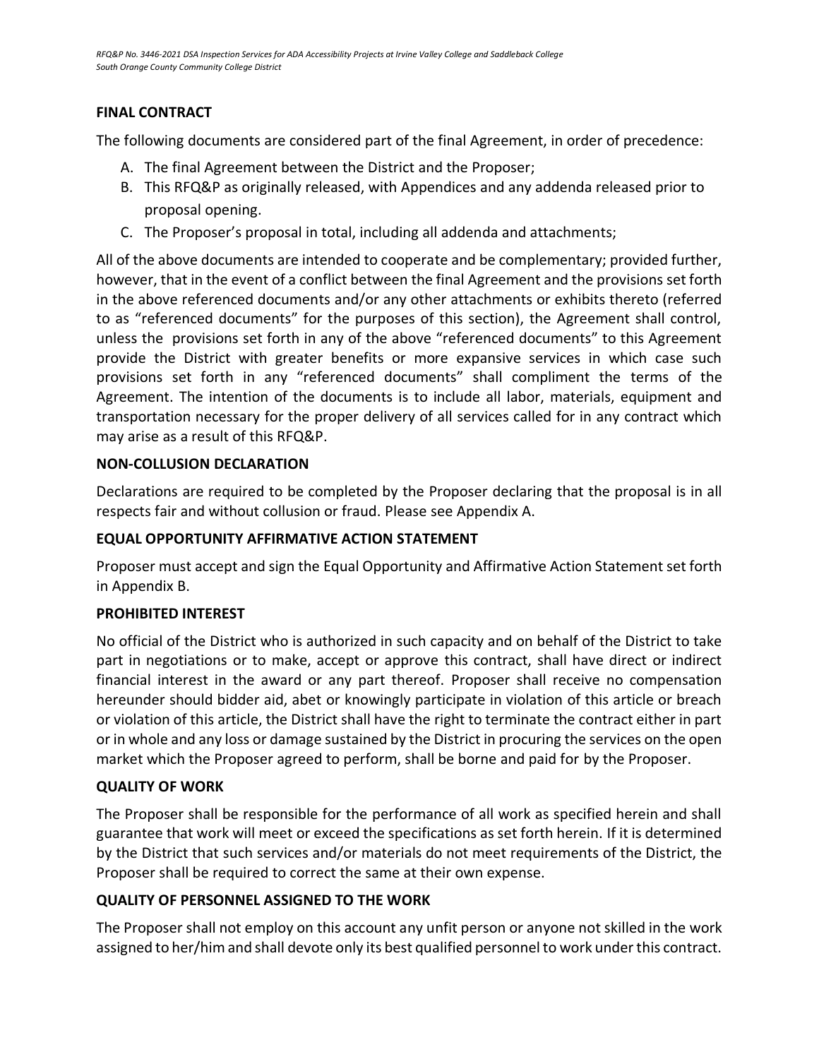**FINAL CONTRACT**

The following documents are considered part of the final Agreement, in order of precedence:

A. The final Agreement between the District and the Proposer;
B. This RFQ&P as originally released, with Appendices and any addenda released prior to proposal opening.
C. The Proposer's proposal in total, including all addenda and attachments;

All of the above documents are intended to cooperate and be complementary; provided further, however, that in the event of a conflict between the final Agreement and the provisions set forth in the above referenced documents and/or any other attachments or exhibits thereto (referred to as "referenced documents" for the purposes of this section), the Agreement shall control, unless the provisions set forth in any of the above "referenced documents" to this Agreement provide the District with greater benefits or more expansive services in which case such provisions set forth in any "referenced documents" shall compliment the terms of the Agreement. The intention of the documents is to include all labor, materials, equipment and transportation necessary for the proper delivery of all services called for in any contract which may arise as a result of this RFQ&P.

**NON-COLLUSION DECLARATION**

Declarations are required to be completed by the Proposer declaring that the proposal is in all respects fair and without collusion or fraud. Please see Appendix A.

**EQUAL OPPORTUNITY AFFIRMATIVE ACTION STATEMENT**

Proposer must accept and sign the Equal Opportunity and Affirmative Action Statement set forth in Appendix B.

**PROHIBITED INTEREST**

No official of the District who is authorized in such capacity and on behalf of the District to take part in negotiations or to make, accept or approve this contract, shall have direct or indirect financial interest in the award or any part thereof. Proposer shall receive no compensation hereunder should bidder aid, abet or knowingly participate in violation of this article or breach or violation of this article, the District shall have the right to terminate the contract either in part or in whole and any loss or damage sustained by the District in procuring the services on the open market which the Proposer agreed to perform, shall be borne and paid for by the Proposer.

**QUALITY OF WORK**

The Proposer shall be responsible for the performance of all work as specified herein and shall guarantee that work will meet or exceed the specifications as set forth herein. If it is determined by the District that such services and/or materials do not meet requirements of the District, the Proposer shall be required to correct the same at their own expense.

**QUALITY OF PERSONNEL ASSIGNED TO THE WORK**

The Proposer shall not employ on this account any unfit person or anyone not skilled in the work assigned to her/him and shall devote only its best qualified personnel to work under this contract.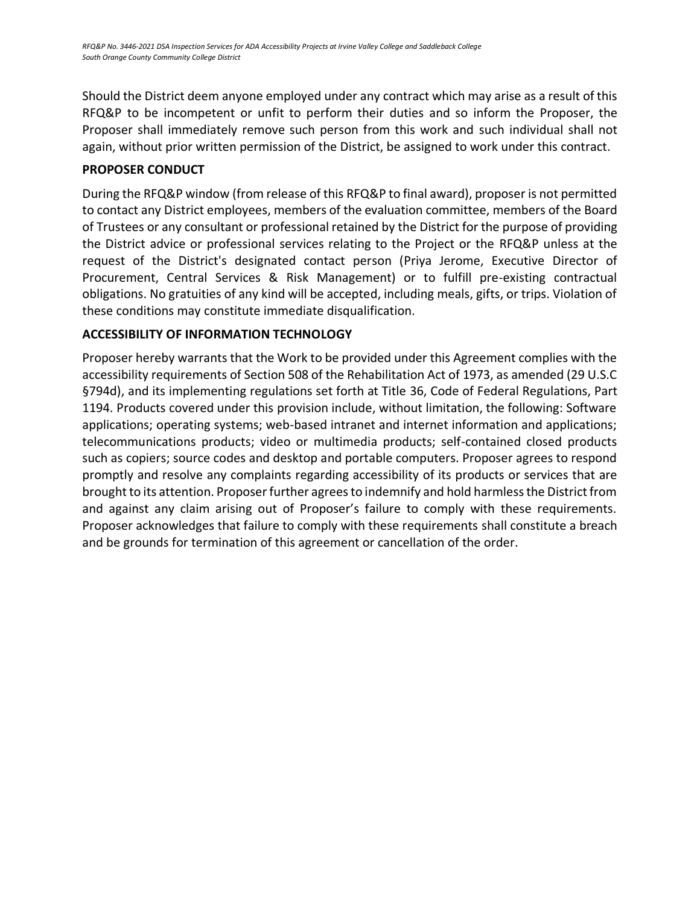Should the District deem anyone employed under any contract which may arise as a result of this RFQ&P to be incompetent or unfit to perform their duties and so inform the Proposer, the Proposer shall immediately remove such person from this work and such individual shall not again, without prior written permission of the District, be assigned to work under this contract.

## PROPOSER CONDUCT

During the RFQ&P window (from release of this RFQ&P to final award), proposer is not permitted to contact any District employees, members of the evaluation committee, members of the Board of Trustees or any consultant or professional retained by the District for the purpose of providing the District advice or professional services relating to the Project or the RFQ&P unless at the request of the District's designated contact person (Priya Jerome, Executive Director of Procurement, Central Services & Risk Management) or to fulfill pre-existing contractual obligations. No gratuities of any kind will be accepted, including meals, gifts, or trips. Violation of these conditions may constitute immediate disqualification.

## ACCESSIBILITY OF INFORMATION TECHNOLOGY

Proposer hereby warrants that the Work to be provided under this Agreement complies with the accessibility requirements of Section 508 of the Rehabilitation Act of 1973, as amended (29 U.S.C §794d), and its implementing regulations set forth at Title 36, Code of Federal Regulations, Part 1194. Products covered under this provision include, without limitation, the following: Software applications; operating systems; web-based intranet and internet information and applications; telecommunications products; video or multimedia products; self-contained closed products such as copiers; source codes and desktop and portable computers. Proposer agrees to respond promptly and resolve any complaints regarding accessibility of its products or services that are brought to its attention. Proposer further agrees to indemnify and hold harmless the District from and against any claim arising out of Proposer's failure to comply with these requirements. Proposer acknowledges that failure to comply with these requirements shall constitute a breach and be grounds for termination of this agreement or cancellation of the order.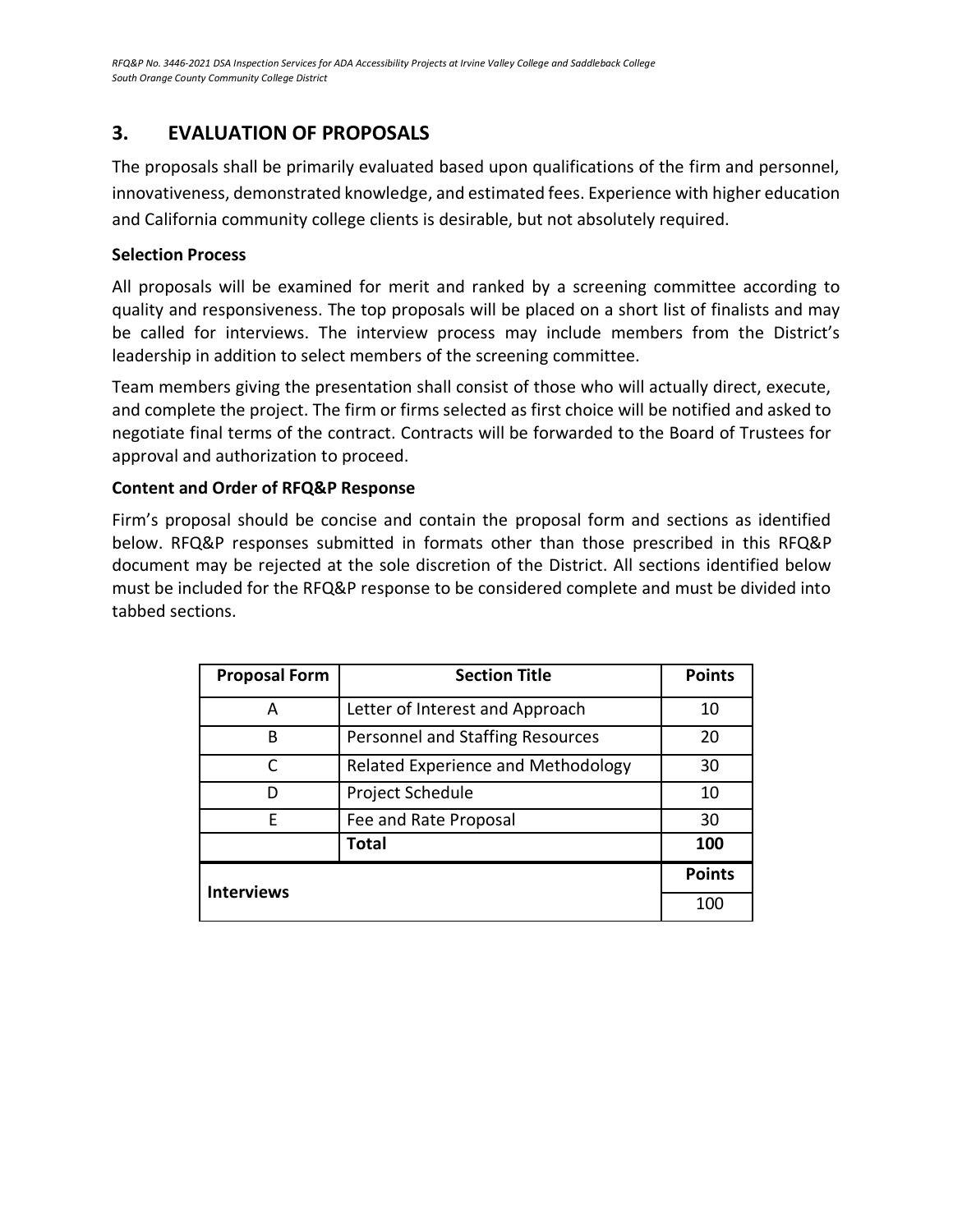## 3. EVALUATION OF PROPOSALS

The proposals shall be primarily evaluated based upon qualifications of the firm and personnel, innovativeness, demonstrated knowledge, and estimated fees. Experience with higher education and California community college clients is desirable, but not absolutely required.

**Selection Process**

All proposals will be examined for merit and ranked by a screening committee according to quality and responsiveness. The top proposals will be placed on a short list of finalists and may be called for interviews. The interview process may include members from the District's leadership in addition to select members of the screening committee.

Team members giving the presentation shall consist of those who will actually direct, execute, and complete the project. The firm or firms selected as first choice will be notified and asked to negotiate final terms of the contract. Contracts will be forwarded to the Board of Trustees for approval and authorization to proceed.

**Content and Order of RFQ&P Response**

Firm's proposal should be concise and contain the proposal form and sections as identified below. RFQ&P responses submitted in formats other than those prescribed in this RFQ&P document may be rejected at the sole discretion of the District. All sections identified below must be included for the RFQ&P response to be considered complete and must be divided into tabbed sections.

| Proposal Form | Section Title | Points |
|---|---|---|
| A | Letter of Interest and Approach | 10 |
| B | Personnel and Staffing Resources | 20 |
| C | Related Experience and Methodology | 30 |
| D | Project Schedule | 10 |
| E | Fee and Rate Proposal | 30 |
| | **Total** | **100** |

| Interviews | Points |
|---|---|
| | 100 |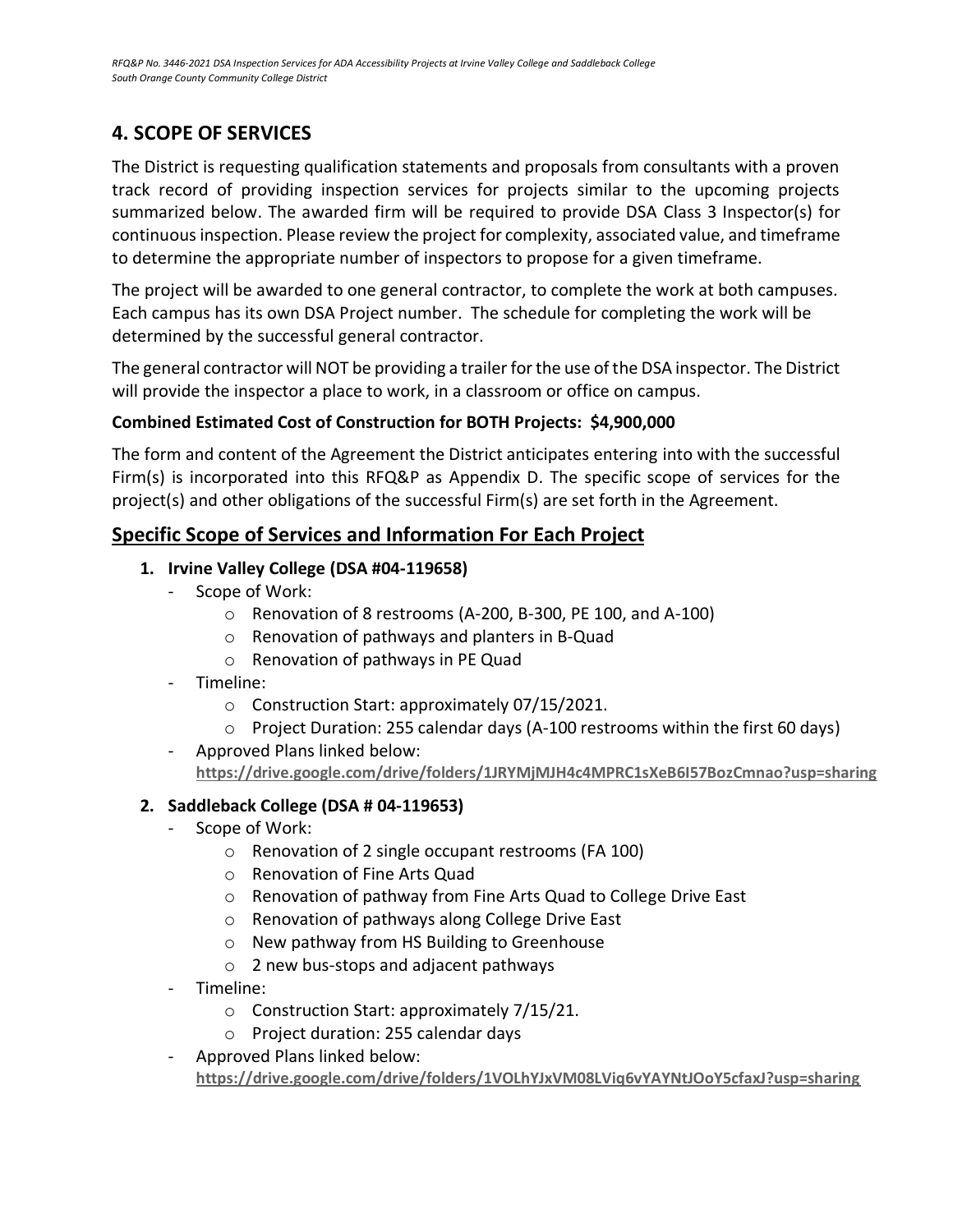## 4. SCOPE OF SERVICES

The District is requesting qualification statements and proposals from consultants with a proven track record of providing inspection services for projects similar to the upcoming projects summarized below. The awarded firm will be required to provide DSA Class 3 Inspector(s) for continuous inspection. Please review the project for complexity, associated value, and timeframe to determine the appropriate number of inspectors to propose for a given timeframe.

The project will be awarded to one general contractor, to complete the work at both campuses. Each campus has its own DSA Project number. The schedule for completing the work will be determined by the successful general contractor.

The general contractor will NOT be providing a trailer for the use of the DSA inspector. The District will provide the inspector a place to work, in a classroom or office on campus.

**Combined Estimated Cost of Construction for BOTH Projects: $4,900,000**

The form and content of the Agreement the District anticipates entering into with the successful Firm(s) is incorporated into this RFQ&P as Appendix D. The specific scope of services for the project(s) and other obligations of the successful Firm(s) are set forth in the Agreement.

## Specific Scope of Services and Information For Each Project

1. **Irvine Valley College (DSA #04-119658)**
   - Scope of Work:
     - Renovation of 8 restrooms (A-200, B-300, PE 100, and A-100)
     - Renovation of pathways and planters in B-Quad
     - Renovation of pathways in PE Quad
   - Timeline:
     - Construction Start: approximately 07/15/2021.
     - Project Duration: 255 calendar days (A-100 restrooms within the first 60 days)
   - Approved Plans linked below:
     **https://drive.google.com/drive/folders/1JRYMjMJH4c4MPRC1sXeB6I57BozCmnao?usp=sharing**

2. **Saddleback College (DSA # 04-119653)**
   - Scope of Work:
     - Renovation of 2 single occupant restrooms (FA 100)
     - Renovation of Fine Arts Quad
     - Renovation of pathway from Fine Arts Quad to College Drive East
     - Renovation of pathways along College Drive East
     - New pathway from HS Building to Greenhouse
     - 2 new bus-stops and adjacent pathways
   - Timeline:
     - Construction Start: approximately 7/15/21.
     - Project duration: 255 calendar days
   - Approved Plans linked below:
     **https://drive.google.com/drive/folders/1VOLhYJxVM08LViq6vYAYNtJOoY5cfaxJ?usp=sharing**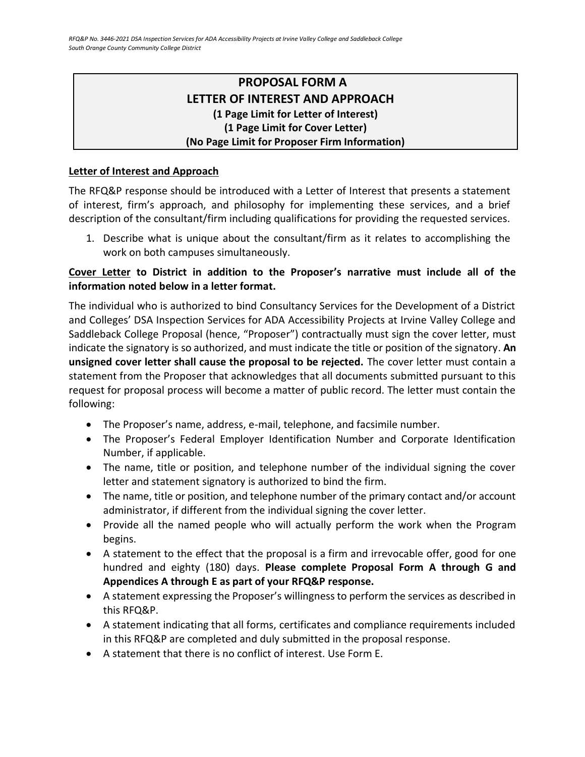# PROPOSAL FORM A
# LETTER OF INTEREST AND APPROACH
**(1 Page Limit for Letter of Interest)**
**(1 Page Limit for Cover Letter)**
**(No Page Limit for Proposer Firm Information)**

**Letter of Interest and Approach**

The RFQ&P response should be introduced with a Letter of Interest that presents a statement of interest, firm's approach, and philosophy for implementing these services, and a brief description of the consultant/firm including qualifications for providing the requested services.

1. Describe what is unique about the consultant/firm as it relates to accomplishing the work on both campuses simultaneously.

**Cover Letter to District in addition to the Proposer's narrative must include all of the information noted below in a letter format.**

The individual who is authorized to bind Consultancy Services for the Development of a District and Colleges' DSA Inspection Services for ADA Accessibility Projects at Irvine Valley College and Saddleback College Proposal (hence, "Proposer") contractually must sign the cover letter, must indicate the signatory is so authorized, and must indicate the title or position of the signatory. **An unsigned cover letter shall cause the proposal to be rejected.** The cover letter must contain a statement from the Proposer that acknowledges that all documents submitted pursuant to this request for proposal process will become a matter of public record. The letter must contain the following:

- The Proposer's name, address, e-mail, telephone, and facsimile number.
- The Proposer's Federal Employer Identification Number and Corporate Identification Number, if applicable.
- The name, title or position, and telephone number of the individual signing the cover letter and statement signatory is authorized to bind the firm.
- The name, title or position, and telephone number of the primary contact and/or account administrator, if different from the individual signing the cover letter.
- Provide all the named people who will actually perform the work when the Program begins.
- A statement to the effect that the proposal is a firm and irrevocable offer, good for one hundred and eighty (180) days. **Please complete Proposal Form A through G and Appendices A through E as part of your RFQ&P response.**
- A statement expressing the Proposer's willingness to perform the services as described in this RFQ&P.
- A statement indicating that all forms, certificates and compliance requirements included in this RFQ&P are completed and duly submitted in the proposal response.
- A statement that there is no conflict of interest. Use Form E.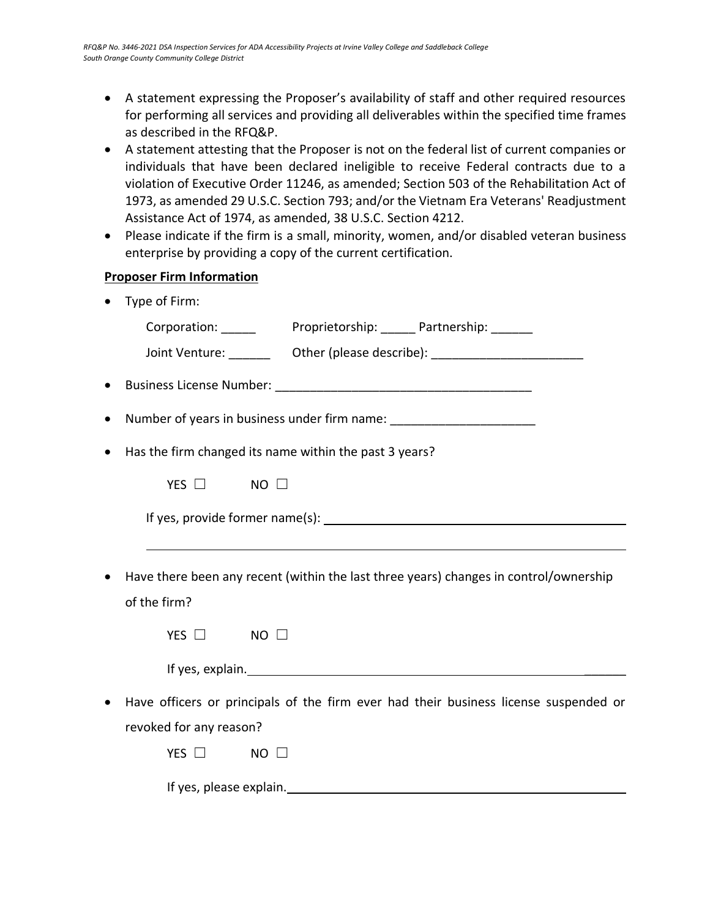- A statement expressing the Proposer's availability of staff and other required resources for performing all services and providing all deliverables within the specified time frames as described in the RFQ&P.
- A statement attesting that the Proposer is not on the federal list of current companies or individuals that have been declared ineligible to receive Federal contracts due to a violation of Executive Order 11246, as amended; Section 503 of the Rehabilitation Act of 1973, as amended 29 U.S.C. Section 793; and/or the Vietnam Era Veterans' Readjustment Assistance Act of 1974, as amended, 38 U.S.C. Section 4212.
- Please indicate if the firm is a small, minority, women, and/or disabled veteran business enterprise by providing a copy of the current certification.

**Proposer Firm Information**

- Type of Firm:

  Corporation: _____ Proprietorship: _____ Partnership: ______

  Joint Venture: ______ Other (please describe): ______________________

- Business License Number: _____________________________________

- Number of years in business under firm name: _____________________

- Has the firm changed its name within the past 3 years?

  YES ☐ NO ☐

  If yes, provide former name(s): ______________________________________________

  ______________________________________________________________________

- Have there been any recent (within the last three years) changes in control/ownership of the firm?

  YES ☐ NO ☐

  If yes, explain. ______________________________________________________

- Have officers or principals of the firm ever had their business license suspended or revoked for any reason?

  YES ☐ NO ☐

  If yes, please explain. ________________________________________________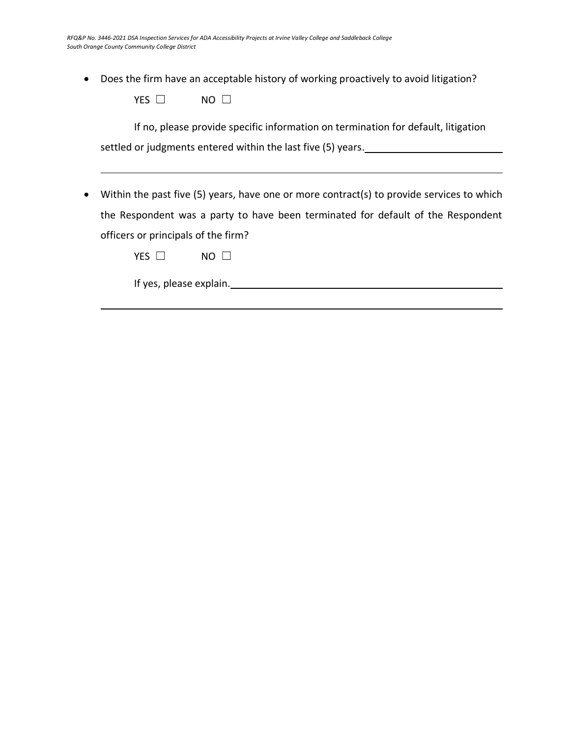- Does the firm have an acceptable history of working proactively to avoid litigation?

  YES ☐ NO ☐

  If no, please provide specific information on termination for default, litigation settled or judgments entered within the last five (5) years.\_\_\_\_\_\_\_\_\_\_\_\_\_\_\_\_\_\_\_\_\_\_\_\_\_\_

  \_\_\_\_\_\_\_\_\_\_\_\_\_\_\_\_\_\_\_\_\_\_\_\_\_\_\_\_\_\_\_\_\_\_\_\_\_\_\_\_\_\_\_\_\_\_\_\_\_\_\_\_\_\_\_\_\_\_\_\_\_\_\_\_\_\_\_\_\_\_\_\_\_\_\_\_

- Within the past five (5) years, have one or more contract(s) to provide services to which the Respondent was a party to have been terminated for default of the Respondent officers or principals of the firm?

  YES ☐ NO ☐

  If yes, please explain.\_\_\_\_\_\_\_\_\_\_\_\_\_\_\_\_\_\_\_\_\_\_\_\_\_\_\_\_\_\_\_\_\_\_\_\_\_\_\_\_\_\_\_\_\_\_\_\_\_\_\_\_

  \_\_\_\_\_\_\_\_\_\_\_\_\_\_\_\_\_\_\_\_\_\_\_\_\_\_\_\_\_\_\_\_\_\_\_\_\_\_\_\_\_\_\_\_\_\_\_\_\_\_\_\_\_\_\_\_\_\_\_\_\_\_\_\_\_\_\_\_\_\_\_\_\_\_\_\_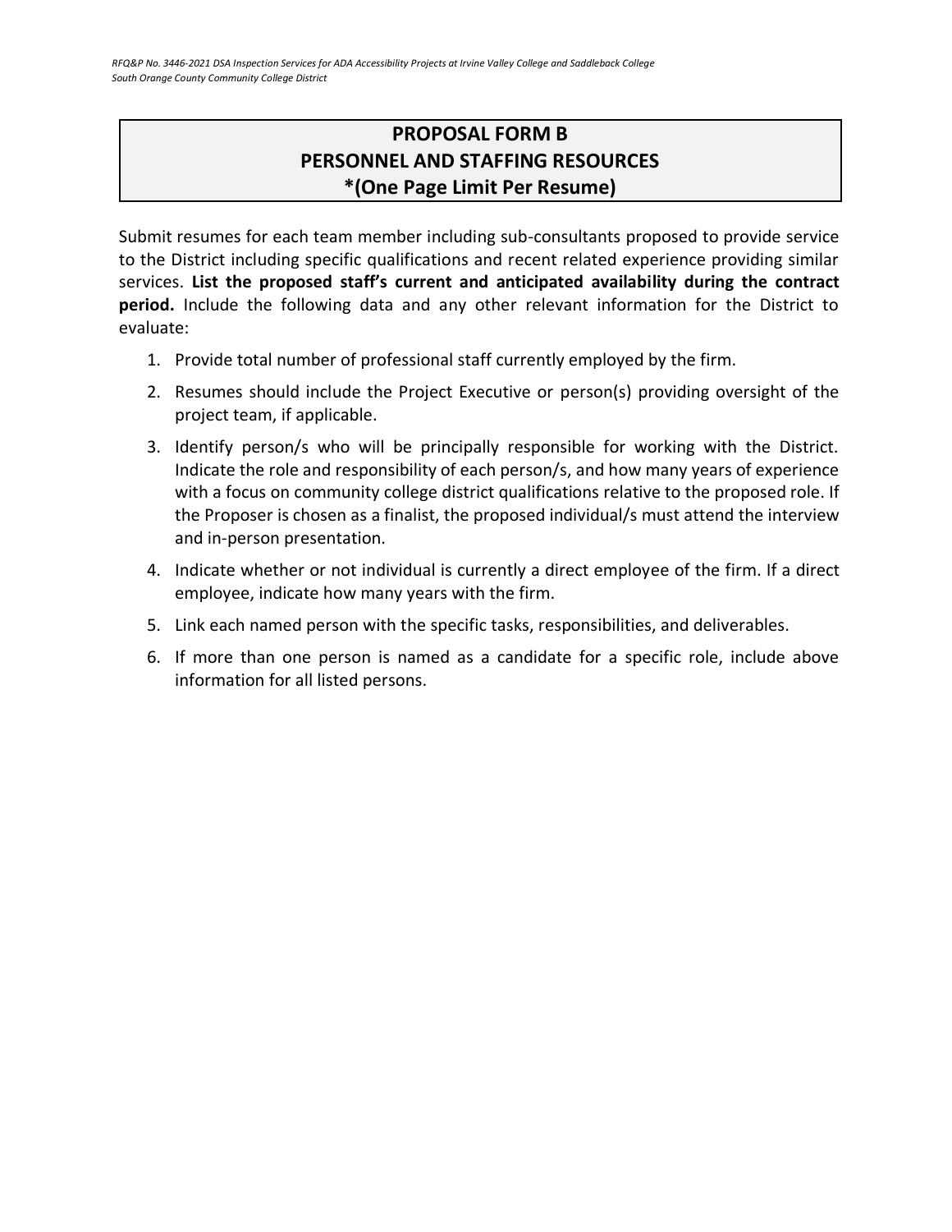# PROPOSAL FORM B
# PERSONNEL AND STAFFING RESOURCES
# *(One Page Limit Per Resume)

Submit resumes for each team member including sub-consultants proposed to provide service to the District including specific qualifications and recent related experience providing similar services. **List the proposed staff's current and anticipated availability during the contract period.** Include the following data and any other relevant information for the District to evaluate:

1. Provide total number of professional staff currently employed by the firm.
2. Resumes should include the Project Executive or person(s) providing oversight of the project team, if applicable.
3. Identify person/s who will be principally responsible for working with the District. Indicate the role and responsibility of each person/s, and how many years of experience with a focus on community college district qualifications relative to the proposed role. If the Proposer is chosen as a finalist, the proposed individual/s must attend the interview and in-person presentation.
4. Indicate whether or not individual is currently a direct employee of the firm. If a direct employee, indicate how many years with the firm.
5. Link each named person with the specific tasks, responsibilities, and deliverables.
6. If more than one person is named as a candidate for a specific role, include above information for all listed persons.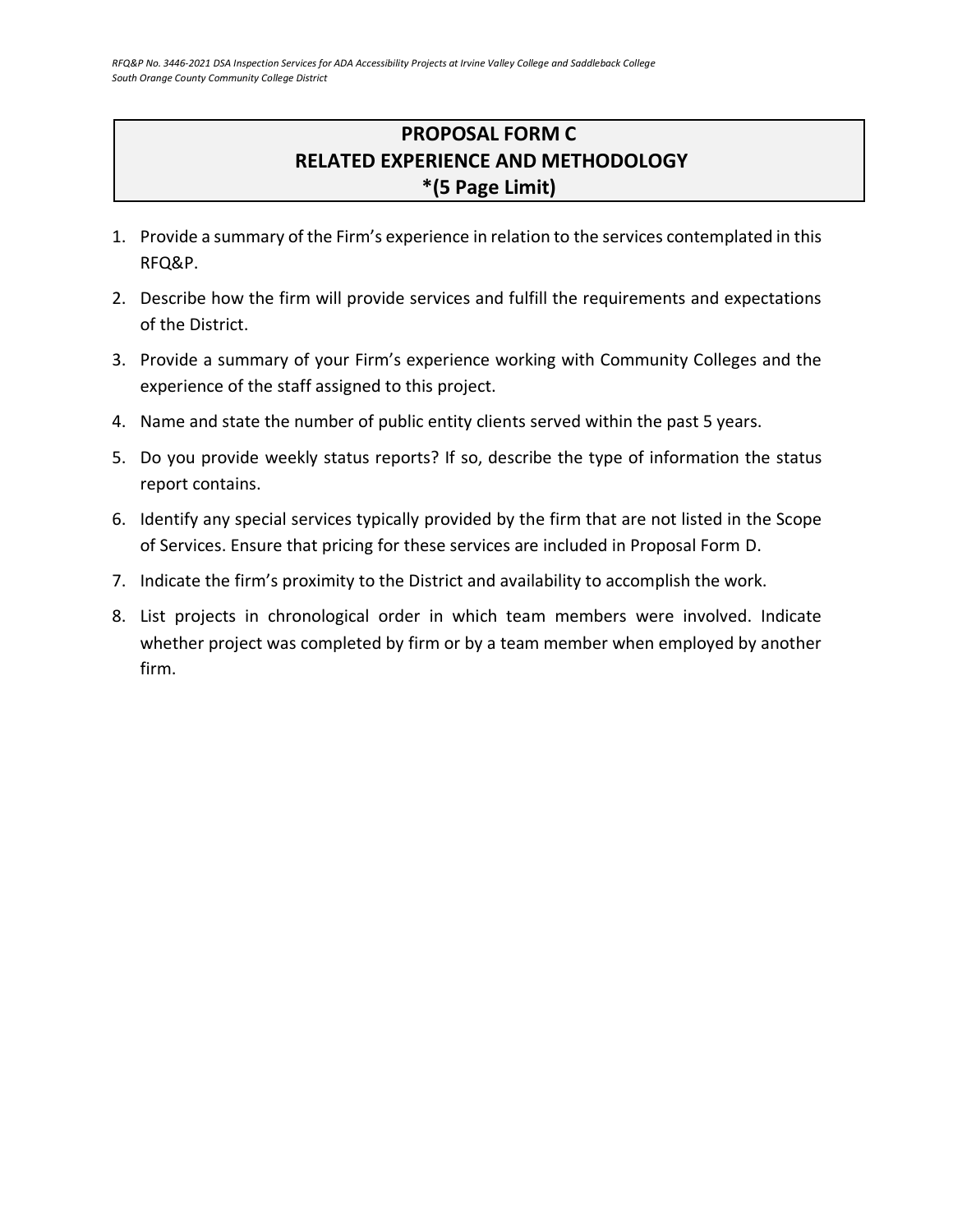# PROPOSAL FORM C
# RELATED EXPERIENCE AND METHODOLOGY
# *(5 Page Limit)

1. Provide a summary of the Firm's experience in relation to the services contemplated in this RFQ&P.
2. Describe how the firm will provide services and fulfill the requirements and expectations of the District.
3. Provide a summary of your Firm's experience working with Community Colleges and the experience of the staff assigned to this project.
4. Name and state the number of public entity clients served within the past 5 years.
5. Do you provide weekly status reports? If so, describe the type of information the status report contains.
6. Identify any special services typically provided by the firm that are not listed in the Scope of Services. Ensure that pricing for these services are included in Proposal Form D.
7. Indicate the firm's proximity to the District and availability to accomplish the work.
8. List projects in chronological order in which team members were involved. Indicate whether project was completed by firm or by a team member when employed by another firm.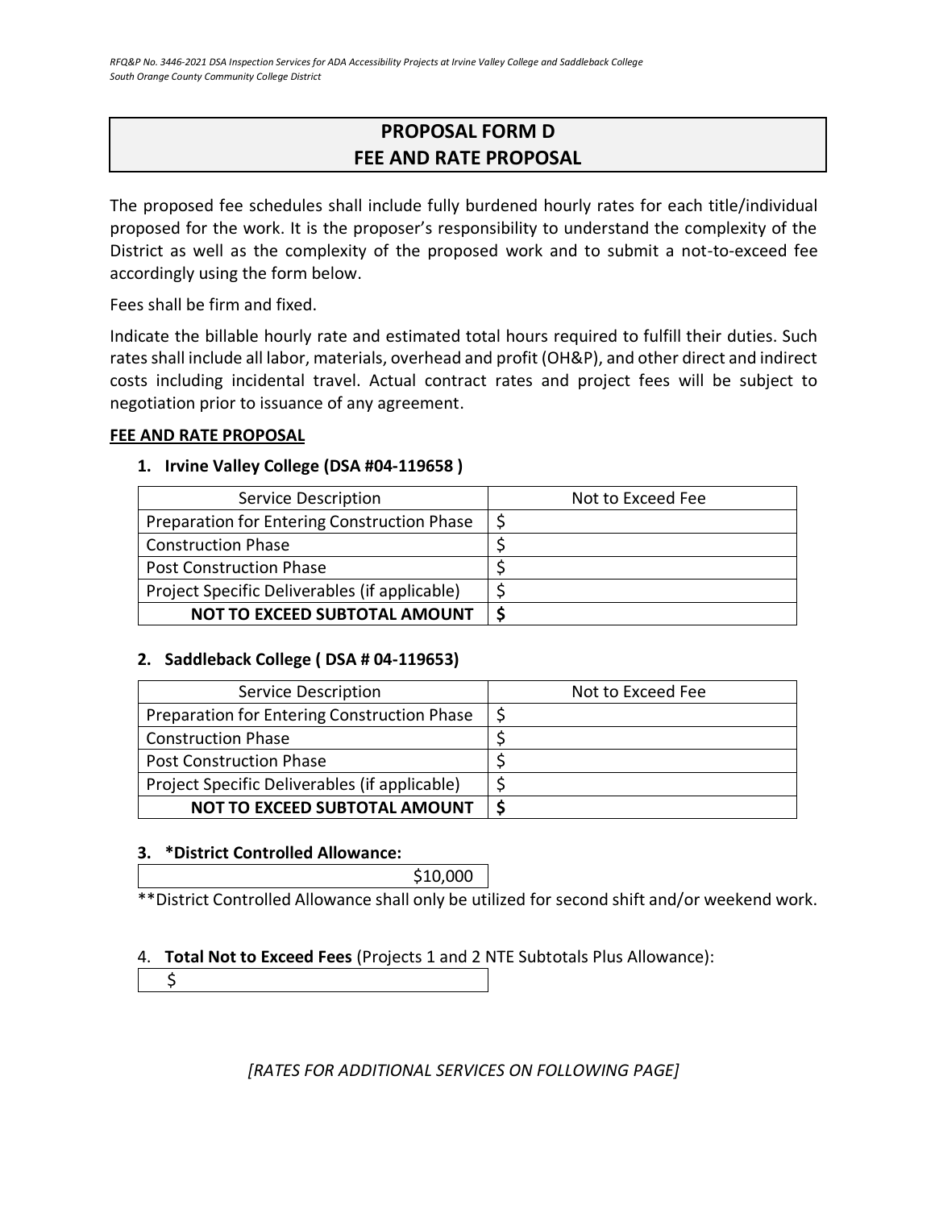## PROPOSAL FORM D
## FEE AND RATE PROPOSAL

The proposed fee schedules shall include fully burdened hourly rates for each title/individual proposed for the work. It is the proposer's responsibility to understand the complexity of the District as well as the complexity of the proposed work and to submit a not-to-exceed fee accordingly using the form below.

Fees shall be firm and fixed.

Indicate the billable hourly rate and estimated total hours required to fulfill their duties. Such rates shall include all labor, materials, overhead and profit (OH&P), and other direct and indirect costs including incidental travel. Actual contract rates and project fees will be subject to negotiation prior to issuance of any agreement.

**FEE AND RATE PROPOSAL**

1. **Irvine Valley College (DSA #04-119658 )**

| Service Description | Not to Exceed Fee |
|---|---|
| Preparation for Entering Construction Phase | $ |
| Construction Phase | $ |
| Post Construction Phase | $ |
| Project Specific Deliverables (if applicable) | $ |
| **NOT TO EXCEED SUBTOTAL AMOUNT** | **$** |

2. **Saddleback College ( DSA # 04-119653)**

| Service Description | Not to Exceed Fee |
|---|---|
| Preparation for Entering Construction Phase | $ |
| Construction Phase | $ |
| Post Construction Phase | $ |
| Project Specific Deliverables (if applicable) | $ |
| **NOT TO EXCEED SUBTOTAL AMOUNT** | **$** |

3. **\*District Controlled Allowance:**

| $10,000 |
|---|

**District Controlled Allowance shall only be utilized for second shift and/or weekend work.

4. **Total Not to Exceed Fees** (Projects 1 and 2 NTE Subtotals Plus Allowance):

| $ |
|---|

*[RATES FOR ADDITIONAL SERVICES ON FOLLOWING PAGE]*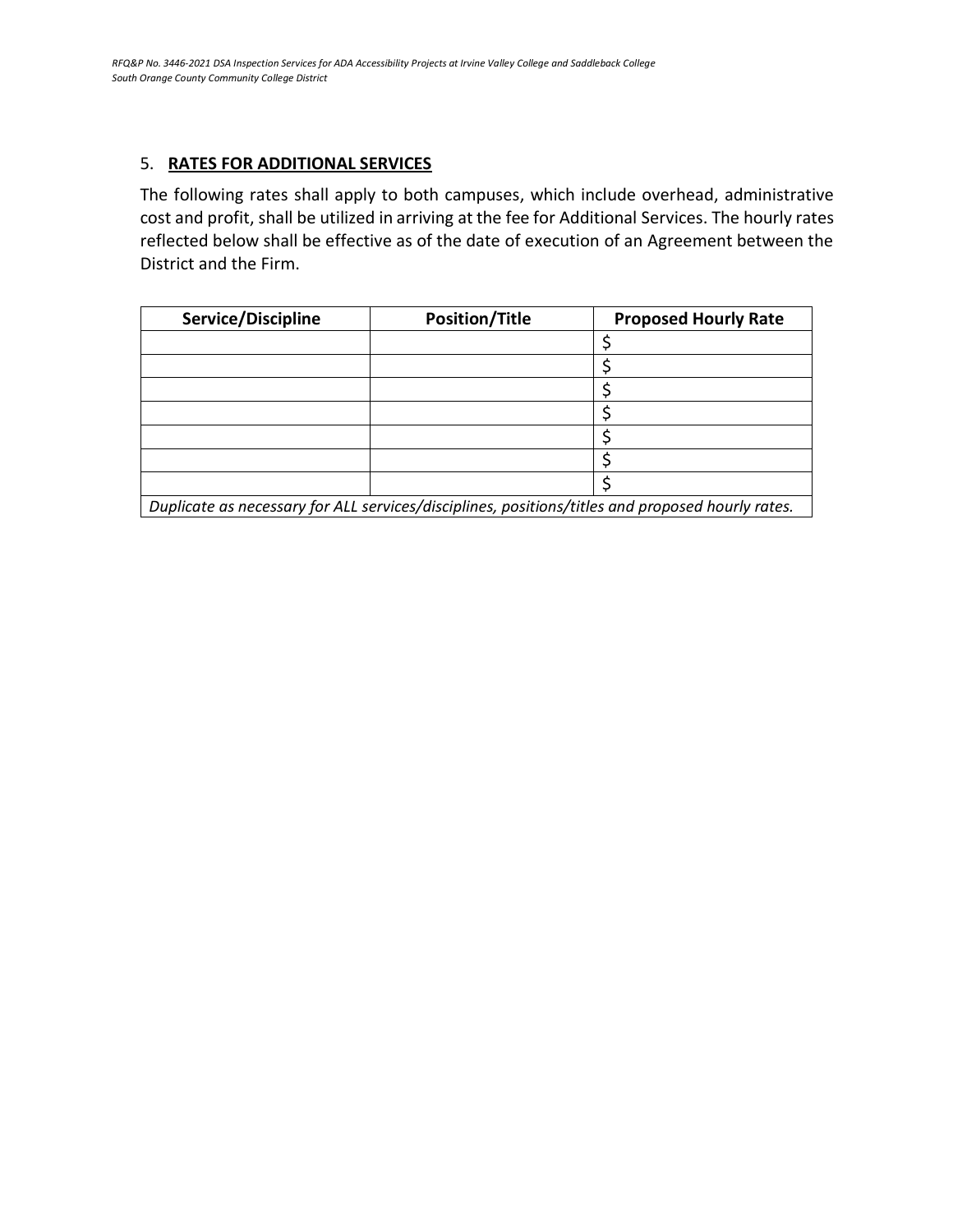## 5. **RATES FOR ADDITIONAL SERVICES**

The following rates shall apply to both campuses, which include overhead, administrative cost and profit, shall be utilized in arriving at the fee for Additional Services. The hourly rates reflected below shall be effective as of the date of execution of an Agreement between the District and the Firm.

| Service/Discipline | Position/Title | Proposed Hourly Rate |
|---|---|---|
| | | $ |
| | | $ |
| | | $ |
| | | $ |
| | | $ |
| | | $ |
| | | $ |
| *Duplicate as necessary for ALL services/disciplines, positions/titles and proposed hourly rates.* | | |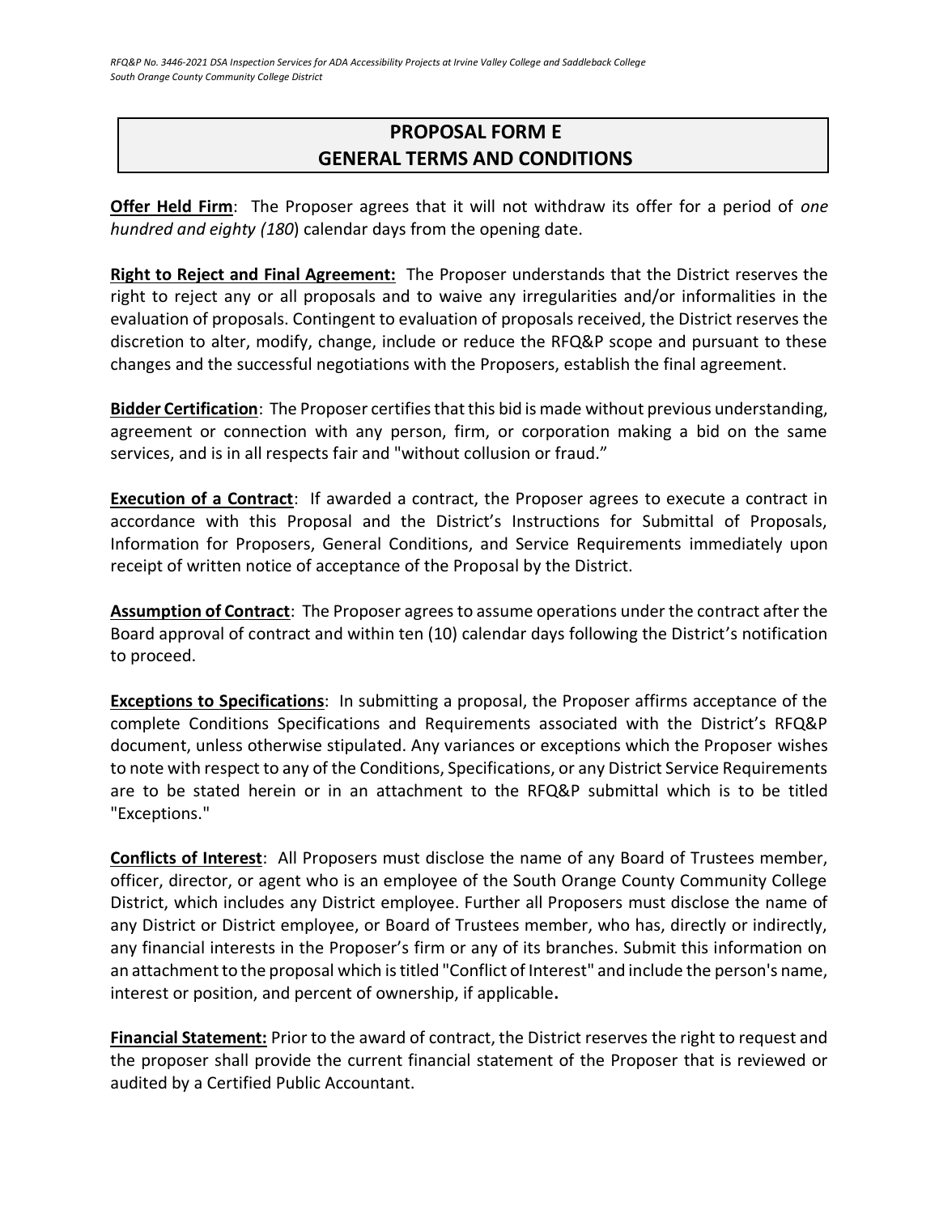# PROPOSAL FORM E
# GENERAL TERMS AND CONDITIONS

**Offer Held Firm**: The Proposer agrees that it will not withdraw its offer for a period of *one hundred and eighty (180*) calendar days from the opening date.

**Right to Reject and Final Agreement:** The Proposer understands that the District reserves the right to reject any or all proposals and to waive any irregularities and/or informalities in the evaluation of proposals. Contingent to evaluation of proposals received, the District reserves the discretion to alter, modify, change, include or reduce the RFQ&P scope and pursuant to these changes and the successful negotiations with the Proposers, establish the final agreement.

**Bidder Certification**: The Proposer certifies that this bid is made without previous understanding, agreement or connection with any person, firm, or corporation making a bid on the same services, and is in all respects fair and "without collusion or fraud."

**Execution of a Contract**: If awarded a contract, the Proposer agrees to execute a contract in accordance with this Proposal and the District's Instructions for Submittal of Proposals, Information for Proposers, General Conditions, and Service Requirements immediately upon receipt of written notice of acceptance of the Proposal by the District.

**Assumption of Contract**: The Proposer agrees to assume operations under the contract after the Board approval of contract and within ten (10) calendar days following the District's notification to proceed.

**Exceptions to Specifications**: In submitting a proposal, the Proposer affirms acceptance of the complete Conditions Specifications and Requirements associated with the District's RFQ&P document, unless otherwise stipulated. Any variances or exceptions which the Proposer wishes to note with respect to any of the Conditions, Specifications, or any District Service Requirements are to be stated herein or in an attachment to the RFQ&P submittal which is to be titled "Exceptions."

**Conflicts of Interest**: All Proposers must disclose the name of any Board of Trustees member, officer, director, or agent who is an employee of the South Orange County Community College District, which includes any District employee. Further all Proposers must disclose the name of any District or District employee, or Board of Trustees member, who has, directly or indirectly, any financial interests in the Proposer's firm or any of its branches. Submit this information on an attachment to the proposal which is titled "Conflict of Interest" and include the person's name, interest or position, and percent of ownership, if applicable**.**

**Financial Statement:** Prior to the award of contract, the District reserves the right to request and the proposer shall provide the current financial statement of the Proposer that is reviewed or audited by a Certified Public Accountant.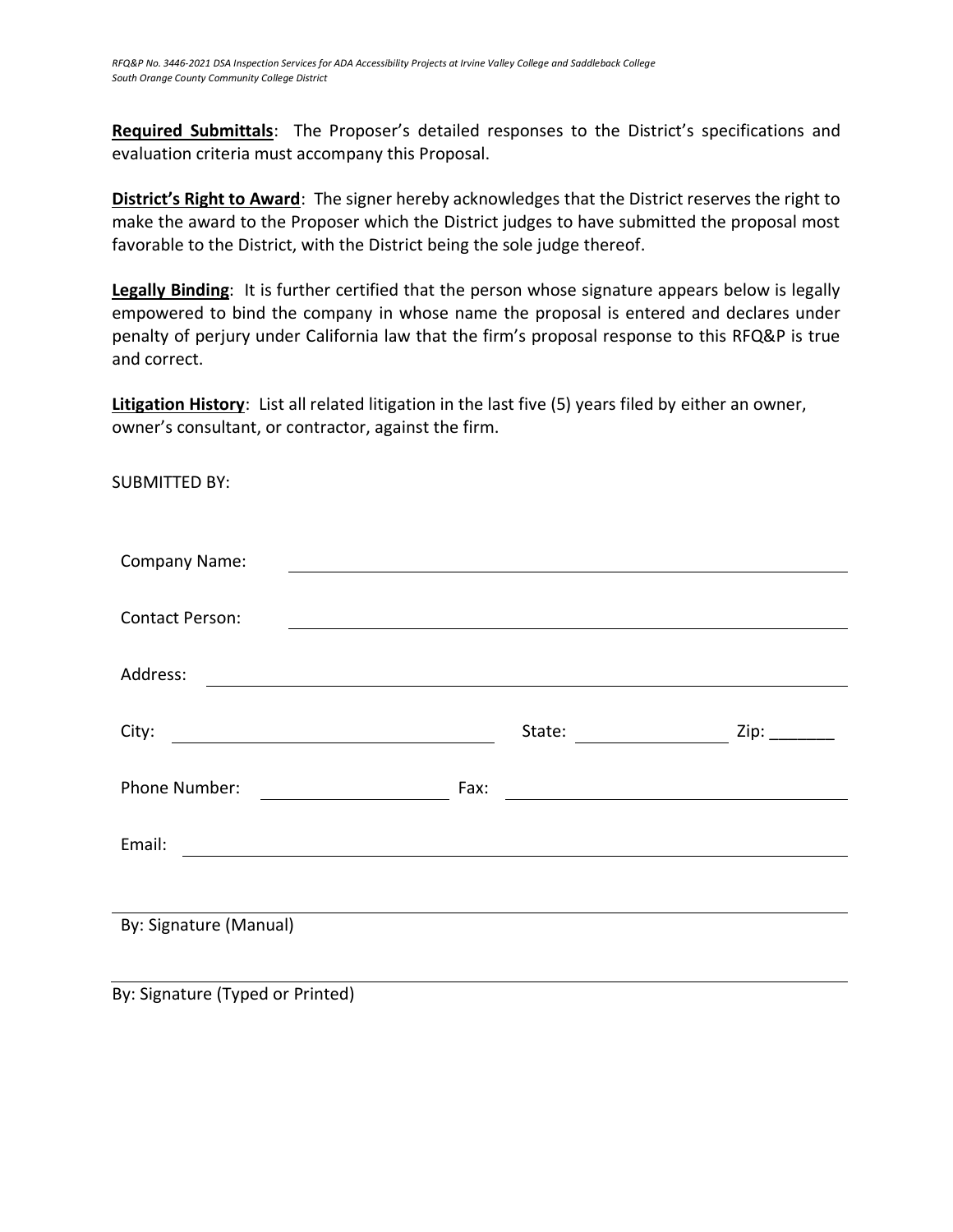**Required Submittals**: The Proposer's detailed responses to the District's specifications and evaluation criteria must accompany this Proposal.

**District's Right to Award**: The signer hereby acknowledges that the District reserves the right to make the award to the Proposer which the District judges to have submitted the proposal most favorable to the District, with the District being the sole judge thereof.

**Legally Binding**: It is further certified that the person whose signature appears below is legally empowered to bind the company in whose name the proposal is entered and declares under penalty of perjury under California law that the firm's proposal response to this RFQ&P is true and correct.

**Litigation History**: List all related litigation in the last five (5) years filed by either an owner, owner's consultant, or contractor, against the firm.

SUBMITTED BY:

Company Name: ______________________________

Contact Person: ______________________________

Address: ______________________________

City: ______________________ State: ______________ Zip: _______

Phone Number: ______________ Fax: ______________________

Email: ______________________________

______________________________
By: Signature (Manual)

______________________________
By: Signature (Typed or Printed)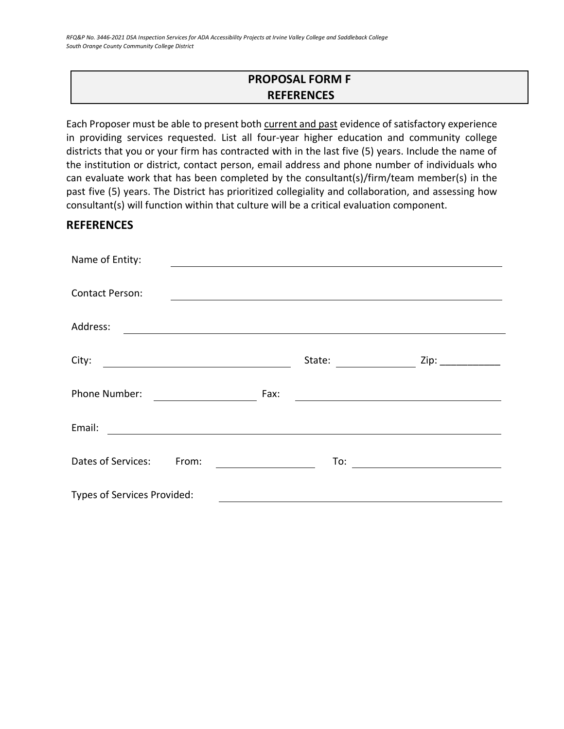## PROPOSAL FORM F
## REFERENCES

Each Proposer must be able to present both current and past evidence of satisfactory experience in providing services requested. List all four-year higher education and community college districts that you or your firm has contracted with in the last five (5) years. Include the name of the institution or district, contact person, email address and phone number of individuals who can evaluate work that has been completed by the consultant(s)/firm/team member(s) in the past five (5) years. The District has prioritized collegiality and collaboration, and assessing how consultant(s) will function within that culture will be a critical evaluation component.

### REFERENCES

Name of Entity: ____________________

Contact Person: ____________________

Address: ____________________

City: ____________________ State: __________ Zip: __________

Phone Number: __________ Fax: ____________________

Email: ____________________

Dates of Services: From: __________ To: __________

Types of Services Provided: ____________________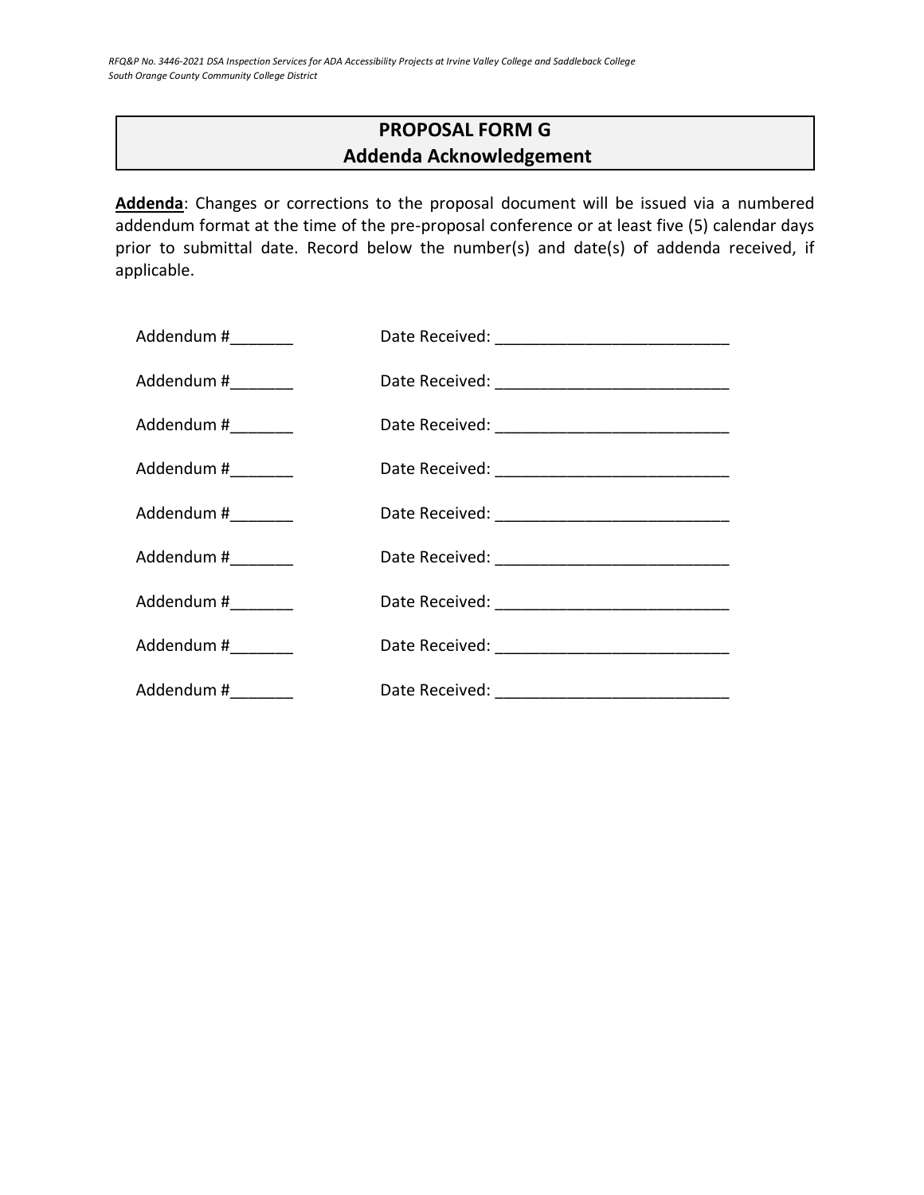## PROPOSAL FORM G
## Addenda Acknowledgement

**Addenda**: Changes or corrections to the proposal document will be issued via a numbered addendum format at the time of the pre-proposal conference or at least five (5) calendar days prior to submittal date. Record below the number(s) and date(s) of addenda received, if applicable.

Addendum #_______ Date Received: __________________________

Addendum #_______ Date Received: __________________________

Addendum #_______ Date Received: __________________________

Addendum #_______ Date Received: __________________________

Addendum #_______ Date Received: __________________________

Addendum #_______ Date Received: __________________________

Addendum #_______ Date Received: __________________________

Addendum #_______ Date Received: __________________________

Addendum #_______ Date Received: __________________________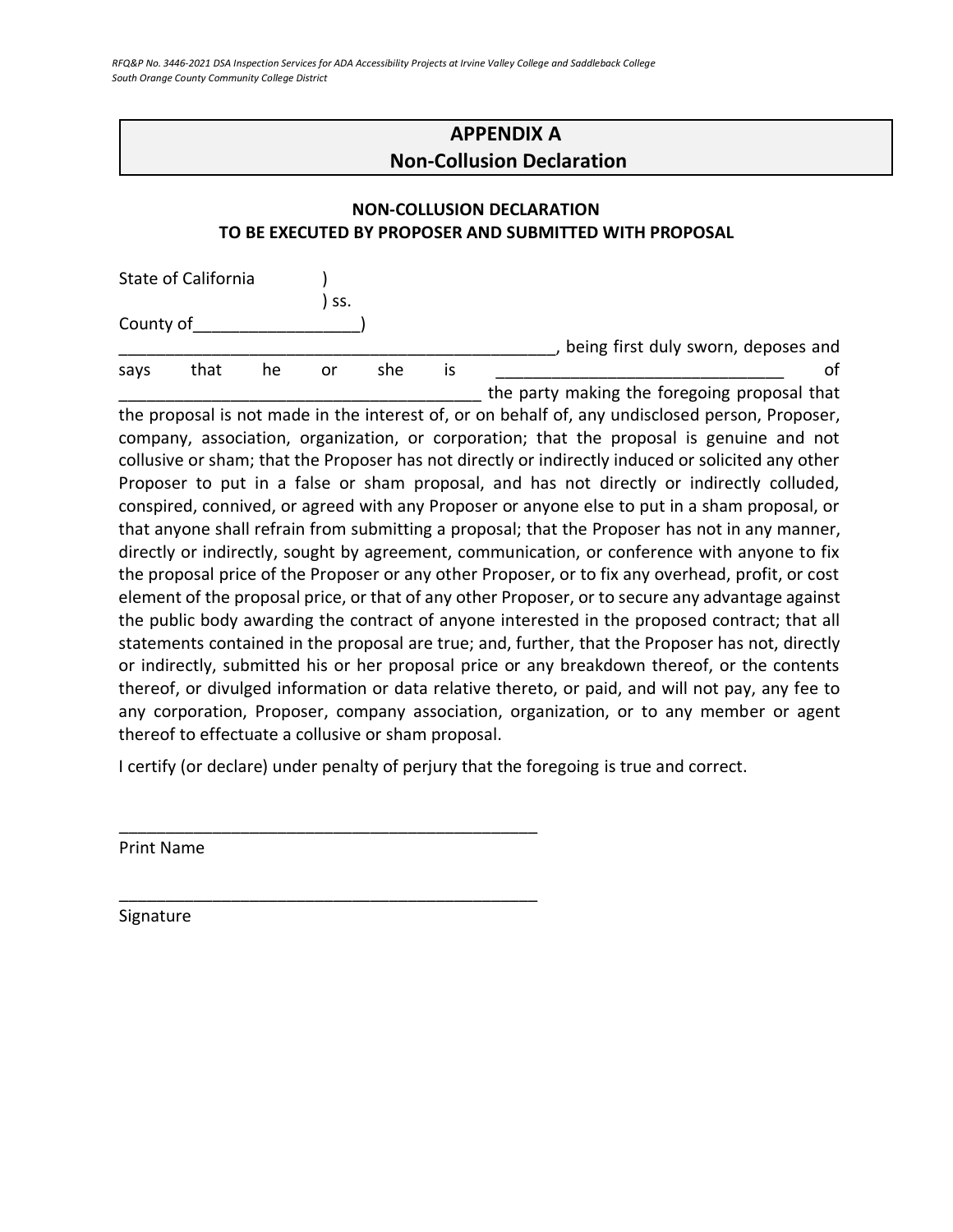## APPENDIX A
## Non-Collusion Declaration

### NON-COLLUSION DECLARATION
### TO BE EXECUTED BY PROPOSER AND SUBMITTED WITH PROPOSAL

State of California )
) ss.
County of_________________)

_______________________________________________, being first duly sworn, deposes and says that he or she is _____________________________ of _______________________________________ the party making the foregoing proposal that the proposal is not made in the interest of, or on behalf of, any undisclosed person, Proposer, company, association, organization, or corporation; that the proposal is genuine and not collusive or sham; that the Proposer has not directly or indirectly induced or solicited any other Proposer to put in a false or sham proposal, and has not directly or indirectly colluded, conspired, connived, or agreed with any Proposer or anyone else to put in a sham proposal, or that anyone shall refrain from submitting a proposal; that the Proposer has not in any manner, directly or indirectly, sought by agreement, communication, or conference with anyone to fix the proposal price of the Proposer or any other Proposer, or to fix any overhead, profit, or cost element of the proposal price, or that of any other Proposer, or to secure any advantage against the public body awarding the contract of anyone interested in the proposed contract; that all statements contained in the proposal are true; and, further, that the Proposer has not, directly or indirectly, submitted his or her proposal price or any breakdown thereof, or the contents thereof, or divulged information or data relative thereto, or paid, and will not pay, any fee to any corporation, Proposer, company association, organization, or to any member or agent thereof to effectuate a collusive or sham proposal.

I certify (or declare) under penalty of perjury that the foregoing is true and correct.

_______________________________________________
Print Name

_______________________________________________
Signature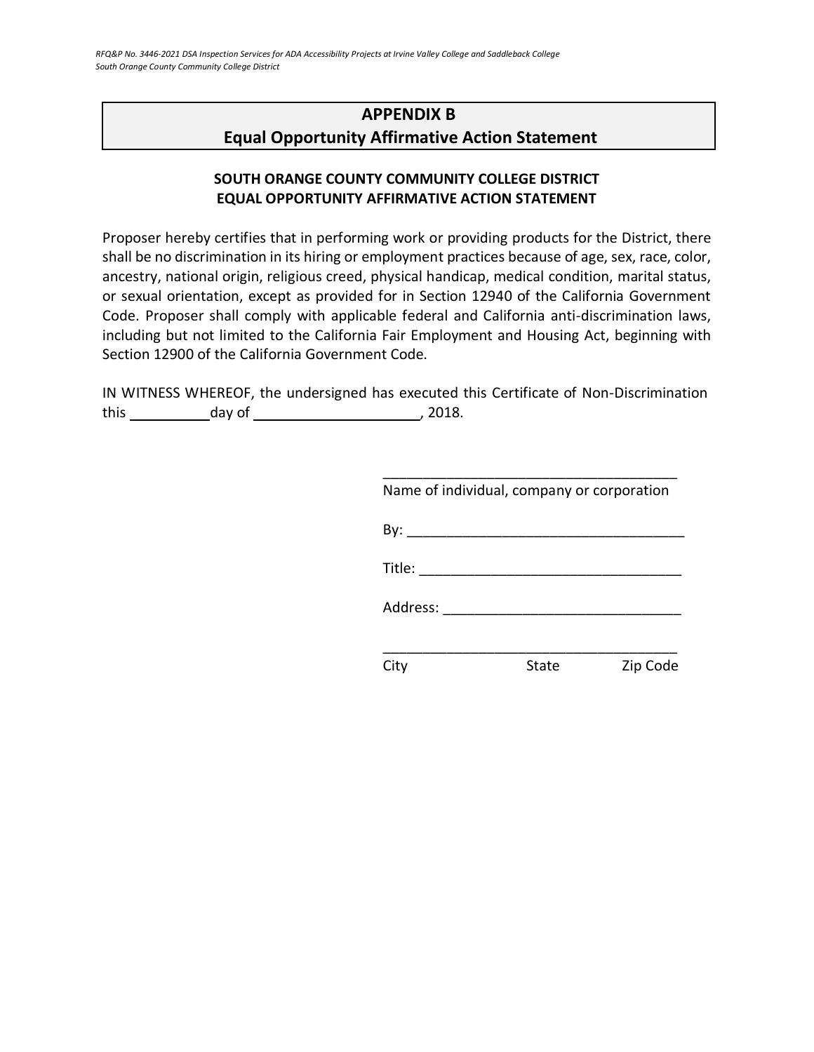## APPENDIX B
## Equal Opportunity Affirmative Action Statement

### SOUTH ORANGE COUNTY COMMUNITY COLLEGE DISTRICT
### EQUAL OPPORTUNITY AFFIRMATIVE ACTION STATEMENT

Proposer hereby certifies that in performing work or providing products for the District, there shall be no discrimination in its hiring or employment practices because of age, sex, race, color, ancestry, national origin, religious creed, physical handicap, medical condition, marital status, or sexual orientation, except as provided for in Section 12940 of the California Government Code. Proposer shall comply with applicable federal and California anti-discrimination laws, including but not limited to the California Fair Employment and Housing Act, beginning with Section 12900 of the California Government Code.

IN WITNESS WHEREOF, the undersigned has executed this Certificate of Non-Discrimination this __________ day of ____________________, 2018.

_____________________________________
Name of individual, company or corporation

By: __________________________________

Title: ________________________________

Address: _____________________________

_____________________________________
City State Zip Code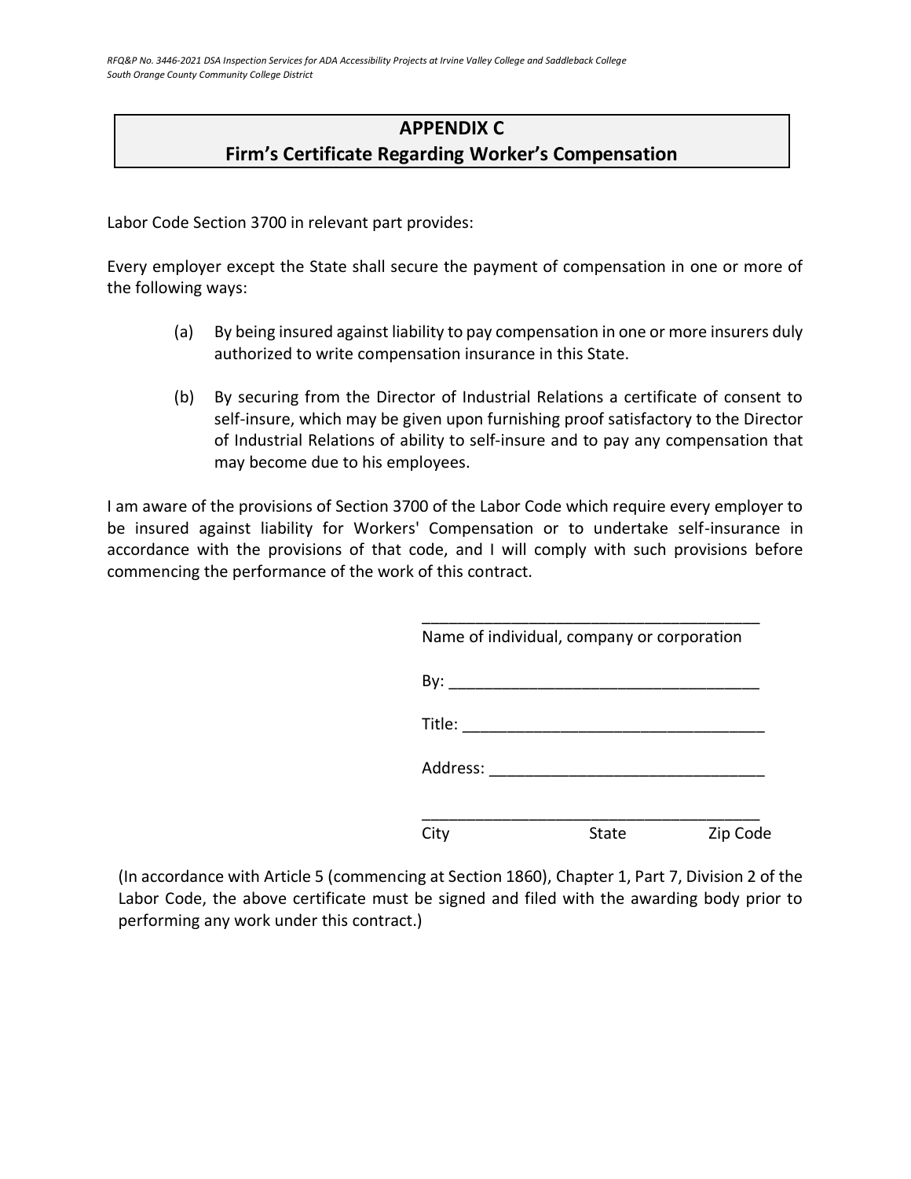# APPENDIX C
## Firm's Certificate Regarding Worker's Compensation

Labor Code Section 3700 in relevant part provides:

Every employer except the State shall secure the payment of compensation in one or more of the following ways:

(a) By being insured against liability to pay compensation in one or more insurers duly authorized to write compensation insurance in this State.

(b) By securing from the Director of Industrial Relations a certificate of consent to self-insure, which may be given upon furnishing proof satisfactory to the Director of Industrial Relations of ability to self-insure and to pay any compensation that may become due to his employees.

I am aware of the provisions of Section 3700 of the Labor Code which require every employer to be insured against liability for Workers' Compensation or to undertake self-insurance in accordance with the provisions of that code, and I will comply with such provisions before commencing the performance of the work of this contract.

_______________________________________
Name of individual, company or corporation

By: ___________________________________

Title: __________________________________

Address: _______________________________

_______________________________________
City                    State                    Zip Code

(In accordance with Article 5 (commencing at Section 1860), Chapter 1, Part 7, Division 2 of the Labor Code, the above certificate must be signed and filed with the awarding body prior to performing any work under this contract.)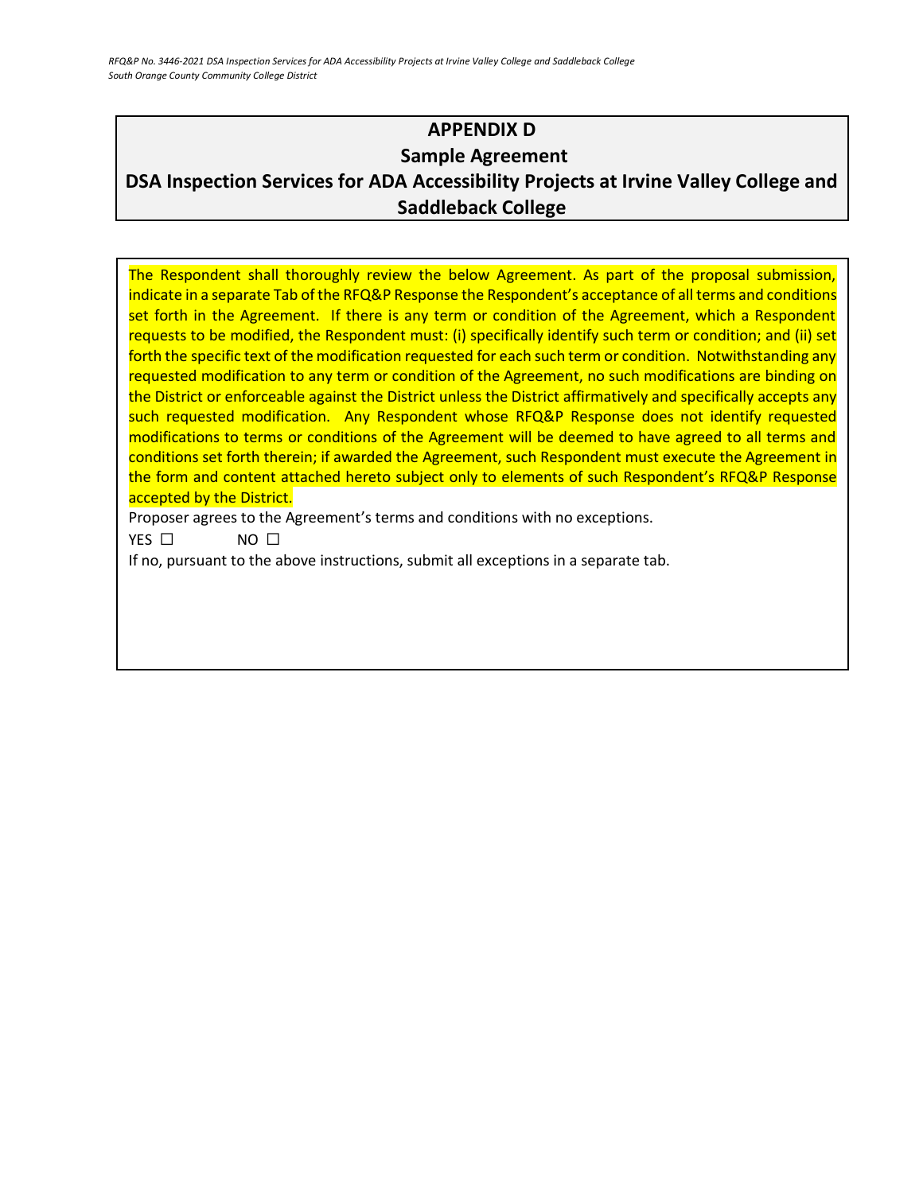# APPENDIX D

## Sample Agreement

## DSA Inspection Services for ADA Accessibility Projects at Irvine Valley College and Saddleback College

The Respondent shall thoroughly review the below Agreement. As part of the proposal submission, indicate in a separate Tab of the RFQ&P Response the Respondent's acceptance of all terms and conditions set forth in the Agreement. If there is any term or condition of the Agreement, which a Respondent requests to be modified, the Respondent must: (i) specifically identify such term or condition; and (ii) set forth the specific text of the modification requested for each such term or condition. Notwithstanding any requested modification to any term or condition of the Agreement, no such modifications are binding on the District or enforceable against the District unless the District affirmatively and specifically accepts any such requested modification. Any Respondent whose RFQ&P Response does not identify requested modifications to terms or conditions of the Agreement will be deemed to have agreed to all terms and conditions set forth therein; if awarded the Agreement, such Respondent must execute the Agreement in the form and content attached hereto subject only to elements of such Respondent's RFQ&P Response accepted by the District.

Proposer agrees to the Agreement's terms and conditions with no exceptions.

YES ☐ NO ☐

If no, pursuant to the above instructions, submit all exceptions in a separate tab.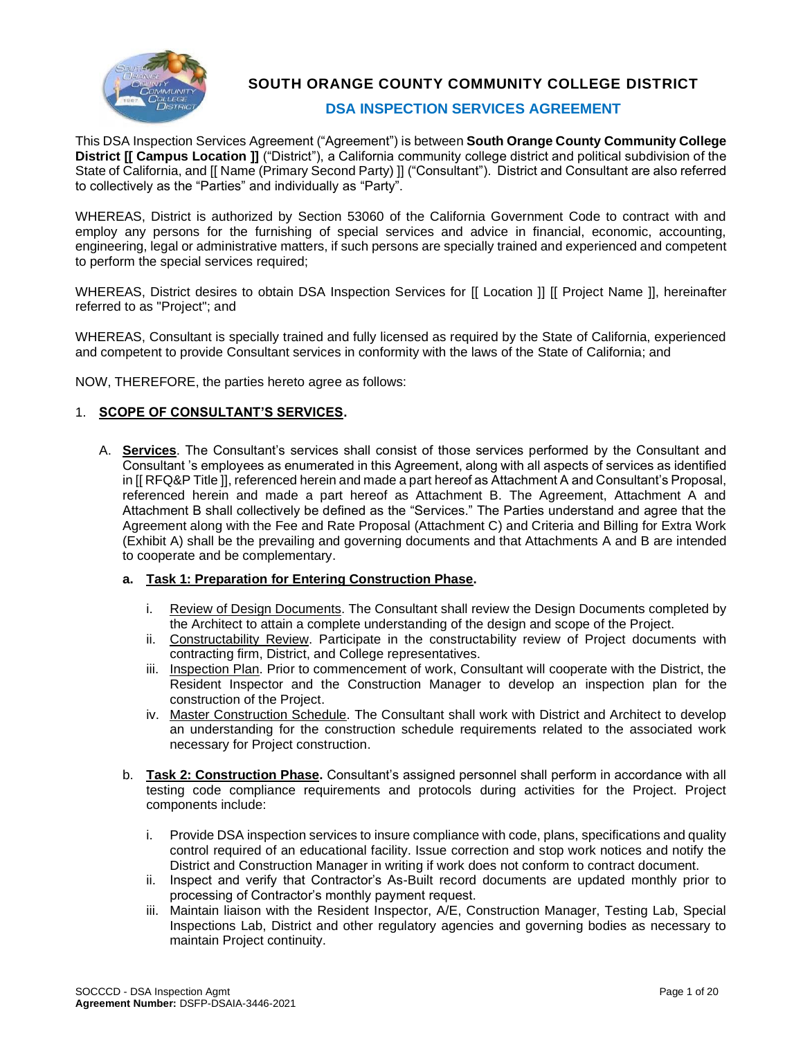# SOUTH ORANGE COUNTY COMMUNITY COLLEGE DISTRICT

## DSA INSPECTION SERVICES AGREEMENT

This DSA Inspection Services Agreement ("Agreement") is between **South Orange County Community College District [[ Campus Location ]]** ("District"), a California community college district and political subdivision of the State of California, and [[ Name (Primary Second Party) ]] ("Consultant"). District and Consultant are also referred to collectively as the "Parties" and individually as "Party".

WHEREAS, District is authorized by Section 53060 of the California Government Code to contract with and employ any persons for the furnishing of special services and advice in financial, economic, accounting, engineering, legal or administrative matters, if such persons are specially trained and experienced and competent to perform the special services required;

WHEREAS, District desires to obtain DSA Inspection Services for [[ Location ]] [[ Project Name ]], hereinafter referred to as "Project"; and

WHEREAS, Consultant is specially trained and fully licensed as required by the State of California, experienced and competent to provide Consultant services in conformity with the laws of the State of California; and

NOW, THEREFORE, the parties hereto agree as follows:

1. **SCOPE OF CONSULTANT'S SERVICES.**

   A. **Services**. The Consultant's services shall consist of those services performed by the Consultant and Consultant 's employees as enumerated in this Agreement, along with all aspects of services as identified in [[ RFQ&P Title ]], referenced herein and made a part hereof as Attachment A and Consultant's Proposal, referenced herein and made a part hereof as Attachment B. The Agreement, Attachment A and Attachment B shall collectively be defined as the "Services." The Parties understand and agree that the Agreement along with the Fee and Rate Proposal (Attachment C) and Criteria and Billing for Extra Work (Exhibit A) shall be the prevailing and governing documents and that Attachments A and B are intended to cooperate and be complementary.

      a. **Task 1: Preparation for Entering Construction Phase.**

         i. Review of Design Documents. The Consultant shall review the Design Documents completed by the Architect to attain a complete understanding of the design and scope of the Project.

         ii. Constructability Review. Participate in the constructability review of Project documents with contracting firm, District, and College representatives.

         iii. Inspection Plan. Prior to commencement of work, Consultant will cooperate with the District, the Resident Inspector and the Construction Manager to develop an inspection plan for the construction of the Project.

         iv. Master Construction Schedule. The Consultant shall work with District and Architect to develop an understanding for the construction schedule requirements related to the associated work necessary for Project construction.

      b. **Task 2: Construction Phase.** Consultant's assigned personnel shall perform in accordance with all testing code compliance requirements and protocols during activities for the Project. Project components include:

         i. Provide DSA inspection services to insure compliance with code, plans, specifications and quality control required of an educational facility. Issue correction and stop work notices and notify the District and Construction Manager in writing if work does not conform to contract document.

         ii. Inspect and verify that Contractor's As-Built record documents are updated monthly prior to processing of Contractor's monthly payment request.

         iii. Maintain liaison with the Resident Inspector, A/E, Construction Manager, Testing Lab, Special Inspections Lab, District and other regulatory agencies and governing bodies as necessary to maintain Project continuity.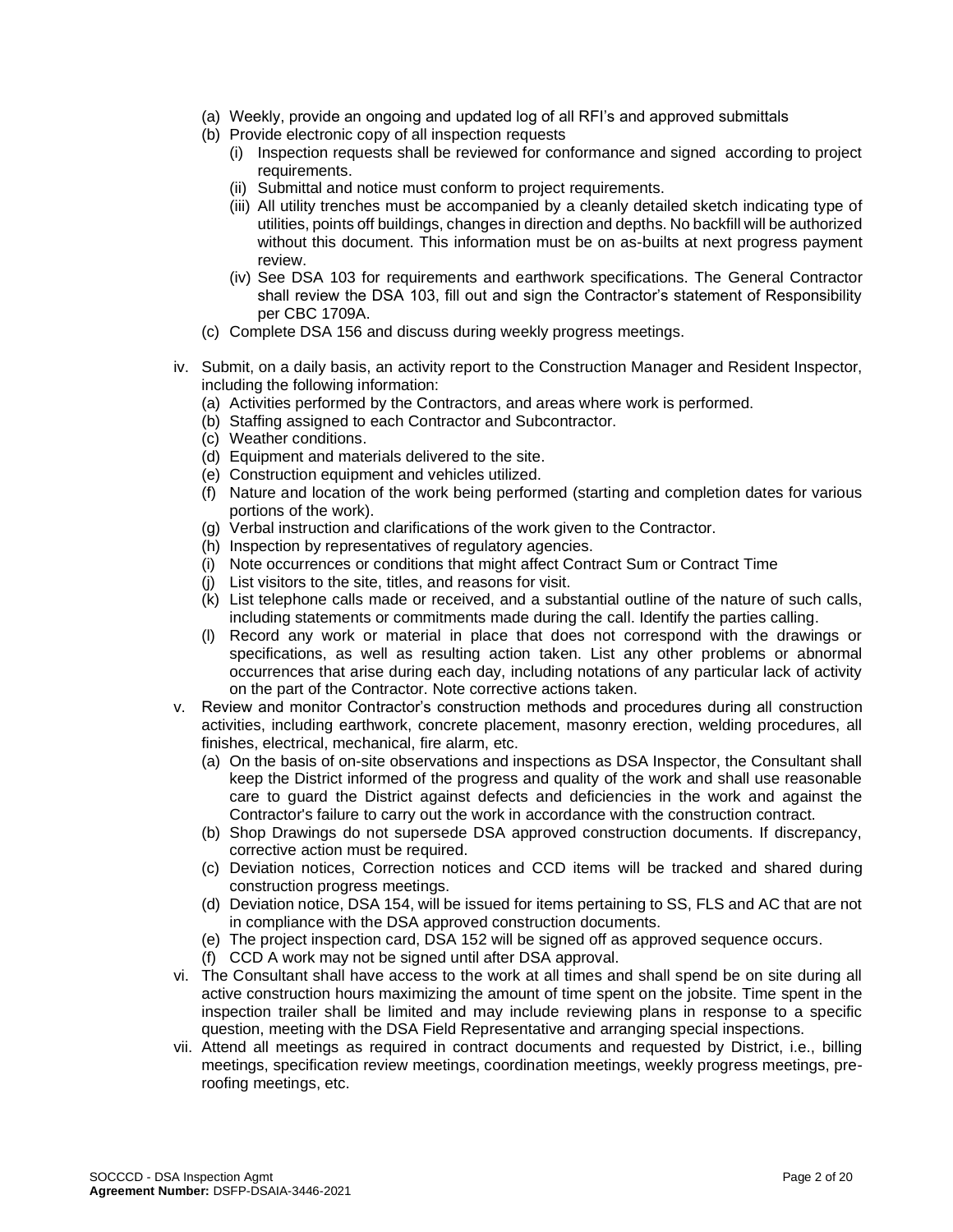(a) Weekly, provide an ongoing and updated log of all RFI's and approved submittals

(b) Provide electronic copy of all inspection requests

   (i) Inspection requests shall be reviewed for conformance and signed according to project requirements.

   (ii) Submittal and notice must conform to project requirements.

   (iii) All utility trenches must be accompanied by a cleanly detailed sketch indicating type of utilities, points off buildings, changes in direction and depths. No backfill will be authorized without this document. This information must be on as-builts at next progress payment review.

   (iv) See DSA 103 for requirements and earthwork specifications. The General Contractor shall review the DSA 103, fill out and sign the Contractor's statement of Responsibility per CBC 1709A.

(c) Complete DSA 156 and discuss during weekly progress meetings.

iv. Submit, on a daily basis, an activity report to the Construction Manager and Resident Inspector, including the following information:

(a) Activities performed by the Contractors, and areas where work is performed.

(b) Staffing assigned to each Contractor and Subcontractor.

(c) Weather conditions.

(d) Equipment and materials delivered to the site.

(e) Construction equipment and vehicles utilized.

(f) Nature and location of the work being performed (starting and completion dates for various portions of the work).

(g) Verbal instruction and clarifications of the work given to the Contractor.

(h) Inspection by representatives of regulatory agencies.

(i) Note occurrences or conditions that might affect Contract Sum or Contract Time

(j) List visitors to the site, titles, and reasons for visit.

(k) List telephone calls made or received, and a substantial outline of the nature of such calls, including statements or commitments made during the call. Identify the parties calling.

(l) Record any work or material in place that does not correspond with the drawings or specifications, as well as resulting action taken. List any other problems or abnormal occurrences that arise during each day, including notations of any particular lack of activity on the part of the Contractor. Note corrective actions taken.

v. Review and monitor Contractor's construction methods and procedures during all construction activities, including earthwork, concrete placement, masonry erection, welding procedures, all finishes, electrical, mechanical, fire alarm, etc.

(a) On the basis of on-site observations and inspections as DSA Inspector, the Consultant shall keep the District informed of the progress and quality of the work and shall use reasonable care to guard the District against defects and deficiencies in the work and against the Contractor's failure to carry out the work in accordance with the construction contract.

(b) Shop Drawings do not supersede DSA approved construction documents. If discrepancy, corrective action must be required.

(c) Deviation notices, Correction notices and CCD items will be tracked and shared during construction progress meetings.

(d) Deviation notice, DSA 154, will be issued for items pertaining to SS, FLS and AC that are not in compliance with the DSA approved construction documents.

(e) The project inspection card, DSA 152 will be signed off as approved sequence occurs.

(f) CCD A work may not be signed until after DSA approval.

vi. The Consultant shall have access to the work at all times and shall spend be on site during all active construction hours maximizing the amount of time spent on the jobsite. Time spent in the inspection trailer shall be limited and may include reviewing plans in response to a specific question, meeting with the DSA Field Representative and arranging special inspections.

vii. Attend all meetings as required in contract documents and requested by District, i.e., billing meetings, specification review meetings, coordination meetings, weekly progress meetings, pre-roofing meetings, etc.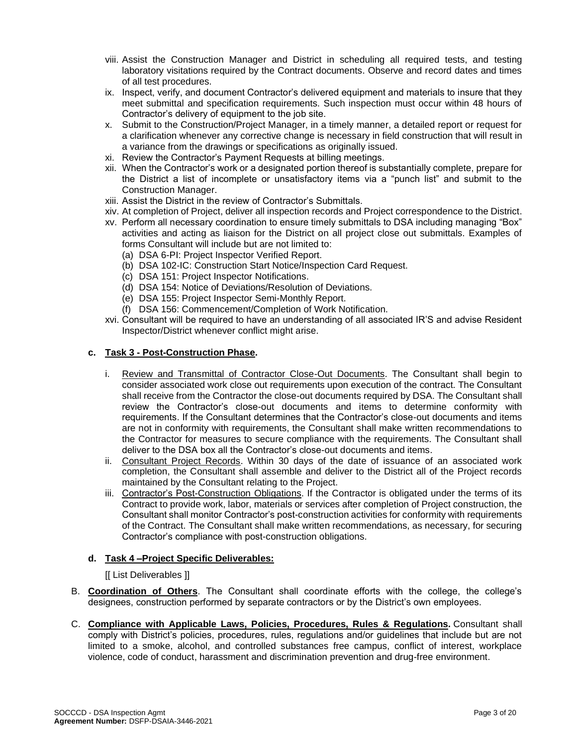viii. Assist the Construction Manager and District in scheduling all required tests, and testing laboratory visitations required by the Contract documents. Observe and record dates and times of all test procedures.

ix. Inspect, verify, and document Contractor's delivered equipment and materials to insure that they meet submittal and specification requirements. Such inspection must occur within 48 hours of Contractor's delivery of equipment to the job site.

x. Submit to the Construction/Project Manager, in a timely manner, a detailed report or request for a clarification whenever any corrective change is necessary in field construction that will result in a variance from the drawings or specifications as originally issued.

xi. Review the Contractor's Payment Requests at billing meetings.

xii. When the Contractor's work or a designated portion thereof is substantially complete, prepare for the District a list of incomplete or unsatisfactory items via a "punch list" and submit to the Construction Manager.

xiii. Assist the District in the review of Contractor's Submittals.

xiv. At completion of Project, deliver all inspection records and Project correspondence to the District.

xv. Perform all necessary coordination to ensure timely submittals to DSA including managing "Box" activities and acting as liaison for the District on all project close out submittals. Examples of forms Consultant will include but are not limited to:
   - (a) DSA 6-PI: Project Inspector Verified Report.
   - (b) DSA 102-IC: Construction Start Notice/Inspection Card Request.
   - (c) DSA 151: Project Inspector Notifications.
   - (d) DSA 154: Notice of Deviations/Resolution of Deviations.
   - (e) DSA 155: Project Inspector Semi-Monthly Report.
   - (f) DSA 156: Commencement/Completion of Work Notification.

xvi. Consultant will be required to have an understanding of all associated IR'S and advise Resident Inspector/District whenever conflict might arise.

**c. <u>Task 3 - Post-Construction Phase</u>.**

i. <u>Review and Transmittal of Contractor Close-Out Documents</u>. The Consultant shall begin to consider associated work close out requirements upon execution of the contract. The Consultant shall receive from the Contractor the close-out documents required by DSA. The Consultant shall review the Contractor's close-out documents and items to determine conformity with requirements. If the Consultant determines that the Contractor's close-out documents and items are not in conformity with requirements, the Consultant shall make written recommendations to the Contractor for measures to secure compliance with the requirements. The Consultant shall deliver to the DSA box all the Contractor's close-out documents and items.

ii. <u>Consultant Project Records</u>. Within 30 days of the date of issuance of an associated work completion, the Consultant shall assemble and deliver to the District all of the Project records maintained by the Consultant relating to the Project.

iii. <u>Contractor's Post-Construction Obligations</u>. If the Contractor is obligated under the terms of its Contract to provide work, labor, materials or services after completion of Project construction, the Consultant shall monitor Contractor's post-construction activities for conformity with requirements of the Contract. The Consultant shall make written recommendations, as necessary, for securing Contractor's compliance with post-construction obligations.

**d. <u>Task 4 –Project Specific Deliverables:</u>**

[[ List Deliverables ]]

B. **<u>Coordination of Others</u>**. The Consultant shall coordinate efforts with the college, the college's designees, construction performed by separate contractors or by the District's own employees.

C. **<u>Compliance with Applicable Laws, Policies, Procedures, Rules & Regulations.</u>** Consultant shall comply with District's policies, procedures, rules, regulations and/or guidelines that include but are not limited to a smoke, alcohol, and controlled substances free campus, conflict of interest, workplace violence, code of conduct, harassment and discrimination prevention and drug-free environment.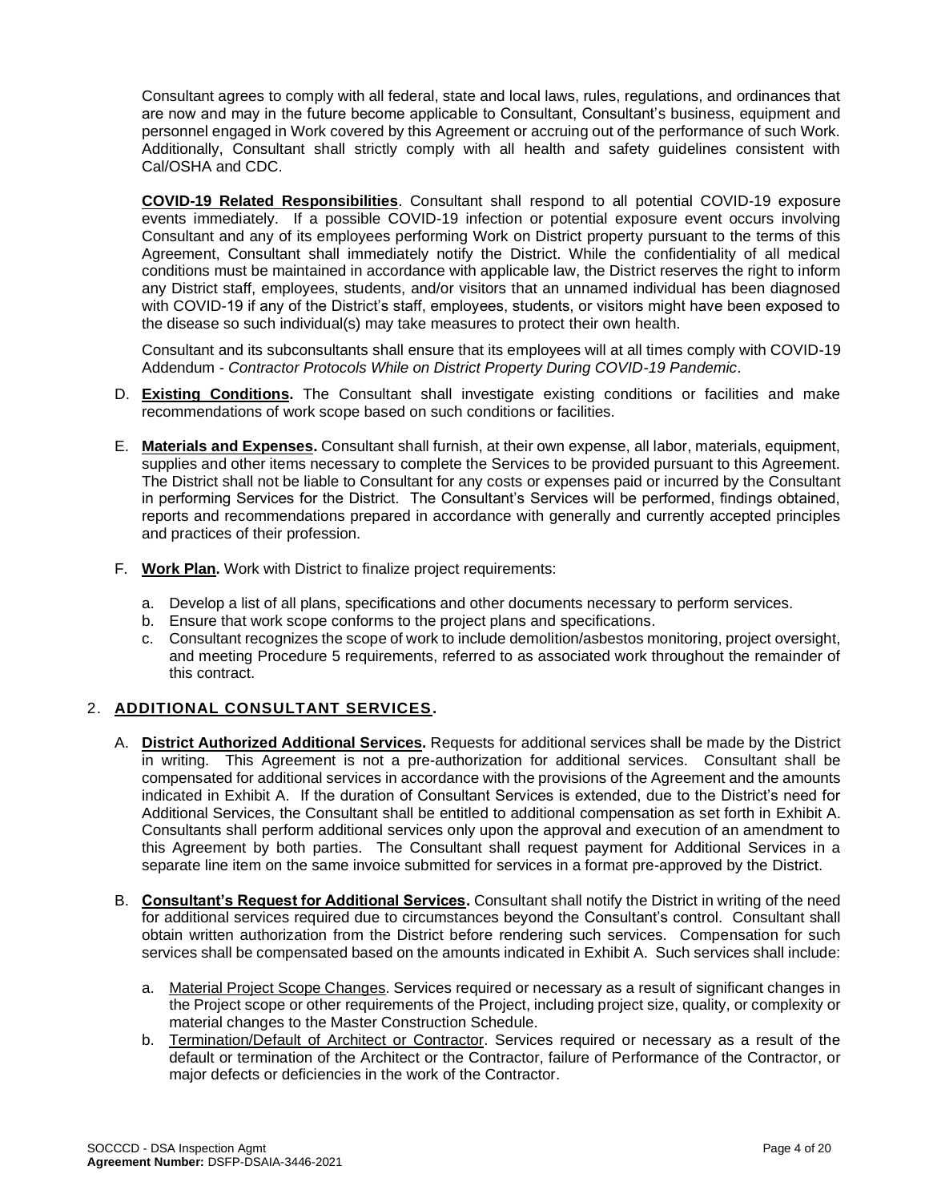Consultant agrees to comply with all federal, state and local laws, rules, regulations, and ordinances that are now and may in the future become applicable to Consultant, Consultant's business, equipment and personnel engaged in Work covered by this Agreement or accruing out of the performance of such Work. Additionally, Consultant shall strictly comply with all health and safety guidelines consistent with Cal/OSHA and CDC.

**COVID-19 Related Responsibilities**. Consultant shall respond to all potential COVID-19 exposure events immediately. If a possible COVID-19 infection or potential exposure event occurs involving Consultant and any of its employees performing Work on District property pursuant to the terms of this Agreement, Consultant shall immediately notify the District. While the confidentiality of all medical conditions must be maintained in accordance with applicable law, the District reserves the right to inform any District staff, employees, students, and/or visitors that an unnamed individual has been diagnosed with COVID-19 if any of the District's staff, employees, students, or visitors might have been exposed to the disease so such individual(s) may take measures to protect their own health.

Consultant and its subconsultants shall ensure that its employees will at all times comply with COVID-19 Addendum - *Contractor Protocols While on District Property During COVID-19 Pandemic*.

D. **Existing Conditions.** The Consultant shall investigate existing conditions or facilities and make recommendations of work scope based on such conditions or facilities.

E. **Materials and Expenses.** Consultant shall furnish, at their own expense, all labor, materials, equipment, supplies and other items necessary to complete the Services to be provided pursuant to this Agreement. The District shall not be liable to Consultant for any costs or expenses paid or incurred by the Consultant in performing Services for the District. The Consultant's Services will be performed, findings obtained, reports and recommendations prepared in accordance with generally and currently accepted principles and practices of their profession.

F. **Work Plan.** Work with District to finalize project requirements:

   a. Develop a list of all plans, specifications and other documents necessary to perform services.
   b. Ensure that work scope conforms to the project plans and specifications.
   c. Consultant recognizes the scope of work to include demolition/asbestos monitoring, project oversight, and meeting Procedure 5 requirements, referred to as associated work throughout the remainder of this contract.

## 2. ADDITIONAL CONSULTANT SERVICES.

A. **District Authorized Additional Services.** Requests for additional services shall be made by the District in writing. This Agreement is not a pre-authorization for additional services. Consultant shall be compensated for additional services in accordance with the provisions of the Agreement and the amounts indicated in Exhibit A. If the duration of Consultant Services is extended, due to the District's need for Additional Services, the Consultant shall be entitled to additional compensation as set forth in Exhibit A. Consultants shall perform additional services only upon the approval and execution of an amendment to this Agreement by both parties. The Consultant shall request payment for Additional Services in a separate line item on the same invoice submitted for services in a format pre-approved by the District.

B. **Consultant's Request for Additional Services.** Consultant shall notify the District in writing of the need for additional services required due to circumstances beyond the Consultant's control. Consultant shall obtain written authorization from the District before rendering such services. Compensation for such services shall be compensated based on the amounts indicated in Exhibit A. Such services shall include:

   a. Material Project Scope Changes. Services required or necessary as a result of significant changes in the Project scope or other requirements of the Project, including project size, quality, or complexity or material changes to the Master Construction Schedule.
   b. Termination/Default of Architect or Contractor. Services required or necessary as a result of the default or termination of the Architect or the Contractor, failure of Performance of the Contractor, or major defects or deficiencies in the work of the Contractor.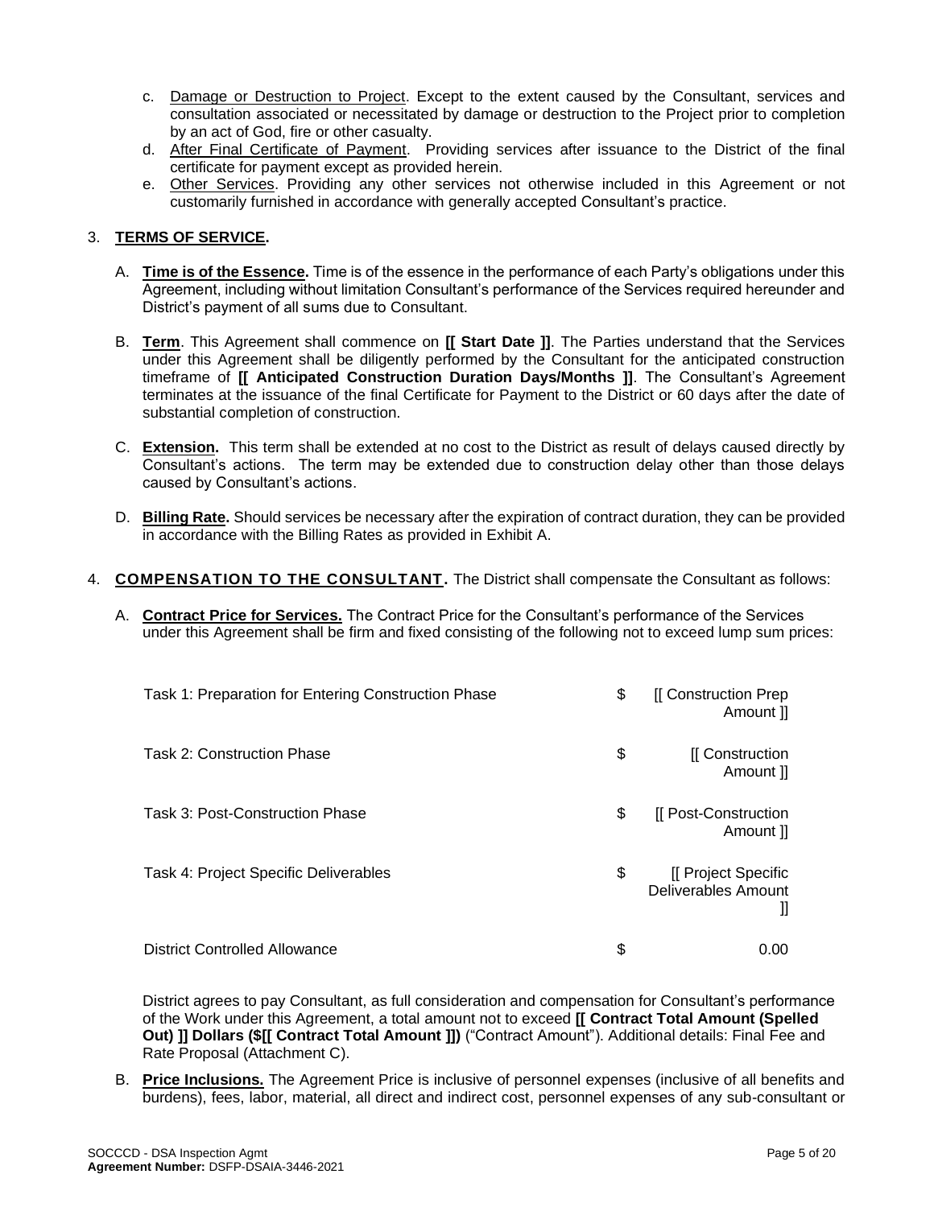c. Damage or Destruction to Project. Except to the extent caused by the Consultant, services and consultation associated or necessitated by damage or destruction to the Project prior to completion by an act of God, fire or other casualty.
d. After Final Certificate of Payment. Providing services after issuance to the District of the final certificate for payment except as provided herein.
e. Other Services. Providing any other services not otherwise included in this Agreement or not customarily furnished in accordance with generally accepted Consultant's practice.

3. **TERMS OF SERVICE.**

A. **Time is of the Essence.** Time is of the essence in the performance of each Party's obligations under this Agreement, including without limitation Consultant's performance of the Services required hereunder and District's payment of all sums due to Consultant.

B. **Term**. This Agreement shall commence on **[[ Start Date ]]**. The Parties understand that the Services under this Agreement shall be diligently performed by the Consultant for the anticipated construction timeframe of **[[ Anticipated Construction Duration Days/Months ]]**. The Consultant's Agreement terminates at the issuance of the final Certificate for Payment to the District or 60 days after the date of substantial completion of construction.

C. **Extension.** This term shall be extended at no cost to the District as result of delays caused directly by Consultant's actions. The term may be extended due to construction delay other than those delays caused by Consultant's actions.

D. **Billing Rate.** Should services be necessary after the expiration of contract duration, they can be provided in accordance with the Billing Rates as provided in Exhibit A.

4. **COMPENSATION TO THE CONSULTANT.** The District shall compensate the Consultant as follows:

A. **Contract Price for Services.** The Contract Price for the Consultant's performance of the Services under this Agreement shall be firm and fixed consisting of the following not to exceed lump sum prices:

| | | |
|---|---|---|
| Task 1: Preparation for Entering Construction Phase | $ | [[ Construction Prep Amount ]] |
| Task 2: Construction Phase | $ | [[ Construction Amount ]] |
| Task 3: Post-Construction Phase | $ | [[ Post-Construction Amount ]] |
| Task 4: Project Specific Deliverables | $ | [[ Project Specific Deliverables Amount ]] |
| District Controlled Allowance | $ | 0.00 |

District agrees to pay Consultant, as full consideration and compensation for Consultant's performance of the Work under this Agreement, a total amount not to exceed **[[ Contract Total Amount (Spelled Out) ]] Dollars ($[[ Contract Total Amount ]])** ("Contract Amount"). Additional details: Final Fee and Rate Proposal (Attachment C).

B. **Price Inclusions.** The Agreement Price is inclusive of personnel expenses (inclusive of all benefits and burdens), fees, labor, material, all direct and indirect cost, personnel expenses of any sub-consultant or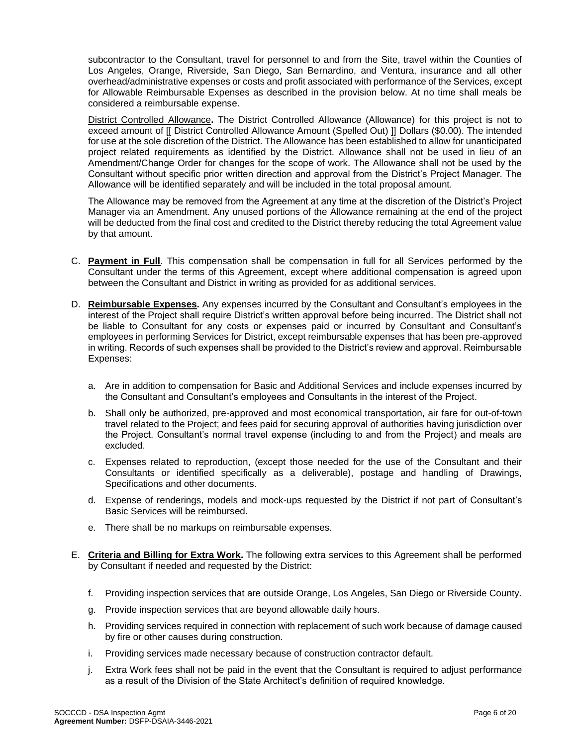subcontractor to the Consultant, travel for personnel to and from the Site, travel within the Counties of Los Angeles, Orange, Riverside, San Diego, San Bernardino, and Ventura, insurance and all other overhead/administrative expenses or costs and profit associated with performance of the Services, except for Allowable Reimbursable Expenses as described in the provision below. At no time shall meals be considered a reimbursable expense.

District Controlled Allowance**.** The District Controlled Allowance (Allowance) for this project is not to exceed amount of [[ District Controlled Allowance Amount (Spelled Out) ]] Dollars ($0.00). The intended for use at the sole discretion of the District. The Allowance has been established to allow for unanticipated project related requirements as identified by the District. Allowance shall not be used in lieu of an Amendment/Change Order for changes for the scope of work. The Allowance shall not be used by the Consultant without specific prior written direction and approval from the District's Project Manager. The Allowance will be identified separately and will be included in the total proposal amount.

The Allowance may be removed from the Agreement at any time at the discretion of the District's Project Manager via an Amendment. Any unused portions of the Allowance remaining at the end of the project will be deducted from the final cost and credited to the District thereby reducing the total Agreement value by that amount.

C. **Payment in Full**. This compensation shall be compensation in full for all Services performed by the Consultant under the terms of this Agreement, except where additional compensation is agreed upon between the Consultant and District in writing as provided for as additional services.

D. **Reimbursable Expenses.** Any expenses incurred by the Consultant and Consultant's employees in the interest of the Project shall require District's written approval before being incurred. The District shall not be liable to Consultant for any costs or expenses paid or incurred by Consultant and Consultant's employees in performing Services for District, except reimbursable expenses that has been pre-approved in writing. Records of such expenses shall be provided to the District's review and approval. Reimbursable Expenses:

   a. Are in addition to compensation for Basic and Additional Services and include expenses incurred by the Consultant and Consultant's employees and Consultants in the interest of the Project.

   b. Shall only be authorized, pre-approved and most economical transportation, air fare for out-of-town travel related to the Project; and fees paid for securing approval of authorities having jurisdiction over the Project. Consultant's normal travel expense (including to and from the Project) and meals are excluded.

   c. Expenses related to reproduction, (except those needed for the use of the Consultant and their Consultants or identified specifically as a deliverable), postage and handling of Drawings, Specifications and other documents.

   d. Expense of renderings, models and mock-ups requested by the District if not part of Consultant's Basic Services will be reimbursed.

   e. There shall be no markups on reimbursable expenses.

E. **Criteria and Billing for Extra Work.** The following extra services to this Agreement shall be performed by Consultant if needed and requested by the District:

   f. Providing inspection services that are outside Orange, Los Angeles, San Diego or Riverside County.

   g. Provide inspection services that are beyond allowable daily hours.

   h. Providing services required in connection with replacement of such work because of damage caused by fire or other causes during construction.

   i. Providing services made necessary because of construction contractor default.

   j. Extra Work fees shall not be paid in the event that the Consultant is required to adjust performance as a result of the Division of the State Architect's definition of required knowledge.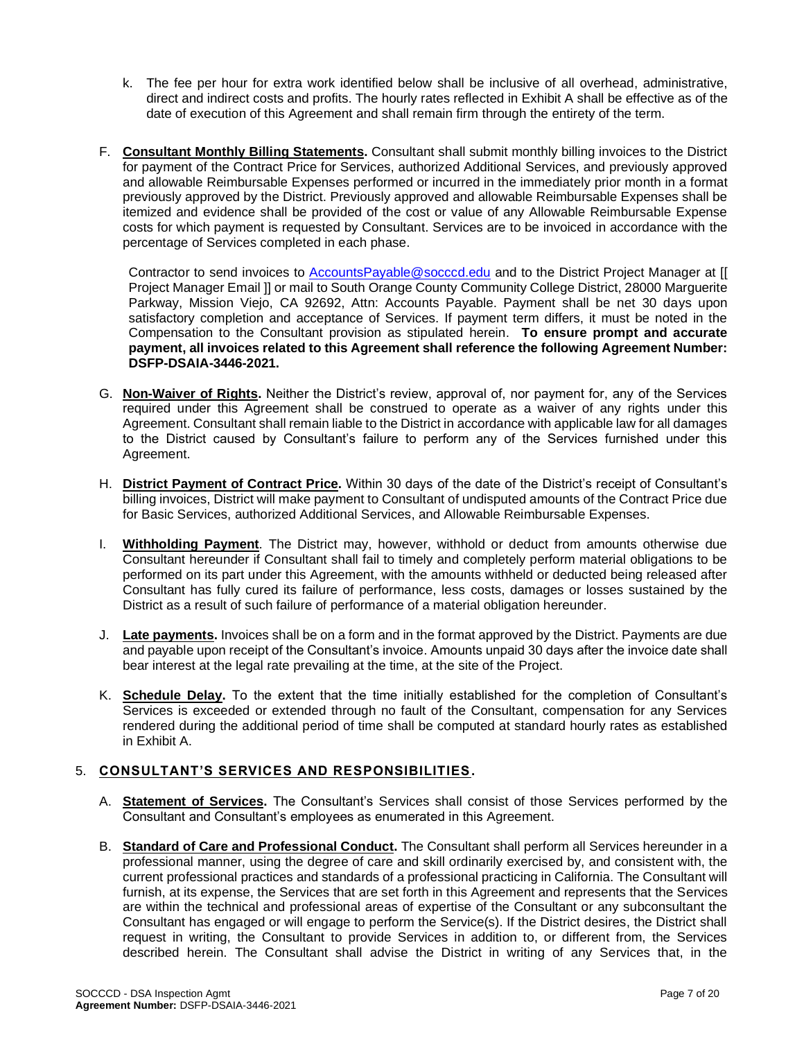k. The fee per hour for extra work identified below shall be inclusive of all overhead, administrative, direct and indirect costs and profits. The hourly rates reflected in Exhibit A shall be effective as of the date of execution of this Agreement and shall remain firm through the entirety of the term.

F. **Consultant Monthly Billing Statements.** Consultant shall submit monthly billing invoices to the District for payment of the Contract Price for Services, authorized Additional Services, and previously approved and allowable Reimbursable Expenses performed or incurred in the immediately prior month in a format previously approved by the District. Previously approved and allowable Reimbursable Expenses shall be itemized and evidence shall be provided of the cost or value of any Allowable Reimbursable Expense costs for which payment is requested by Consultant. Services are to be invoiced in accordance with the percentage of Services completed in each phase.

Contractor to send invoices to AccountsPayable@socccd.edu and to the District Project Manager at [[ Project Manager Email ]] or mail to South Orange County Community College District, 28000 Marguerite Parkway, Mission Viejo, CA 92692, Attn: Accounts Payable. Payment shall be net 30 days upon satisfactory completion and acceptance of Services. If payment term differs, it must be noted in the Compensation to the Consultant provision as stipulated herein. **To ensure prompt and accurate payment, all invoices related to this Agreement shall reference the following Agreement Number: DSFP-DSAIA-3446-2021.**

G. **Non-Waiver of Rights.** Neither the District's review, approval of, nor payment for, any of the Services required under this Agreement shall be construed to operate as a waiver of any rights under this Agreement. Consultant shall remain liable to the District in accordance with applicable law for all damages to the District caused by Consultant's failure to perform any of the Services furnished under this Agreement.

H. **District Payment of Contract Price.** Within 30 days of the date of the District's receipt of Consultant's billing invoices, District will make payment to Consultant of undisputed amounts of the Contract Price due for Basic Services, authorized Additional Services, and Allowable Reimbursable Expenses.

I. **Withholding Payment**. The District may, however, withhold or deduct from amounts otherwise due Consultant hereunder if Consultant shall fail to timely and completely perform material obligations to be performed on its part under this Agreement, with the amounts withheld or deducted being released after Consultant has fully cured its failure of performance, less costs, damages or losses sustained by the District as a result of such failure of performance of a material obligation hereunder.

J. **Late payments.** Invoices shall be on a form and in the format approved by the District. Payments are due and payable upon receipt of the Consultant's invoice. Amounts unpaid 30 days after the invoice date shall bear interest at the legal rate prevailing at the time, at the site of the Project.

K. **Schedule Delay.** To the extent that the time initially established for the completion of Consultant's Services is exceeded or extended through no fault of the Consultant, compensation for any Services rendered during the additional period of time shall be computed at standard hourly rates as established in Exhibit A.

## 5. CONSULTANT'S SERVICES AND RESPONSIBILITIES.

A. **Statement of Services.** The Consultant's Services shall consist of those Services performed by the Consultant and Consultant's employees as enumerated in this Agreement.

B. **Standard of Care and Professional Conduct.** The Consultant shall perform all Services hereunder in a professional manner, using the degree of care and skill ordinarily exercised by, and consistent with, the current professional practices and standards of a professional practicing in California. The Consultant will furnish, at its expense, the Services that are set forth in this Agreement and represents that the Services are within the technical and professional areas of expertise of the Consultant or any subconsultant the Consultant has engaged or will engage to perform the Service(s). If the District desires, the District shall request in writing, the Consultant to provide Services in addition to, or different from, the Services described herein. The Consultant shall advise the District in writing of any Services that, in the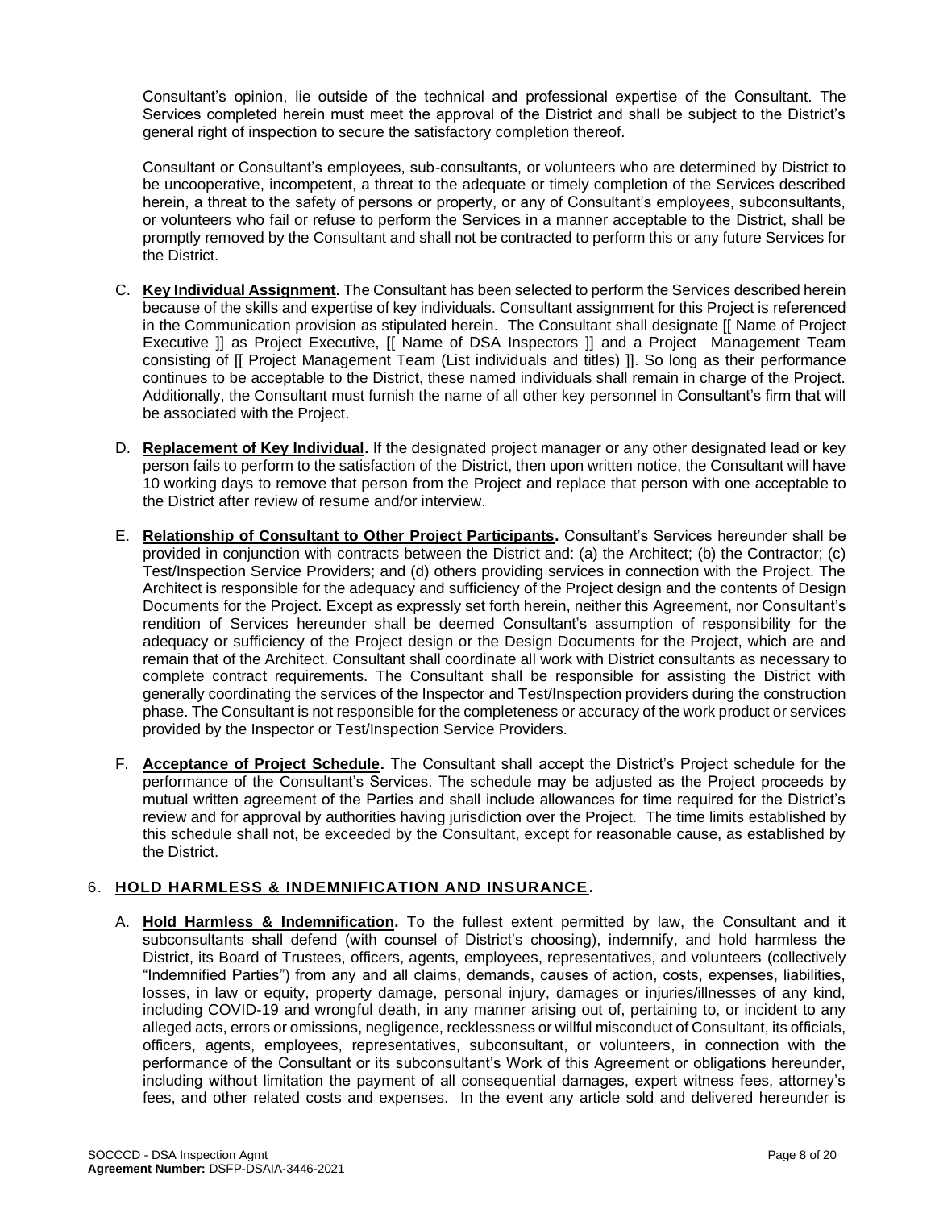Consultant's opinion, lie outside of the technical and professional expertise of the Consultant. The Services completed herein must meet the approval of the District and shall be subject to the District's general right of inspection to secure the satisfactory completion thereof.

Consultant or Consultant's employees, sub-consultants, or volunteers who are determined by District to be uncooperative, incompetent, a threat to the adequate or timely completion of the Services described herein, a threat to the safety of persons or property, or any of Consultant's employees, subconsultants, or volunteers who fail or refuse to perform the Services in a manner acceptable to the District, shall be promptly removed by the Consultant and shall not be contracted to perform this or any future Services for the District.

C. **Key Individual Assignment.** The Consultant has been selected to perform the Services described herein because of the skills and expertise of key individuals. Consultant assignment for this Project is referenced in the Communication provision as stipulated herein. The Consultant shall designate [[ Name of Project Executive ]] as Project Executive, [[ Name of DSA Inspectors ]] and a Project Management Team consisting of [[ Project Management Team (List individuals and titles) ]]. So long as their performance continues to be acceptable to the District, these named individuals shall remain in charge of the Project. Additionally, the Consultant must furnish the name of all other key personnel in Consultant's firm that will be associated with the Project.

D. **Replacement of Key Individual.** If the designated project manager or any other designated lead or key person fails to perform to the satisfaction of the District, then upon written notice, the Consultant will have 10 working days to remove that person from the Project and replace that person with one acceptable to the District after review of resume and/or interview.

E. **Relationship of Consultant to Other Project Participants.** Consultant's Services hereunder shall be provided in conjunction with contracts between the District and: (a) the Architect; (b) the Contractor; (c) Test/Inspection Service Providers; and (d) others providing services in connection with the Project. The Architect is responsible for the adequacy and sufficiency of the Project design and the contents of Design Documents for the Project. Except as expressly set forth herein, neither this Agreement, nor Consultant's rendition of Services hereunder shall be deemed Consultant's assumption of responsibility for the adequacy or sufficiency of the Project design or the Design Documents for the Project, which are and remain that of the Architect. Consultant shall coordinate all work with District consultants as necessary to complete contract requirements. The Consultant shall be responsible for assisting the District with generally coordinating the services of the Inspector and Test/Inspection providers during the construction phase. The Consultant is not responsible for the completeness or accuracy of the work product or services provided by the Inspector or Test/Inspection Service Providers.

F. **Acceptance of Project Schedule.** The Consultant shall accept the District's Project schedule for the performance of the Consultant's Services. The schedule may be adjusted as the Project proceeds by mutual written agreement of the Parties and shall include allowances for time required for the District's review and for approval by authorities having jurisdiction over the Project. The time limits established by this schedule shall not, be exceeded by the Consultant, except for reasonable cause, as established by the District.

## 6. HOLD HARMLESS & INDEMNIFICATION AND INSURANCE.

A. **Hold Harmless & Indemnification.** To the fullest extent permitted by law, the Consultant and it subconsultants shall defend (with counsel of District's choosing), indemnify, and hold harmless the District, its Board of Trustees, officers, agents, employees, representatives, and volunteers (collectively "Indemnified Parties") from any and all claims, demands, causes of action, costs, expenses, liabilities, losses, in law or equity, property damage, personal injury, damages or injuries/illnesses of any kind, including COVID-19 and wrongful death, in any manner arising out of, pertaining to, or incident to any alleged acts, errors or omissions, negligence, recklessness or willful misconduct of Consultant, its officials, officers, agents, employees, representatives, subconsultant, or volunteers, in connection with the performance of the Consultant or its subconsultant's Work of this Agreement or obligations hereunder, including without limitation the payment of all consequential damages, expert witness fees, attorney's fees, and other related costs and expenses. In the event any article sold and delivered hereunder is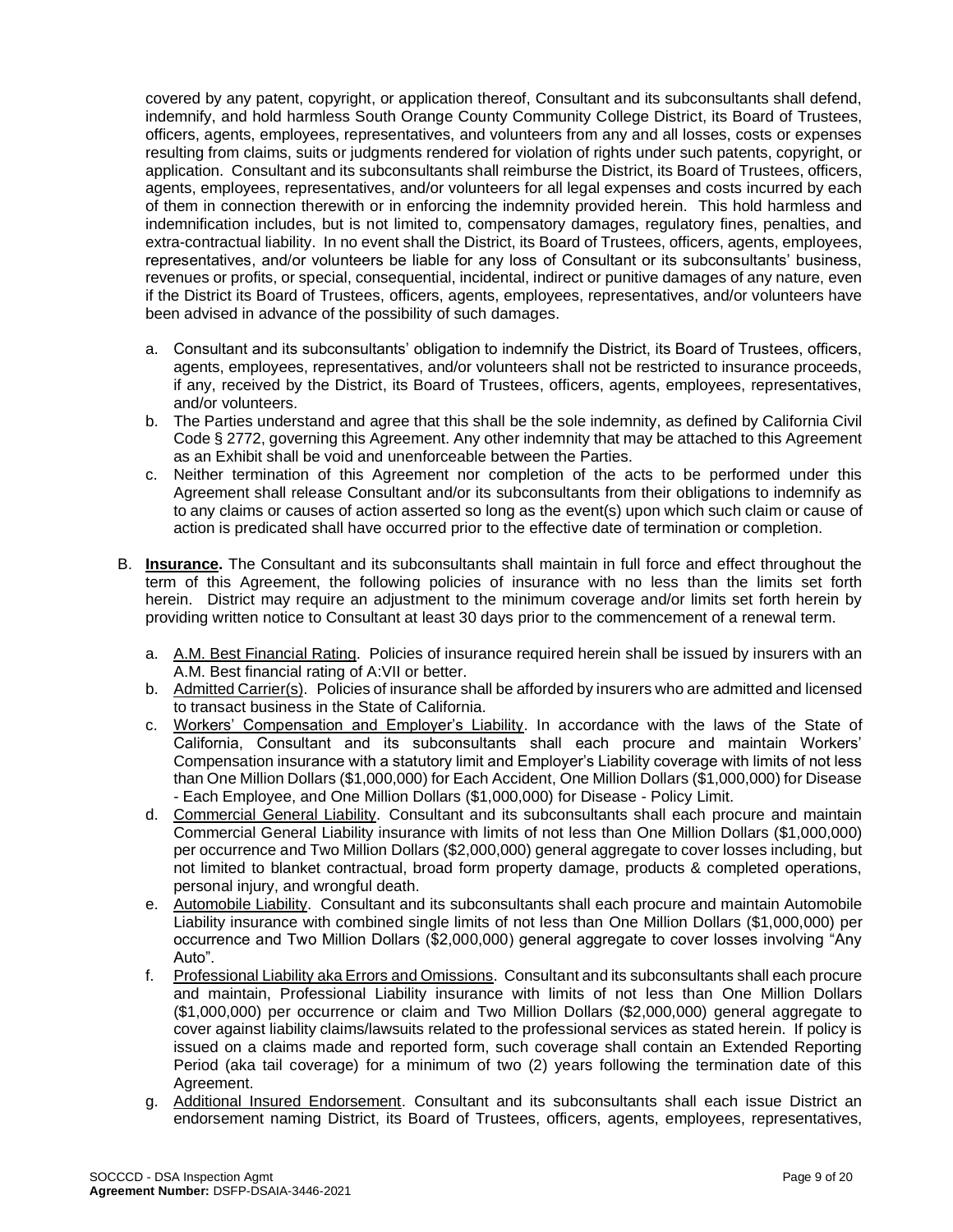covered by any patent, copyright, or application thereof, Consultant and its subconsultants shall defend, indemnify, and hold harmless South Orange County Community College District, its Board of Trustees, officers, agents, employees, representatives, and volunteers from any and all losses, costs or expenses resulting from claims, suits or judgments rendered for violation of rights under such patents, copyright, or application. Consultant and its subconsultants shall reimburse the District, its Board of Trustees, officers, agents, employees, representatives, and/or volunteers for all legal expenses and costs incurred by each of them in connection therewith or in enforcing the indemnity provided herein. This hold harmless and indemnification includes, but is not limited to, compensatory damages, regulatory fines, penalties, and extra-contractual liability. In no event shall the District, its Board of Trustees, officers, agents, employees, representatives, and/or volunteers be liable for any loss of Consultant or its subconsultants' business, revenues or profits, or special, consequential, incidental, indirect or punitive damages of any nature, even if the District its Board of Trustees, officers, agents, employees, representatives, and/or volunteers have been advised in advance of the possibility of such damages.

a. Consultant and its subconsultants' obligation to indemnify the District, its Board of Trustees, officers, agents, employees, representatives, and/or volunteers shall not be restricted to insurance proceeds, if any, received by the District, its Board of Trustees, officers, agents, employees, representatives, and/or volunteers.
b. The Parties understand and agree that this shall be the sole indemnity, as defined by California Civil Code § 2772, governing this Agreement. Any other indemnity that may be attached to this Agreement as an Exhibit shall be void and unenforceable between the Parties.
c. Neither termination of this Agreement nor completion of the acts to be performed under this Agreement shall release Consultant and/or its subconsultants from their obligations to indemnify as to any claims or causes of action asserted so long as the event(s) upon which such claim or cause of action is predicated shall have occurred prior to the effective date of termination or completion.

B. **Insurance.** The Consultant and its subconsultants shall maintain in full force and effect throughout the term of this Agreement, the following policies of insurance with no less than the limits set forth herein. District may require an adjustment to the minimum coverage and/or limits set forth herein by providing written notice to Consultant at least 30 days prior to the commencement of a renewal term.

a. A.M. Best Financial Rating. Policies of insurance required herein shall be issued by insurers with an A.M. Best financial rating of A:VII or better.
b. Admitted Carrier(s). Policies of insurance shall be afforded by insurers who are admitted and licensed to transact business in the State of California.
c. Workers' Compensation and Employer's Liability. In accordance with the laws of the State of California, Consultant and its subconsultants shall each procure and maintain Workers' Compensation insurance with a statutory limit and Employer's Liability coverage with limits of not less than One Million Dollars ($1,000,000) for Each Accident, One Million Dollars ($1,000,000) for Disease - Each Employee, and One Million Dollars ($1,000,000) for Disease - Policy Limit.
d. Commercial General Liability. Consultant and its subconsultants shall each procure and maintain Commercial General Liability insurance with limits of not less than One Million Dollars ($1,000,000) per occurrence and Two Million Dollars ($2,000,000) general aggregate to cover losses including, but not limited to blanket contractual, broad form property damage, products & completed operations, personal injury, and wrongful death.
e. Automobile Liability. Consultant and its subconsultants shall each procure and maintain Automobile Liability insurance with combined single limits of not less than One Million Dollars ($1,000,000) per occurrence and Two Million Dollars ($2,000,000) general aggregate to cover losses involving "Any Auto".
f. Professional Liability aka Errors and Omissions. Consultant and its subconsultants shall each procure and maintain, Professional Liability insurance with limits of not less than One Million Dollars ($1,000,000) per occurrence or claim and Two Million Dollars ($2,000,000) general aggregate to cover against liability claims/lawsuits related to the professional services as stated herein. If policy is issued on a claims made and reported form, such coverage shall contain an Extended Reporting Period (aka tail coverage) for a minimum of two (2) years following the termination date of this Agreement.
g. Additional Insured Endorsement. Consultant and its subconsultants shall each issue District an endorsement naming District, its Board of Trustees, officers, agents, employees, representatives,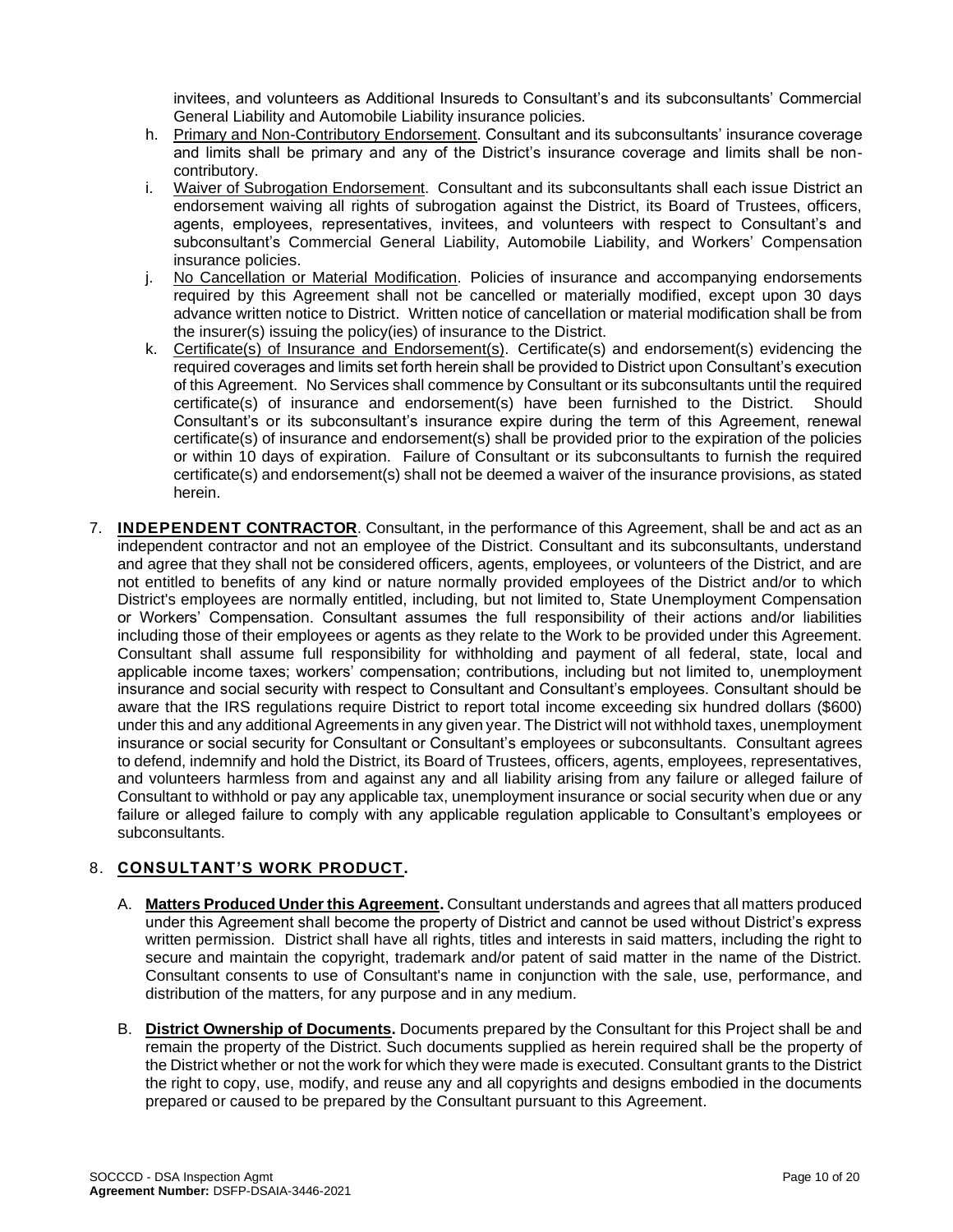invitees, and volunteers as Additional Insureds to Consultant's and its subconsultants' Commercial General Liability and Automobile Liability insurance policies.

h. Primary and Non-Contributory Endorsement. Consultant and its subconsultants' insurance coverage and limits shall be primary and any of the District's insurance coverage and limits shall be non-contributory.

i. Waiver of Subrogation Endorsement. Consultant and its subconsultants shall each issue District an endorsement waiving all rights of subrogation against the District, its Board of Trustees, officers, agents, employees, representatives, invitees, and volunteers with respect to Consultant's and subconsultant's Commercial General Liability, Automobile Liability, and Workers' Compensation insurance policies.

j. No Cancellation or Material Modification. Policies of insurance and accompanying endorsements required by this Agreement shall not be cancelled or materially modified, except upon 30 days advance written notice to District. Written notice of cancellation or material modification shall be from the insurer(s) issuing the policy(ies) of insurance to the District.

k. Certificate(s) of Insurance and Endorsement(s). Certificate(s) and endorsement(s) evidencing the required coverages and limits set forth herein shall be provided to District upon Consultant's execution of this Agreement. No Services shall commence by Consultant or its subconsultants until the required certificate(s) of insurance and endorsement(s) have been furnished to the District. Should Consultant's or its subconsultant's insurance expire during the term of this Agreement, renewal certificate(s) of insurance and endorsement(s) shall be provided prior to the expiration of the policies or within 10 days of expiration. Failure of Consultant or its subconsultants to furnish the required certificate(s) and endorsement(s) shall not be deemed a waiver of the insurance provisions, as stated herein.

7. **INDEPENDENT CONTRACTOR**. Consultant, in the performance of this Agreement, shall be and act as an independent contractor and not an employee of the District. Consultant and its subconsultants, understand and agree that they shall not be considered officers, agents, employees, or volunteers of the District, and are not entitled to benefits of any kind or nature normally provided employees of the District and/or to which District's employees are normally entitled, including, but not limited to, State Unemployment Compensation or Workers' Compensation. Consultant assumes the full responsibility of their actions and/or liabilities including those of their employees or agents as they relate to the Work to be provided under this Agreement. Consultant shall assume full responsibility for withholding and payment of all federal, state, local and applicable income taxes; workers' compensation; contributions, including but not limited to, unemployment insurance and social security with respect to Consultant and Consultant's employees. Consultant should be aware that the IRS regulations require District to report total income exceeding six hundred dollars ($600) under this and any additional Agreements in any given year. The District will not withhold taxes, unemployment insurance or social security for Consultant or Consultant's employees or subconsultants. Consultant agrees to defend, indemnify and hold the District, its Board of Trustees, officers, agents, employees, representatives, and volunteers harmless from and against any and all liability arising from any failure or alleged failure of Consultant to withhold or pay any applicable tax, unemployment insurance or social security when due or any failure or alleged failure to comply with any applicable regulation applicable to Consultant's employees or subconsultants.

8. **CONSULTANT'S WORK PRODUCT.**

   A. **Matters Produced Under this Agreement.** Consultant understands and agrees that all matters produced under this Agreement shall become the property of District and cannot be used without District's express written permission. District shall have all rights, titles and interests in said matters, including the right to secure and maintain the copyright, trademark and/or patent of said matter in the name of the District. Consultant consents to use of Consultant's name in conjunction with the sale, use, performance, and distribution of the matters, for any purpose and in any medium.

   B. **District Ownership of Documents.** Documents prepared by the Consultant for this Project shall be and remain the property of the District. Such documents supplied as herein required shall be the property of the District whether or not the work for which they were made is executed. Consultant grants to the District the right to copy, use, modify, and reuse any and all copyrights and designs embodied in the documents prepared or caused to be prepared by the Consultant pursuant to this Agreement.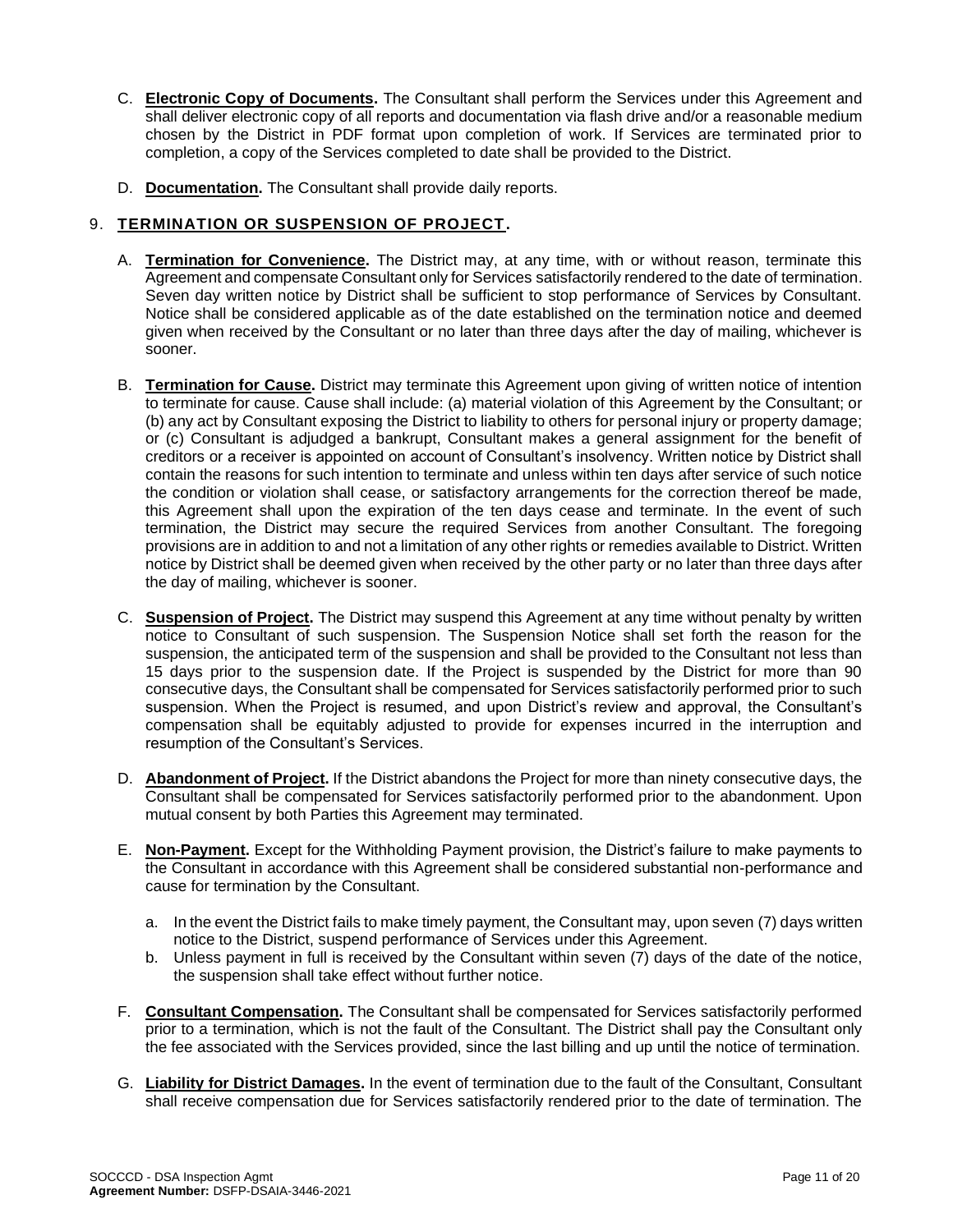C. **Electronic Copy of Documents.** The Consultant shall perform the Services under this Agreement and shall deliver electronic copy of all reports and documentation via flash drive and/or a reasonable medium chosen by the District in PDF format upon completion of work. If Services are terminated prior to completion, a copy of the Services completed to date shall be provided to the District.

D. **Documentation.** The Consultant shall provide daily reports.

## 9. TERMINATION OR SUSPENSION OF PROJECT.

A. **Termination for Convenience.** The District may, at any time, with or without reason, terminate this Agreement and compensate Consultant only for Services satisfactorily rendered to the date of termination. Seven day written notice by District shall be sufficient to stop performance of Services by Consultant. Notice shall be considered applicable as of the date established on the termination notice and deemed given when received by the Consultant or no later than three days after the day of mailing, whichever is sooner.

B. **Termination for Cause.** District may terminate this Agreement upon giving of written notice of intention to terminate for cause. Cause shall include: (a) material violation of this Agreement by the Consultant; or (b) any act by Consultant exposing the District to liability to others for personal injury or property damage; or (c) Consultant is adjudged a bankrupt, Consultant makes a general assignment for the benefit of creditors or a receiver is appointed on account of Consultant's insolvency. Written notice by District shall contain the reasons for such intention to terminate and unless within ten days after service of such notice the condition or violation shall cease, or satisfactory arrangements for the correction thereof be made, this Agreement shall upon the expiration of the ten days cease and terminate. In the event of such termination, the District may secure the required Services from another Consultant. The foregoing provisions are in addition to and not a limitation of any other rights or remedies available to District. Written notice by District shall be deemed given when received by the other party or no later than three days after the day of mailing, whichever is sooner.

C. **Suspension of Project.** The District may suspend this Agreement at any time without penalty by written notice to Consultant of such suspension. The Suspension Notice shall set forth the reason for the suspension, the anticipated term of the suspension and shall be provided to the Consultant not less than 15 days prior to the suspension date. If the Project is suspended by the District for more than 90 consecutive days, the Consultant shall be compensated for Services satisfactorily performed prior to such suspension. When the Project is resumed, and upon District's review and approval, the Consultant's compensation shall be equitably adjusted to provide for expenses incurred in the interruption and resumption of the Consultant's Services.

D. **Abandonment of Project.** If the District abandons the Project for more than ninety consecutive days, the Consultant shall be compensated for Services satisfactorily performed prior to the abandonment. Upon mutual consent by both Parties this Agreement may terminated.

E. **Non-Payment.** Except for the Withholding Payment provision, the District's failure to make payments to the Consultant in accordance with this Agreement shall be considered substantial non-performance and cause for termination by the Consultant.

   a. In the event the District fails to make timely payment, the Consultant may, upon seven (7) days written notice to the District, suspend performance of Services under this Agreement.
   b. Unless payment in full is received by the Consultant within seven (7) days of the date of the notice, the suspension shall take effect without further notice.

F. **Consultant Compensation.** The Consultant shall be compensated for Services satisfactorily performed prior to a termination, which is not the fault of the Consultant. The District shall pay the Consultant only the fee associated with the Services provided, since the last billing and up until the notice of termination.

G. **Liability for District Damages.** In the event of termination due to the fault of the Consultant, Consultant shall receive compensation due for Services satisfactorily rendered prior to the date of termination. The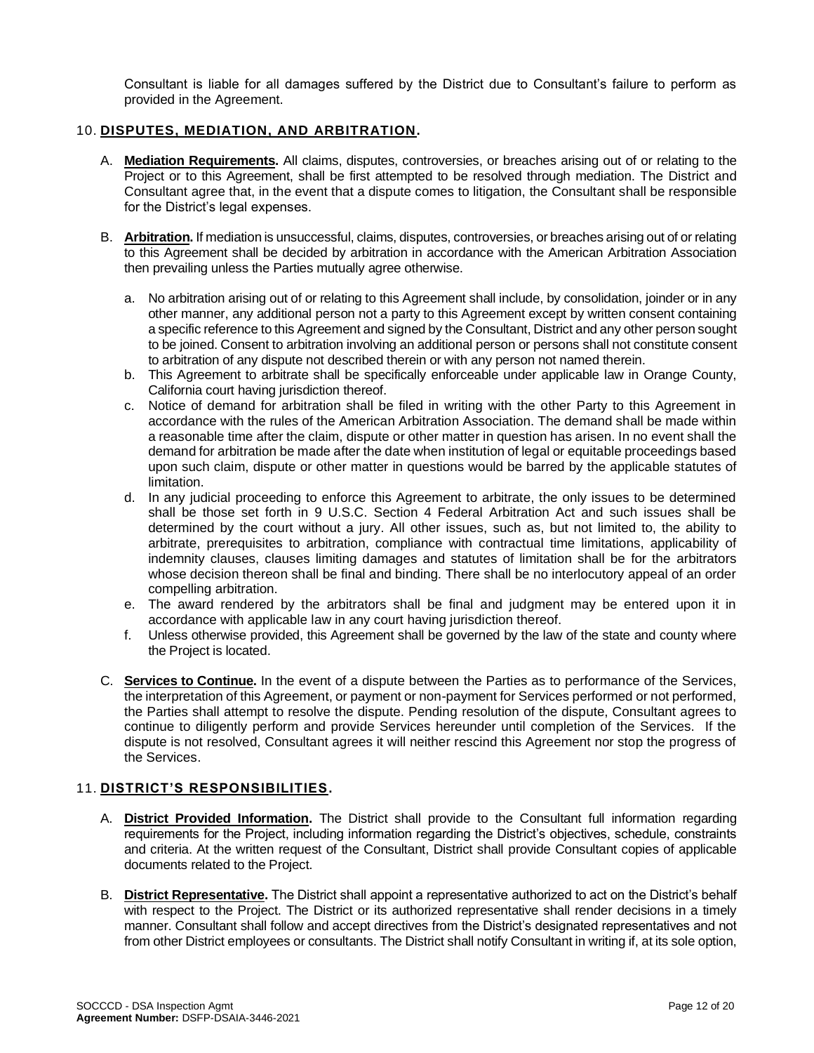Consultant is liable for all damages suffered by the District due to Consultant's failure to perform as provided in the Agreement.

## 10. **DISPUTES, MEDIATION, AND ARBITRATION.**

A. **Mediation Requirements.** All claims, disputes, controversies, or breaches arising out of or relating to the Project or to this Agreement, shall be first attempted to be resolved through mediation. The District and Consultant agree that, in the event that a dispute comes to litigation, the Consultant shall be responsible for the District's legal expenses.

B. **Arbitration.** If mediation is unsuccessful, claims, disputes, controversies, or breaches arising out of or relating to this Agreement shall be decided by arbitration in accordance with the American Arbitration Association then prevailing unless the Parties mutually agree otherwise.

   a. No arbitration arising out of or relating to this Agreement shall include, by consolidation, joinder or in any other manner, any additional person not a party to this Agreement except by written consent containing a specific reference to this Agreement and signed by the Consultant, District and any other person sought to be joined. Consent to arbitration involving an additional person or persons shall not constitute consent to arbitration of any dispute not described therein or with any person not named therein.
   b. This Agreement to arbitrate shall be specifically enforceable under applicable law in Orange County, California court having jurisdiction thereof.
   c. Notice of demand for arbitration shall be filed in writing with the other Party to this Agreement in accordance with the rules of the American Arbitration Association. The demand shall be made within a reasonable time after the claim, dispute or other matter in question has arisen. In no event shall the demand for arbitration be made after the date when institution of legal or equitable proceedings based upon such claim, dispute or other matter in questions would be barred by the applicable statutes of limitation.
   d. In any judicial proceeding to enforce this Agreement to arbitrate, the only issues to be determined shall be those set forth in 9 U.S.C. Section 4 Federal Arbitration Act and such issues shall be determined by the court without a jury. All other issues, such as, but not limited to, the ability to arbitrate, prerequisites to arbitration, compliance with contractual time limitations, applicability of indemnity clauses, clauses limiting damages and statutes of limitation shall be for the arbitrators whose decision thereon shall be final and binding. There shall be no interlocutory appeal of an order compelling arbitration.
   e. The award rendered by the arbitrators shall be final and judgment may be entered upon it in accordance with applicable law in any court having jurisdiction thereof.
   f. Unless otherwise provided, this Agreement shall be governed by the law of the state and county where the Project is located.

C. **Services to Continue.** In the event of a dispute between the Parties as to performance of the Services, the interpretation of this Agreement, or payment or non-payment for Services performed or not performed, the Parties shall attempt to resolve the dispute. Pending resolution of the dispute, Consultant agrees to continue to diligently perform and provide Services hereunder until completion of the Services. If the dispute is not resolved, Consultant agrees it will neither rescind this Agreement nor stop the progress of the Services.

## 11. **DISTRICT'S RESPONSIBILITIES.**

A. **District Provided Information.** The District shall provide to the Consultant full information regarding requirements for the Project, including information regarding the District's objectives, schedule, constraints and criteria. At the written request of the Consultant, District shall provide Consultant copies of applicable documents related to the Project.

B. **District Representative.** The District shall appoint a representative authorized to act on the District's behalf with respect to the Project. The District or its authorized representative shall render decisions in a timely manner. Consultant shall follow and accept directives from the District's designated representatives and not from other District employees or consultants. The District shall notify Consultant in writing if, at its sole option,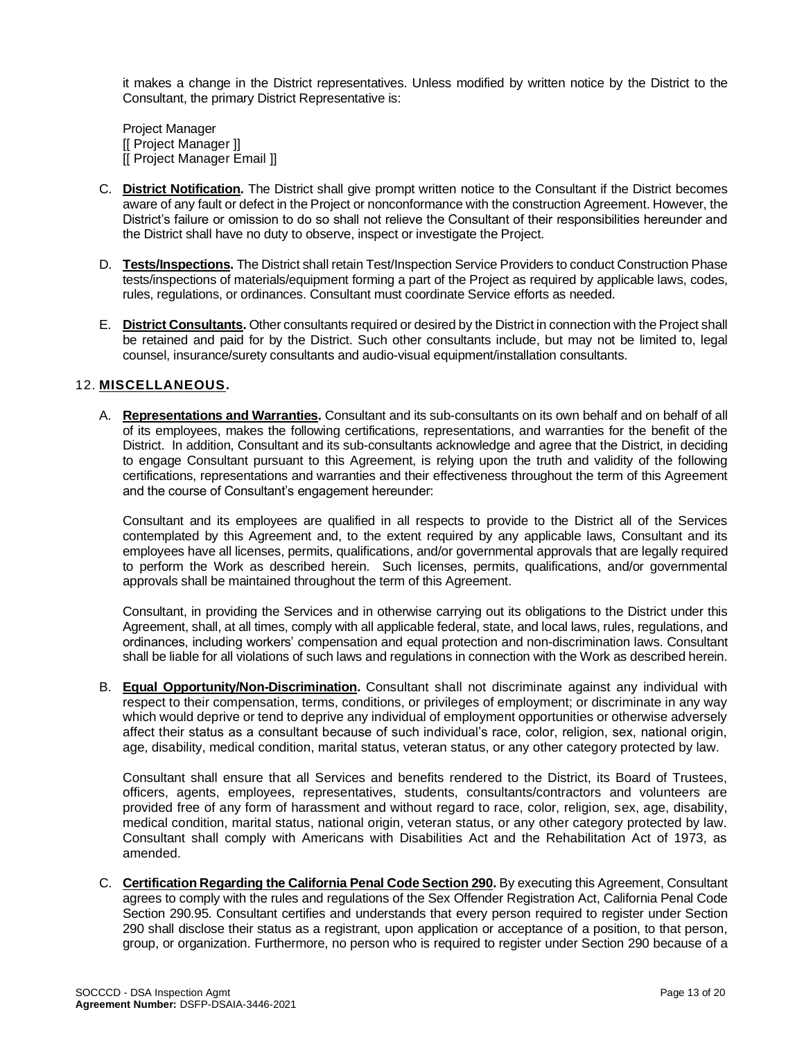it makes a change in the District representatives. Unless modified by written notice by the District to the Consultant, the primary District Representative is:

Project Manager
[[ Project Manager ]]
[[ Project Manager Email ]]

C. **District Notification.** The District shall give prompt written notice to the Consultant if the District becomes aware of any fault or defect in the Project or nonconformance with the construction Agreement. However, the District's failure or omission to do so shall not relieve the Consultant of their responsibilities hereunder and the District shall have no duty to observe, inspect or investigate the Project.

D. **Tests/Inspections.** The District shall retain Test/Inspection Service Providers to conduct Construction Phase tests/inspections of materials/equipment forming a part of the Project as required by applicable laws, codes, rules, regulations, or ordinances. Consultant must coordinate Service efforts as needed.

E. **District Consultants.** Other consultants required or desired by the District in connection with the Project shall be retained and paid for by the District. Such other consultants include, but may not be limited to, legal counsel, insurance/surety consultants and audio-visual equipment/installation consultants.

## 12. MISCELLANEOUS.

A. **Representations and Warranties.** Consultant and its sub-consultants on its own behalf and on behalf of all of its employees, makes the following certifications, representations, and warranties for the benefit of the District. In addition, Consultant and its sub-consultants acknowledge and agree that the District, in deciding to engage Consultant pursuant to this Agreement, is relying upon the truth and validity of the following certifications, representations and warranties and their effectiveness throughout the term of this Agreement and the course of Consultant's engagement hereunder:

Consultant and its employees are qualified in all respects to provide to the District all of the Services contemplated by this Agreement and, to the extent required by any applicable laws, Consultant and its employees have all licenses, permits, qualifications, and/or governmental approvals that are legally required to perform the Work as described herein. Such licenses, permits, qualifications, and/or governmental approvals shall be maintained throughout the term of this Agreement.

Consultant, in providing the Services and in otherwise carrying out its obligations to the District under this Agreement, shall, at all times, comply with all applicable federal, state, and local laws, rules, regulations, and ordinances, including workers' compensation and equal protection and non-discrimination laws. Consultant shall be liable for all violations of such laws and regulations in connection with the Work as described herein.

B. **Equal Opportunity/Non-Discrimination.** Consultant shall not discriminate against any individual with respect to their compensation, terms, conditions, or privileges of employment; or discriminate in any way which would deprive or tend to deprive any individual of employment opportunities or otherwise adversely affect their status as a consultant because of such individual's race, color, religion, sex, national origin, age, disability, medical condition, marital status, veteran status, or any other category protected by law.

Consultant shall ensure that all Services and benefits rendered to the District, its Board of Trustees, officers, agents, employees, representatives, students, consultants/contractors and volunteers are provided free of any form of harassment and without regard to race, color, religion, sex, age, disability, medical condition, marital status, national origin, veteran status, or any other category protected by law. Consultant shall comply with Americans with Disabilities Act and the Rehabilitation Act of 1973, as amended.

C. **Certification Regarding the California Penal Code Section 290.** By executing this Agreement, Consultant agrees to comply with the rules and regulations of the Sex Offender Registration Act, California Penal Code Section 290.95. Consultant certifies and understands that every person required to register under Section 290 shall disclose their status as a registrant, upon application or acceptance of a position, to that person, group, or organization. Furthermore, no person who is required to register under Section 290 because of a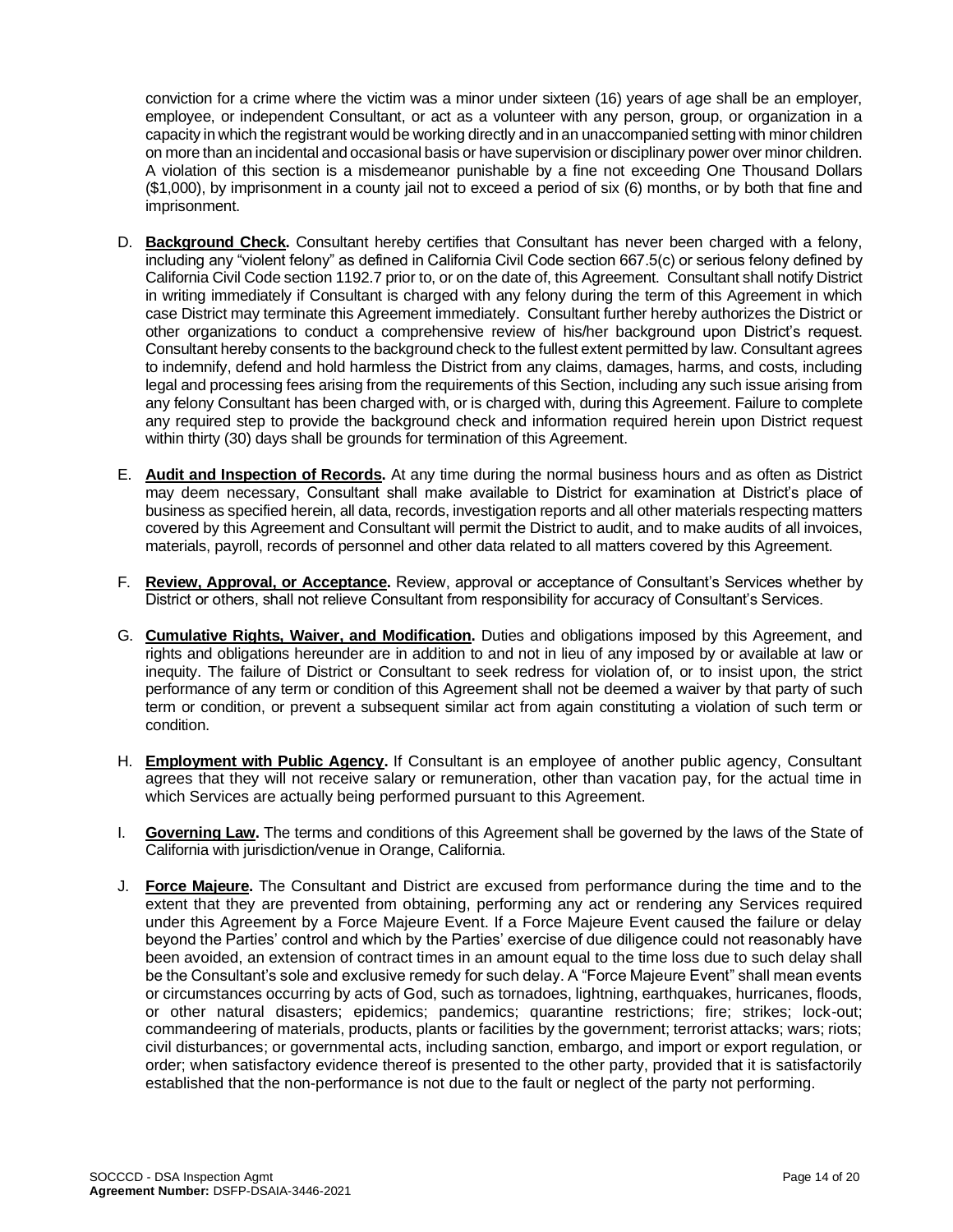conviction for a crime where the victim was a minor under sixteen (16) years of age shall be an employer, employee, or independent Consultant, or act as a volunteer with any person, group, or organization in a capacity in which the registrant would be working directly and in an unaccompanied setting with minor children on more than an incidental and occasional basis or have supervision or disciplinary power over minor children. A violation of this section is a misdemeanor punishable by a fine not exceeding One Thousand Dollars ($1,000), by imprisonment in a county jail not to exceed a period of six (6) months, or by both that fine and imprisonment.

D. **Background Check.** Consultant hereby certifies that Consultant has never been charged with a felony, including any "violent felony" as defined in California Civil Code section 667.5(c) or serious felony defined by California Civil Code section 1192.7 prior to, or on the date of, this Agreement. Consultant shall notify District in writing immediately if Consultant is charged with any felony during the term of this Agreement in which case District may terminate this Agreement immediately. Consultant further hereby authorizes the District or other organizations to conduct a comprehensive review of his/her background upon District's request. Consultant hereby consents to the background check to the fullest extent permitted by law. Consultant agrees to indemnify, defend and hold harmless the District from any claims, damages, harms, and costs, including legal and processing fees arising from the requirements of this Section, including any such issue arising from any felony Consultant has been charged with, or is charged with, during this Agreement. Failure to complete any required step to provide the background check and information required herein upon District request within thirty (30) days shall be grounds for termination of this Agreement.

E. **Audit and Inspection of Records.** At any time during the normal business hours and as often as District may deem necessary, Consultant shall make available to District for examination at District's place of business as specified herein, all data, records, investigation reports and all other materials respecting matters covered by this Agreement and Consultant will permit the District to audit, and to make audits of all invoices, materials, payroll, records of personnel and other data related to all matters covered by this Agreement.

F. **Review, Approval, or Acceptance.** Review, approval or acceptance of Consultant's Services whether by District or others, shall not relieve Consultant from responsibility for accuracy of Consultant's Services.

G. **Cumulative Rights, Waiver, and Modification.** Duties and obligations imposed by this Agreement, and rights and obligations hereunder are in addition to and not in lieu of any imposed by or available at law or inequity. The failure of District or Consultant to seek redress for violation of, or to insist upon, the strict performance of any term or condition of this Agreement shall not be deemed a waiver by that party of such term or condition, or prevent a subsequent similar act from again constituting a violation of such term or condition.

H. **Employment with Public Agency.** If Consultant is an employee of another public agency, Consultant agrees that they will not receive salary or remuneration, other than vacation pay, for the actual time in which Services are actually being performed pursuant to this Agreement.

I. **Governing Law.** The terms and conditions of this Agreement shall be governed by the laws of the State of California with jurisdiction/venue in Orange, California.

J. **Force Majeure.** The Consultant and District are excused from performance during the time and to the extent that they are prevented from obtaining, performing any act or rendering any Services required under this Agreement by a Force Majeure Event. If a Force Majeure Event caused the failure or delay beyond the Parties' control and which by the Parties' exercise of due diligence could not reasonably have been avoided, an extension of contract times in an amount equal to the time loss due to such delay shall be the Consultant's sole and exclusive remedy for such delay. A "Force Majeure Event" shall mean events or circumstances occurring by acts of God, such as tornadoes, lightning, earthquakes, hurricanes, floods, or other natural disasters; epidemics; pandemics; quarantine restrictions; fire; strikes; lock-out; commandeering of materials, products, plants or facilities by the government; terrorist attacks; wars; riots; civil disturbances; or governmental acts, including sanction, embargo, and import or export regulation, or order; when satisfactory evidence thereof is presented to the other party, provided that it is satisfactorily established that the non-performance is not due to the fault or neglect of the party not performing.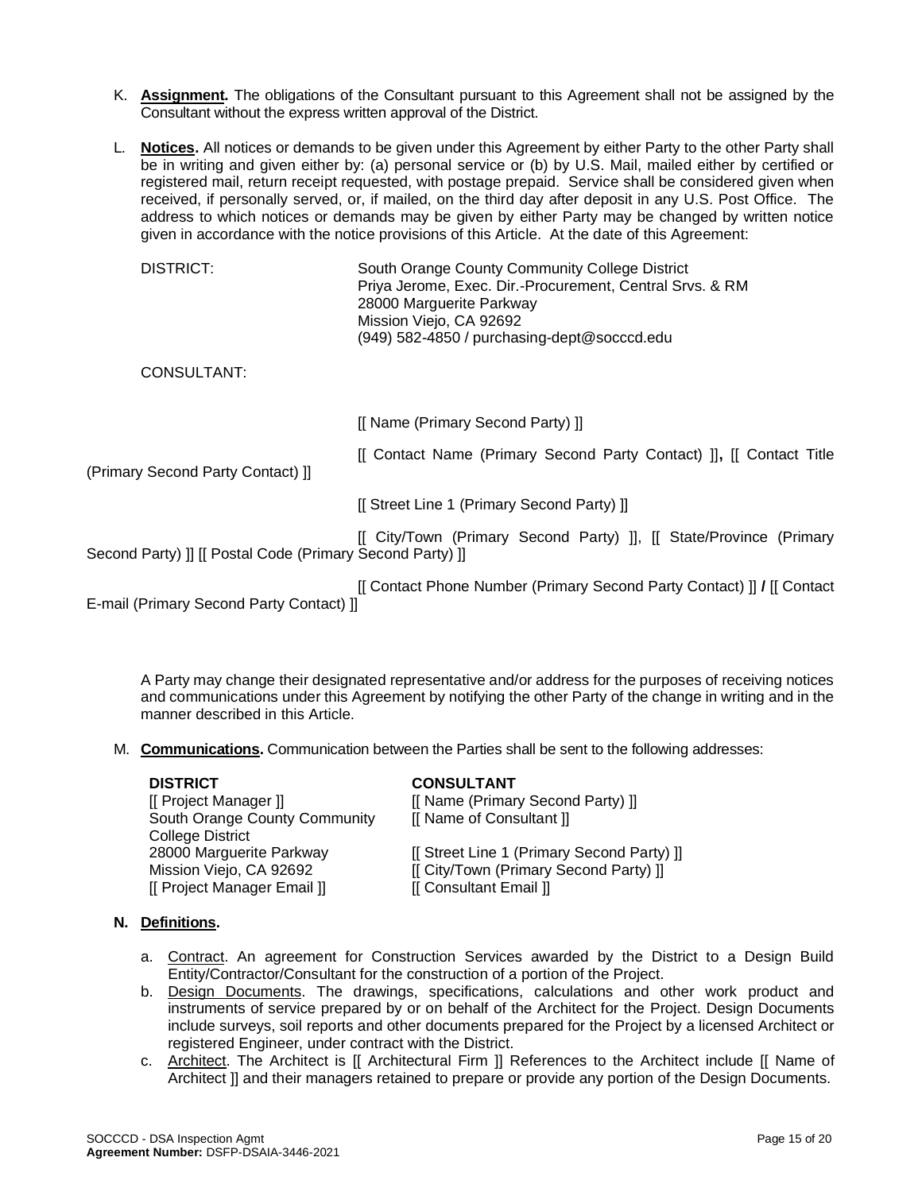K. **Assignment.** The obligations of the Consultant pursuant to this Agreement shall not be assigned by the Consultant without the express written approval of the District.

L. **Notices.** All notices or demands to be given under this Agreement by either Party to the other Party shall be in writing and given either by: (a) personal service or (b) by U.S. Mail, mailed either by certified or registered mail, return receipt requested, with postage prepaid. Service shall be considered given when received, if personally served, or, if mailed, on the third day after deposit in any U.S. Post Office. The address to which notices or demands may be given by either Party may be changed by written notice given in accordance with the notice provisions of this Article. At the date of this Agreement:

DISTRICT:

South Orange County Community College District
Priya Jerome, Exec. Dir.-Procurement, Central Srvs. & RM
28000 Marguerite Parkway
Mission Viejo, CA 92692
(949) 582-4850 / purchasing-dept@socccd.edu

CONSULTANT:

[[ Name (Primary Second Party) ]]

[[ Contact Name (Primary Second Party Contact) ]], [[ Contact Title (Primary Second Party Contact) ]]

[[ Street Line 1 (Primary Second Party) ]]

[[ City/Town (Primary Second Party) ]], [[ State/Province (Primary Second Party) ]] [[ Postal Code (Primary Second Party) ]]

[[ Contact Phone Number (Primary Second Party Contact) ]] **/** [[ Contact E-mail (Primary Second Party Contact) ]]

A Party may change their designated representative and/or address for the purposes of receiving notices and communications under this Agreement by notifying the other Party of the change in writing and in the manner described in this Article.

M. **Communications.** Communication between the Parties shall be sent to the following addresses:

| **DISTRICT** | **CONSULTANT** |
|---|---|
| [[ Project Manager ]] | [[ Name (Primary Second Party) ]] |
| South Orange County Community College District | [[ Name of Consultant ]] |
| 28000 Marguerite Parkway | [[ Street Line 1 (Primary Second Party) ]] |
| Mission Viejo, CA 92692 | [[ City/Town (Primary Second Party) ]] |
| [[ Project Manager Email ]] | [[ Consultant Email ]] |

**N. Definitions.**

a. Contract. An agreement for Construction Services awarded by the District to a Design Build Entity/Contractor/Consultant for the construction of a portion of the Project.

b. Design Documents. The drawings, specifications, calculations and other work product and instruments of service prepared by or on behalf of the Architect for the Project. Design Documents include surveys, soil reports and other documents prepared for the Project by a licensed Architect or registered Engineer, under contract with the District.

c. Architect. The Architect is [[ Architectural Firm ]] References to the Architect include [[ Name of Architect ]] and their managers retained to prepare or provide any portion of the Design Documents.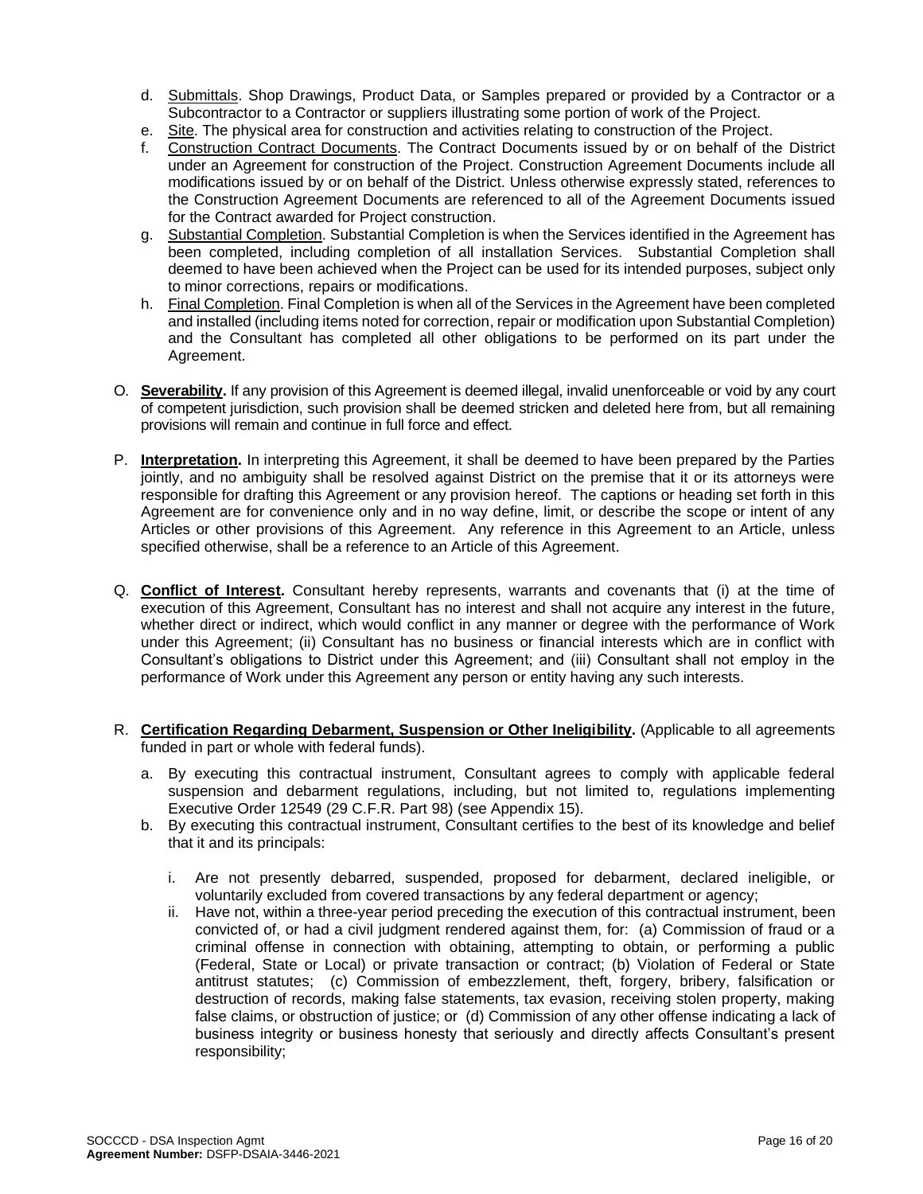d. Submittals. Shop Drawings, Product Data, or Samples prepared or provided by a Contractor or a Subcontractor to a Contractor or suppliers illustrating some portion of work of the Project.
e. Site. The physical area for construction and activities relating to construction of the Project.
f. Construction Contract Documents. The Contract Documents issued by or on behalf of the District under an Agreement for construction of the Project. Construction Agreement Documents include all modifications issued by or on behalf of the District. Unless otherwise expressly stated, references to the Construction Agreement Documents are referenced to all of the Agreement Documents issued for the Contract awarded for Project construction.
g. Substantial Completion. Substantial Completion is when the Services identified in the Agreement has been completed, including completion of all installation Services. Substantial Completion shall deemed to have been achieved when the Project can be used for its intended purposes, subject only to minor corrections, repairs or modifications.
h. Final Completion. Final Completion is when all of the Services in the Agreement have been completed and installed (including items noted for correction, repair or modification upon Substantial Completion) and the Consultant has completed all other obligations to be performed on its part under the Agreement.

O. **Severability.** If any provision of this Agreement is deemed illegal, invalid unenforceable or void by any court of competent jurisdiction, such provision shall be deemed stricken and deleted here from, but all remaining provisions will remain and continue in full force and effect.

P. **Interpretation.** In interpreting this Agreement, it shall be deemed to have been prepared by the Parties jointly, and no ambiguity shall be resolved against District on the premise that it or its attorneys were responsible for drafting this Agreement or any provision hereof. The captions or heading set forth in this Agreement are for convenience only and in no way define, limit, or describe the scope or intent of any Articles or other provisions of this Agreement. Any reference in this Agreement to an Article, unless specified otherwise, shall be a reference to an Article of this Agreement.

Q. **Conflict of Interest.** Consultant hereby represents, warrants and covenants that (i) at the time of execution of this Agreement, Consultant has no interest and shall not acquire any interest in the future, whether direct or indirect, which would conflict in any manner or degree with the performance of Work under this Agreement; (ii) Consultant has no business or financial interests which are in conflict with Consultant's obligations to District under this Agreement; and (iii) Consultant shall not employ in the performance of Work under this Agreement any person or entity having any such interests.

R. **Certification Regarding Debarment, Suspension or Other Ineligibility.** (Applicable to all agreements funded in part or whole with federal funds).

a. By executing this contractual instrument, Consultant agrees to comply with applicable federal suspension and debarment regulations, including, but not limited to, regulations implementing Executive Order 12549 (29 C.F.R. Part 98) (see Appendix 15).
b. By executing this contractual instrument, Consultant certifies to the best of its knowledge and belief that it and its principals:

   i. Are not presently debarred, suspended, proposed for debarment, declared ineligible, or voluntarily excluded from covered transactions by any federal department or agency;
   ii. Have not, within a three-year period preceding the execution of this contractual instrument, been convicted of, or had a civil judgment rendered against them, for: (a) Commission of fraud or a criminal offense in connection with obtaining, attempting to obtain, or performing a public (Federal, State or Local) or private transaction or contract; (b) Violation of Federal or State antitrust statutes; (c) Commission of embezzlement, theft, forgery, bribery, falsification or destruction of records, making false statements, tax evasion, receiving stolen property, making false claims, or obstruction of justice; or (d) Commission of any other offense indicating a lack of business integrity or business honesty that seriously and directly affects Consultant's present responsibility;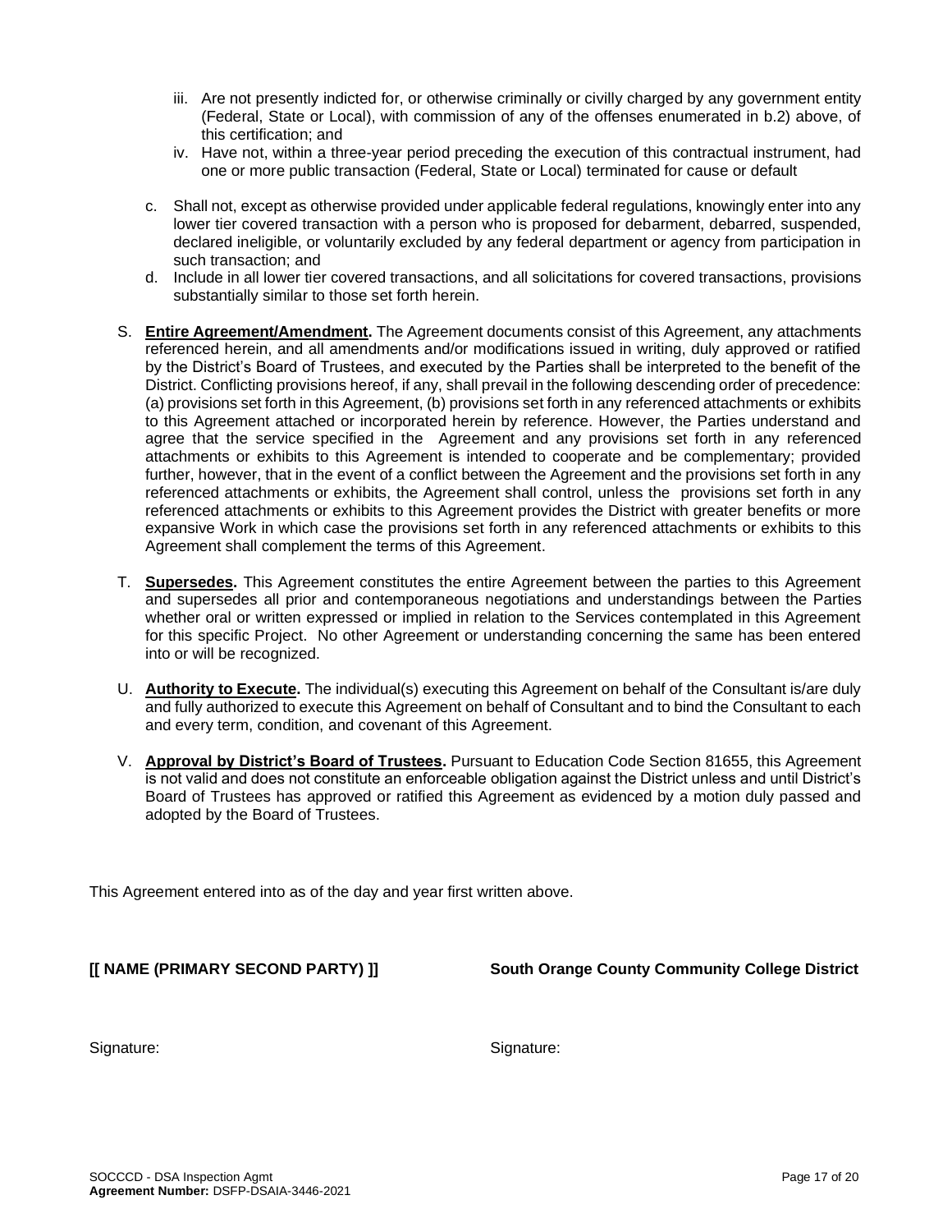iii. Are not presently indicted for, or otherwise criminally or civilly charged by any government entity (Federal, State or Local), with commission of any of the offenses enumerated in b.2) above, of this certification; and
   iv. Have not, within a three-year period preceding the execution of this contractual instrument, had one or more public transaction (Federal, State or Local) terminated for cause or default

c. Shall not, except as otherwise provided under applicable federal regulations, knowingly enter into any lower tier covered transaction with a person who is proposed for debarment, debarred, suspended, declared ineligible, or voluntarily excluded by any federal department or agency from participation in such transaction; and
d. Include in all lower tier covered transactions, and all solicitations for covered transactions, provisions substantially similar to those set forth herein.

S. **Entire Agreement/Amendment.** The Agreement documents consist of this Agreement, any attachments referenced herein, and all amendments and/or modifications issued in writing, duly approved or ratified by the District's Board of Trustees, and executed by the Parties shall be interpreted to the benefit of the District. Conflicting provisions hereof, if any, shall prevail in the following descending order of precedence: (a) provisions set forth in this Agreement, (b) provisions set forth in any referenced attachments or exhibits to this Agreement attached or incorporated herein by reference. However, the Parties understand and agree that the service specified in the Agreement and any provisions set forth in any referenced attachments or exhibits to this Agreement is intended to cooperate and be complementary; provided further, however, that in the event of a conflict between the Agreement and the provisions set forth in any referenced attachments or exhibits, the Agreement shall control, unless the provisions set forth in any referenced attachments or exhibits to this Agreement provides the District with greater benefits or more expansive Work in which case the provisions set forth in any referenced attachments or exhibits to this Agreement shall complement the terms of this Agreement.

T. **Supersedes.** This Agreement constitutes the entire Agreement between the parties to this Agreement and supersedes all prior and contemporaneous negotiations and understandings between the Parties whether oral or written expressed or implied in relation to the Services contemplated in this Agreement for this specific Project. No other Agreement or understanding concerning the same has been entered into or will be recognized.

U. **Authority to Execute.** The individual(s) executing this Agreement on behalf of the Consultant is/are duly and fully authorized to execute this Agreement on behalf of Consultant and to bind the Consultant to each and every term, condition, and covenant of this Agreement.

V. **Approval by District's Board of Trustees.** Pursuant to Education Code Section 81655, this Agreement is not valid and does not constitute an enforceable obligation against the District unless and until District's Board of Trustees has approved or ratified this Agreement as evidenced by a motion duly passed and adopted by the Board of Trustees.

This Agreement entered into as of the day and year first written above.

| **[[ NAME (PRIMARY SECOND PARTY) ]]** | **South Orange County Community College District** |
| --- | --- |
| Signature: | Signature: |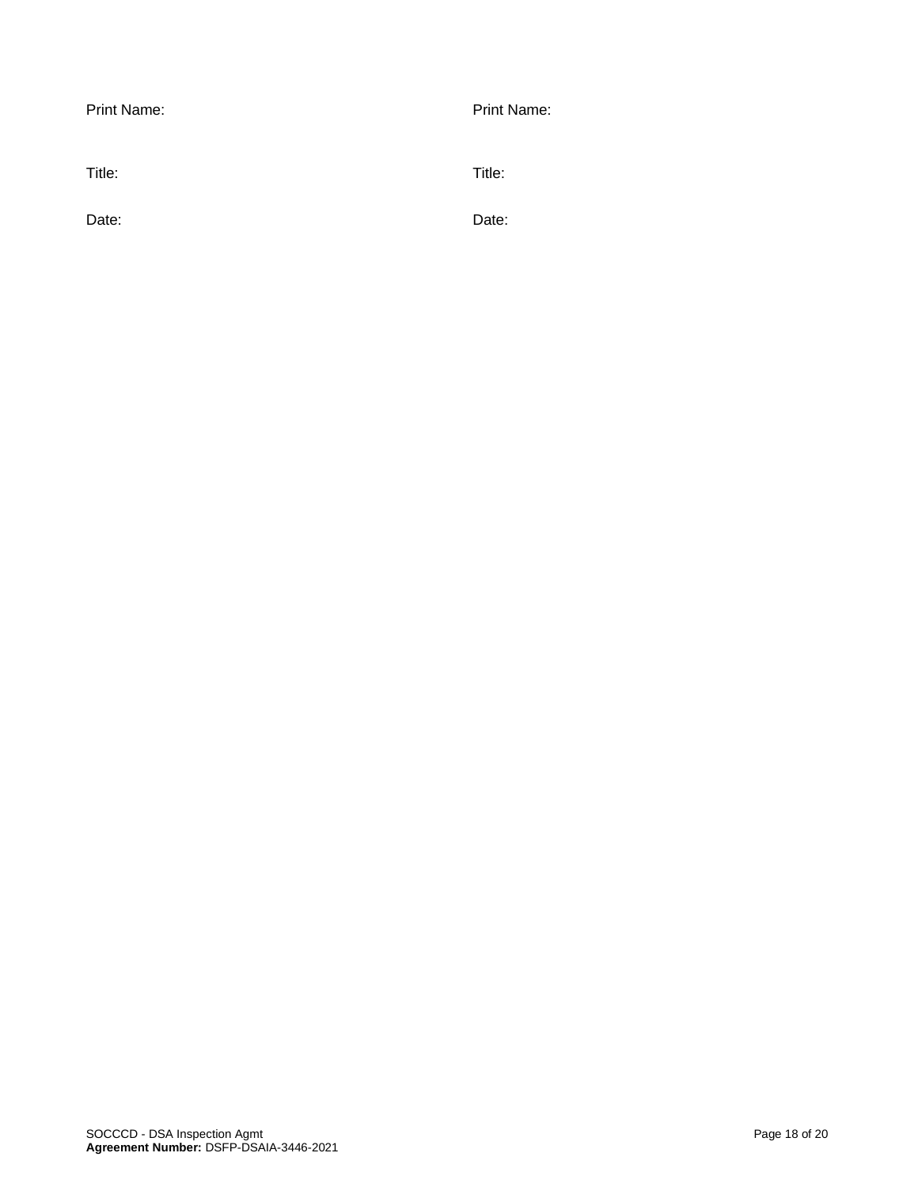| Print Name: | Print Name: |
| --- | --- |
| Title: | Title: |
| Date: | Date: |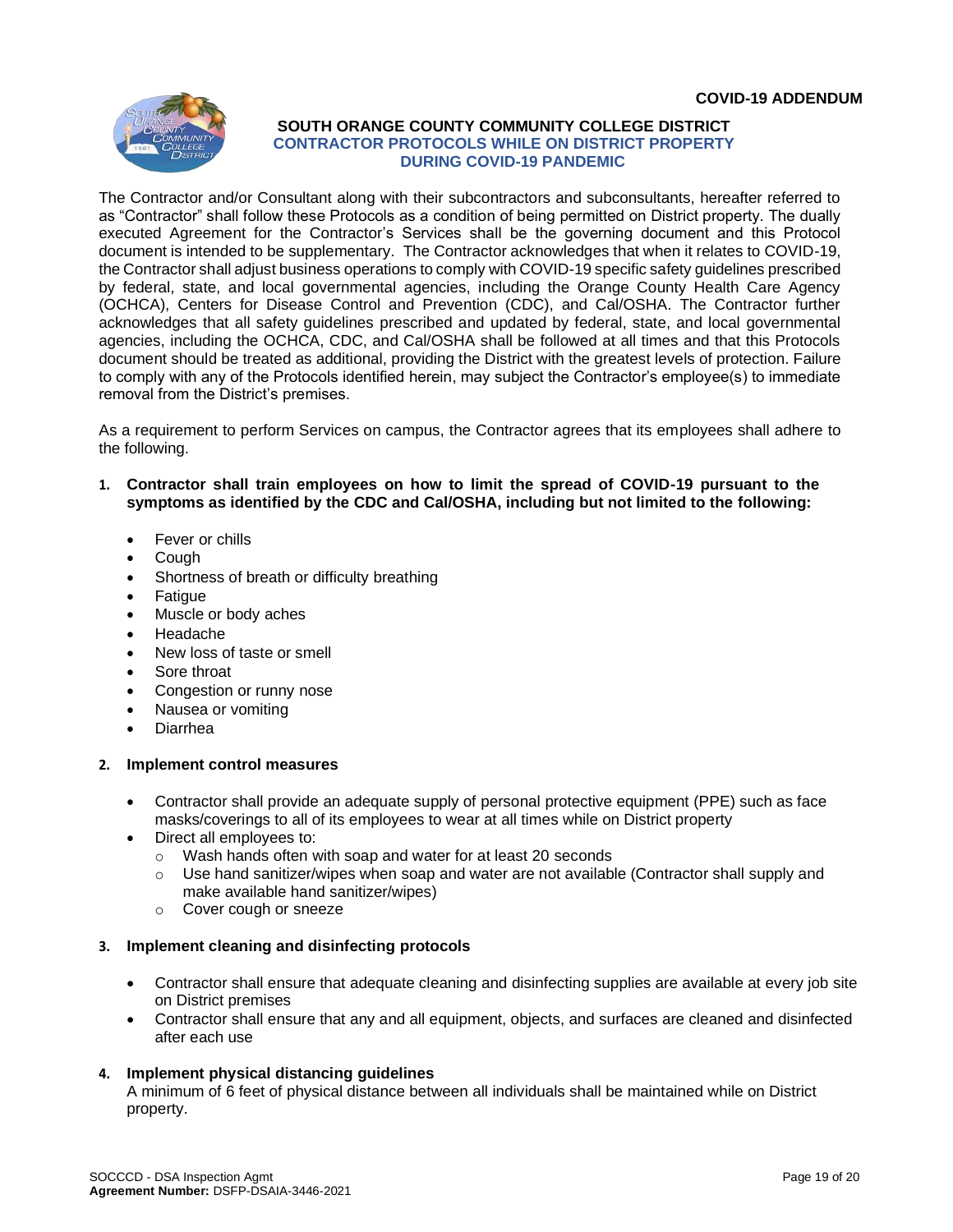**COVID-19 ADDENDUM**

## SOUTH ORANGE COUNTY COMMUNITY COLLEGE DISTRICT
## CONTRACTOR PROTOCOLS WHILE ON DISTRICT PROPERTY DURING COVID-19 PANDEMIC

The Contractor and/or Consultant along with their subcontractors and subconsultants, hereafter referred to as "Contractor" shall follow these Protocols as a condition of being permitted on District property. The dually executed Agreement for the Contractor's Services shall be the governing document and this Protocol document is intended to be supplementary. The Contractor acknowledges that when it relates to COVID-19, the Contractor shall adjust business operations to comply with COVID-19 specific safety guidelines prescribed by federal, state, and local governmental agencies, including the Orange County Health Care Agency (OCHCA), Centers for Disease Control and Prevention (CDC), and Cal/OSHA. The Contractor further acknowledges that all safety guidelines prescribed and updated by federal, state, and local governmental agencies, including the OCHCA, CDC, and Cal/OSHA shall be followed at all times and that this Protocols document should be treated as additional, providing the District with the greatest levels of protection. Failure to comply with any of the Protocols identified herein, may subject the Contractor's employee(s) to immediate removal from the District's premises.

As a requirement to perform Services on campus, the Contractor agrees that its employees shall adhere to the following.

1. **Contractor shall train employees on how to limit the spread of COVID-19 pursuant to the symptoms as identified by the CDC and Cal/OSHA, including but not limited to the following:**
   - Fever or chills
   - Cough
   - Shortness of breath or difficulty breathing
   - Fatigue
   - Muscle or body aches
   - Headache
   - New loss of taste or smell
   - Sore throat
   - Congestion or runny nose
   - Nausea or vomiting
   - Diarrhea

2. **Implement control measures**
   - Contractor shall provide an adequate supply of personal protective equipment (PPE) such as face masks/coverings to all of its employees to wear at all times while on District property
   - Direct all employees to:
     - Wash hands often with soap and water for at least 20 seconds
     - Use hand sanitizer/wipes when soap and water are not available (Contractor shall supply and make available hand sanitizer/wipes)
     - Cover cough or sneeze

3. **Implement cleaning and disinfecting protocols**
   - Contractor shall ensure that adequate cleaning and disinfecting supplies are available at every job site on District premises
   - Contractor shall ensure that any and all equipment, objects, and surfaces are cleaned and disinfected after each use

4. **Implement physical distancing guidelines**
   A minimum of 6 feet of physical distance between all individuals shall be maintained while on District property.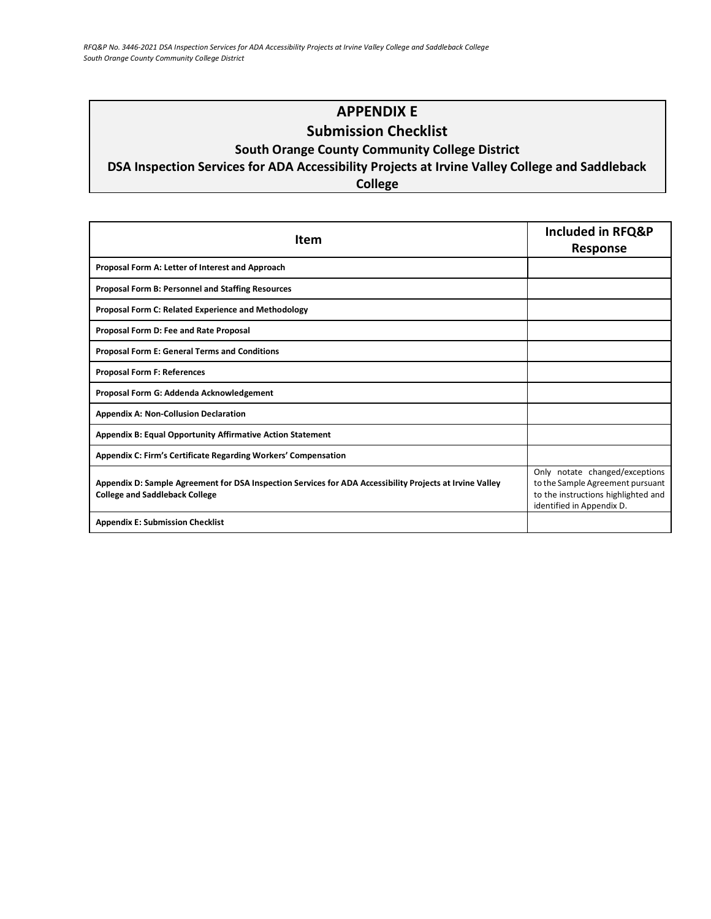# APPENDIX E

## Submission Checklist

### South Orange County Community College District

### DSA Inspection Services for ADA Accessibility Projects at Irvine Valley College and Saddleback College

| Item | Included in RFQ&P Response |
|---|---|
| **Proposal Form A: Letter of Interest and Approach** | |
| **Proposal Form B: Personnel and Staffing Resources** | |
| **Proposal Form C: Related Experience and Methodology** | |
| **Proposal Form D: Fee and Rate Proposal** | |
| **Proposal Form E: General Terms and Conditions** | |
| **Proposal Form F: References** | |
| **Proposal Form G: Addenda Acknowledgement** | |
| **Appendix A: Non-Collusion Declaration** | |
| **Appendix B: Equal Opportunity Affirmative Action Statement** | |
| **Appendix C: Firm's Certificate Regarding Workers' Compensation** | |
| **Appendix D: Sample Agreement for DSA Inspection Services for ADA Accessibility Projects at Irvine Valley College and Saddleback College** | Only notate changed/exceptions to the Sample Agreement pursuant to the instructions highlighted and identified in Appendix D. |
| **Appendix E: Submission Checklist** | |